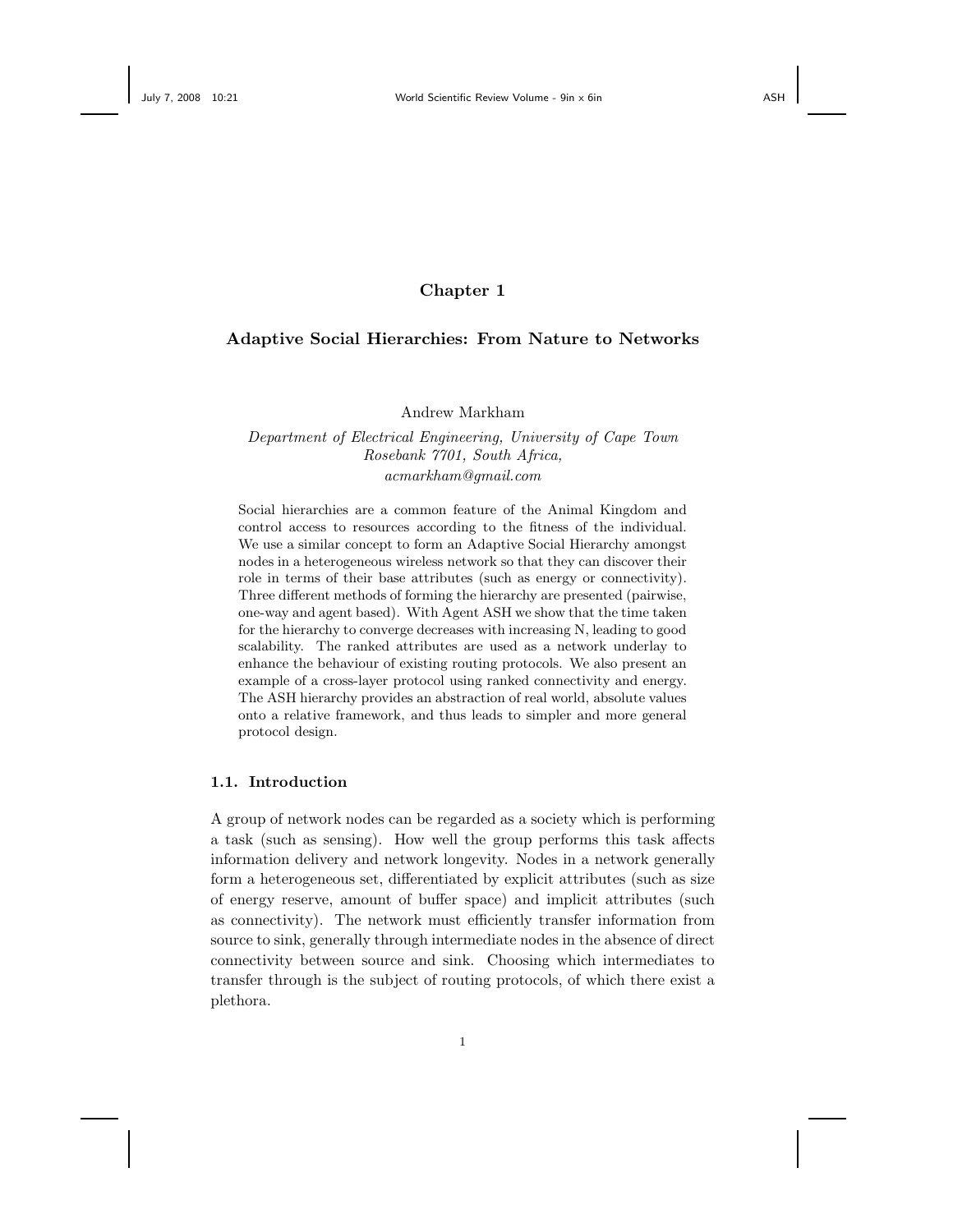# Chapter 1

## Adaptive Social Hierarchies: From Nature to Networks

Andrew Markham

*Department of Electrical Engineering, University of Cape Town*
*Rosebank 7701, South Africa,*
*acmarkham@gmail.com*

Social hierarchies are a common feature of the Animal Kingdom and control access to resources according to the fitness of the individual. We use a similar concept to form an Adaptive Social Hierarchy amongst nodes in a heterogeneous wireless network so that they can discover their role in terms of their base attributes (such as energy or connectivity). Three different methods of forming the hierarchy are presented (pairwise, one-way and agent based). With Agent ASH we show that the time taken for the hierarchy to converge decreases with increasing N, leading to good scalability. The ranked attributes are used as a network underlay to enhance the behaviour of existing routing protocols. We also present an example of a cross-layer protocol using ranked connectivity and energy. The ASH hierarchy provides an abstraction of real world, absolute values onto a relative framework, and thus leads to simpler and more general protocol design.

### 1.1. Introduction

A group of network nodes can be regarded as a society which is performing a task (such as sensing). How well the group performs this task affects information delivery and network longevity. Nodes in a network generally form a heterogeneous set, differentiated by explicit attributes (such as size of energy reserve, amount of buffer space) and implicit attributes (such as connectivity). The network must efficiently transfer information from source to sink, generally through intermediate nodes in the absence of direct connectivity between source and sink. Choosing which intermediates to transfer through is the subject of routing protocols, of which there exist a plethora.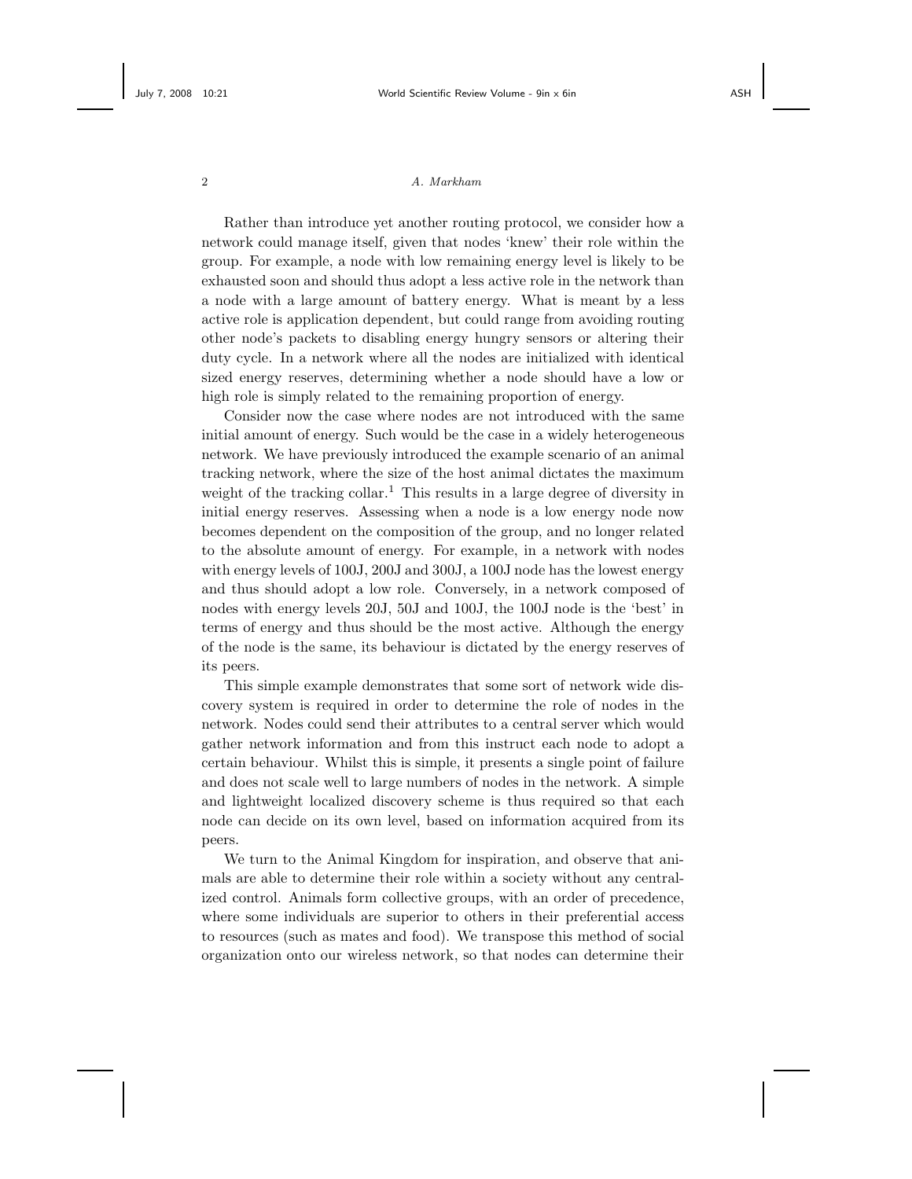Rather than introduce yet another routing protocol, we consider how a network could manage itself, given that nodes 'knew' their role within the group. For example, a node with low remaining energy level is likely to be exhausted soon and should thus adopt a less active role in the network than a node with a large amount of battery energy. What is meant by a less active role is application dependent, but could range from avoiding routing other node's packets to disabling energy hungry sensors or altering their duty cycle. In a network where all the nodes are initialized with identical sized energy reserves, determining whether a node should have a low or high role is simply related to the remaining proportion of energy.

Consider now the case where nodes are not introduced with the same initial amount of energy. Such would be the case in a widely heterogeneous network. We have previously introduced the example scenario of an animal tracking network, where the size of the host animal dictates the maximum weight of the tracking collar.[1] This results in a large degree of diversity in initial energy reserves. Assessing when a node is a low energy node now becomes dependent on the composition of the group, and no longer related to the absolute amount of energy. For example, in a network with nodes with energy levels of 100J, 200J and 300J, a 100J node has the lowest energy and thus should adopt a low role. Conversely, in a network composed of nodes with energy levels 20J, 50J and 100J, the 100J node is the 'best' in terms of energy and thus should be the most active. Although the energy of the node is the same, its behaviour is dictated by the energy reserves of its peers.

This simple example demonstrates that some sort of network wide discovery system is required in order to determine the role of nodes in the network. Nodes could send their attributes to a central server which would gather network information and from this instruct each node to adopt a certain behaviour. Whilst this is simple, it presents a single point of failure and does not scale well to large numbers of nodes in the network. A simple and lightweight localized discovery scheme is thus required so that each node can decide on its own level, based on information acquired from its peers.

We turn to the Animal Kingdom for inspiration, and observe that animals are able to determine their role within a society without any centralized control. Animals form collective groups, with an order of precedence, where some individuals are superior to others in their preferential access to resources (such as mates and food). We transpose this method of social organization onto our wireless network, so that nodes can determine their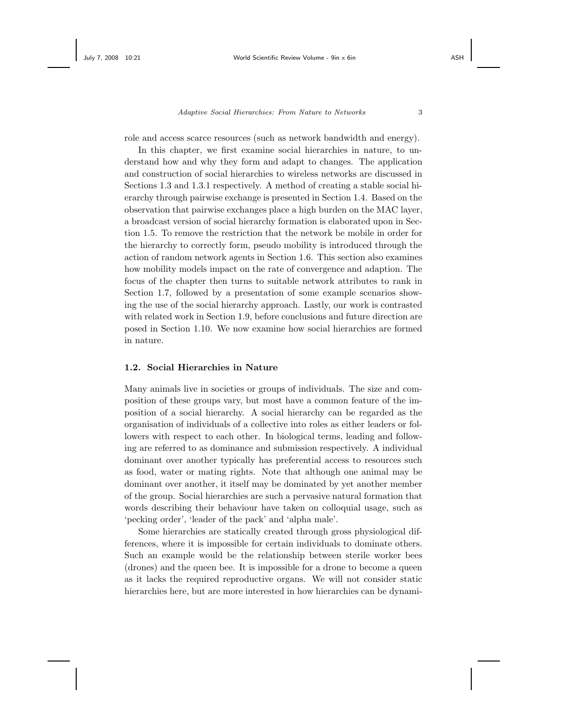role and access scarce resources (such as network bandwidth and energy).

In this chapter, we first examine social hierarchies in nature, to understand how and why they form and adapt to changes. The application and construction of social hierarchies to wireless networks are discussed in Sections 1.3 and 1.3.1 respectively. A method of creating a stable social hierarchy through pairwise exchange is presented in Section 1.4. Based on the observation that pairwise exchanges place a high burden on the MAC layer, a broadcast version of social hierarchy formation is elaborated upon in Section 1.5. To remove the restriction that the network be mobile in order for the hierarchy to correctly form, pseudo mobility is introduced through the action of random network agents in Section 1.6. This section also examines how mobility models impact on the rate of convergence and adaption. The focus of the chapter then turns to suitable network attributes to rank in Section 1.7, followed by a presentation of some example scenarios showing the use of the social hierarchy approach. Lastly, our work is contrasted with related work in Section 1.9, before conclusions and future direction are posed in Section 1.10. We now examine how social hierarchies are formed in nature.

## 1.2. Social Hierarchies in Nature

Many animals live in societies or groups of individuals. The size and composition of these groups vary, but most have a common feature of the imposition of a social hierarchy. A social hierarchy can be regarded as the organisation of individuals of a collective into roles as either leaders or followers with respect to each other. In biological terms, leading and following are referred to as dominance and submission respectively. A individual dominant over another typically has preferential access to resources such as food, water or mating rights. Note that although one animal may be dominant over another, it itself may be dominated by yet another member of the group. Social hierarchies are such a pervasive natural formation that words describing their behaviour have taken on colloquial usage, such as 'pecking order', 'leader of the pack' and 'alpha male'.

Some hierarchies are statically created through gross physiological differences, where it is impossible for certain individuals to dominate others. Such an example would be the relationship between sterile worker bees (drones) and the queen bee. It is impossible for a drone to become a queen as it lacks the required reproductive organs. We will not consider static hierarchies here, but are more interested in how hierarchies can be dynami-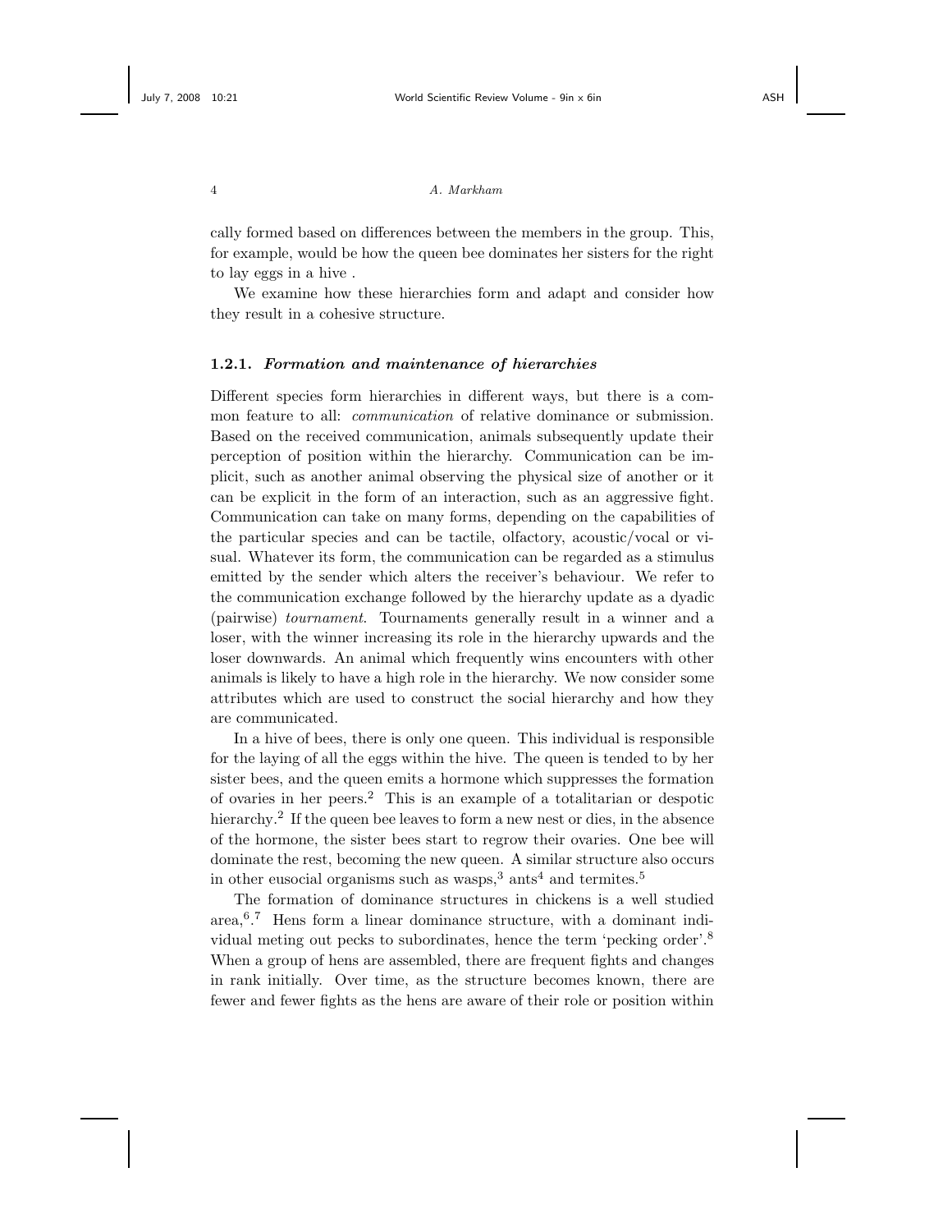cally formed based on differences between the members in the group. This, for example, would be how the queen bee dominates her sisters for the right to lay eggs in a hive .

We examine how these hierarchies form and adapt and consider how they result in a cohesive structure.

### 1.2.1. *Formation and maintenance of hierarchies*

Different species form hierarchies in different ways, but there is a common feature to all: *communication* of relative dominance or submission. Based on the received communication, animals subsequently update their perception of position within the hierarchy. Communication can be implicit, such as another animal observing the physical size of another or it can be explicit in the form of an interaction, such as an aggressive fight. Communication can take on many forms, depending on the capabilities of the particular species and can be tactile, olfactory, acoustic/vocal or visual. Whatever its form, the communication can be regarded as a stimulus emitted by the sender which alters the receiver's behaviour. We refer to the communication exchange followed by the hierarchy update as a dyadic (pairwise) *tournament*. Tournaments generally result in a winner and a loser, with the winner increasing its role in the hierarchy upwards and the loser downwards. An animal which frequently wins encounters with other animals is likely to have a high role in the hierarchy. We now consider some attributes which are used to construct the social hierarchy and how they are communicated.

In a hive of bees, there is only one queen. This individual is responsible for the laying of all the eggs within the hive. The queen is tended to by her sister bees, and the queen emits a hormone which suppresses the formation of ovaries in her peers.[2] This is an example of a totalitarian or despotic hierarchy.[2] If the queen bee leaves to form a new nest or dies, in the absence of the hormone, the sister bees start to regrow their ovaries. One bee will dominate the rest, becoming the new queen. A similar structure also occurs in other eusocial organisms such as wasps,[3] ants[4] and termites.[5]

The formation of dominance structures in chickens is a well studied area,[6].[7] Hens form a linear dominance structure, with a dominant individual meting out pecks to subordinates, hence the term 'pecking order'.[8] When a group of hens are assembled, there are frequent fights and changes in rank initially. Over time, as the structure becomes known, there are fewer and fewer fights as the hens are aware of their role or position within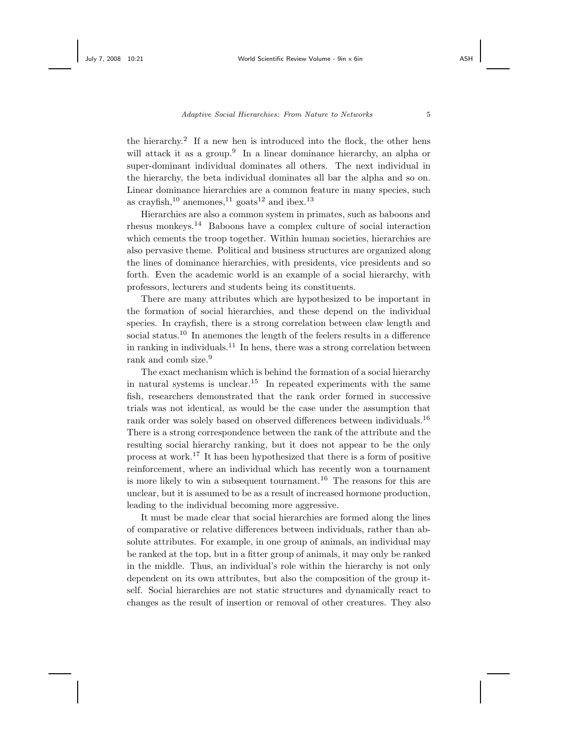the hierarchy.[2] If a new hen is introduced into the flock, the other hens will attack it as a group.[9] In a linear dominance hierarchy, an alpha or super-dominant individual dominates all others. The next individual in the hierarchy, the beta individual dominates all bar the alpha and so on. Linear dominance hierarchies are a common feature in many species, such as crayfish,[10] anemones,[11] goats[12] and ibex.[13]

Hierarchies are also a common system in primates, such as baboons and rhesus monkeys.[14] Baboons have a complex culture of social interaction which cements the troop together. Within human societies, hierarchies are also pervasive theme. Political and business structures are organized along the lines of dominance hierarchies, with presidents, vice presidents and so forth. Even the academic world is an example of a social hierarchy, with professors, lecturers and students being its constituents.

There are many attributes which are hypothesized to be important in the formation of social hierarchies, and these depend on the individual species. In crayfish, there is a strong correlation between claw length and social status.[10] In anemones the length of the feelers results in a difference in ranking in individuals.[11] In hens, there was a strong correlation between rank and comb size.[9]

The exact mechanism which is behind the formation of a social hierarchy in natural systems is unclear.[15] In repeated experiments with the same fish, researchers demonstrated that the rank order formed in successive trials was not identical, as would be the case under the assumption that rank order was solely based on observed differences between individuals.[16] There is a strong correspondence between the rank of the attribute and the resulting social hierarchy ranking, but it does not appear to be the only process at work.[17] It has been hypothesized that there is a form of positive reinforcement, where an individual which has recently won a tournament is more likely to win a subsequent tournament.[16] The reasons for this are unclear, but it is assumed to be as a result of increased hormone production, leading to the individual becoming more aggressive.

It must be made clear that social hierarchies are formed along the lines of comparative or relative differences between individuals, rather than absolute attributes. For example, in one group of animals, an individual may be ranked at the top, but in a fitter group of animals, it may only be ranked in the middle. Thus, an individual's role within the hierarchy is not only dependent on its own attributes, but also the composition of the group itself. Social hierarchies are not static structures and dynamically react to changes as the result of insertion or removal of other creatures. They also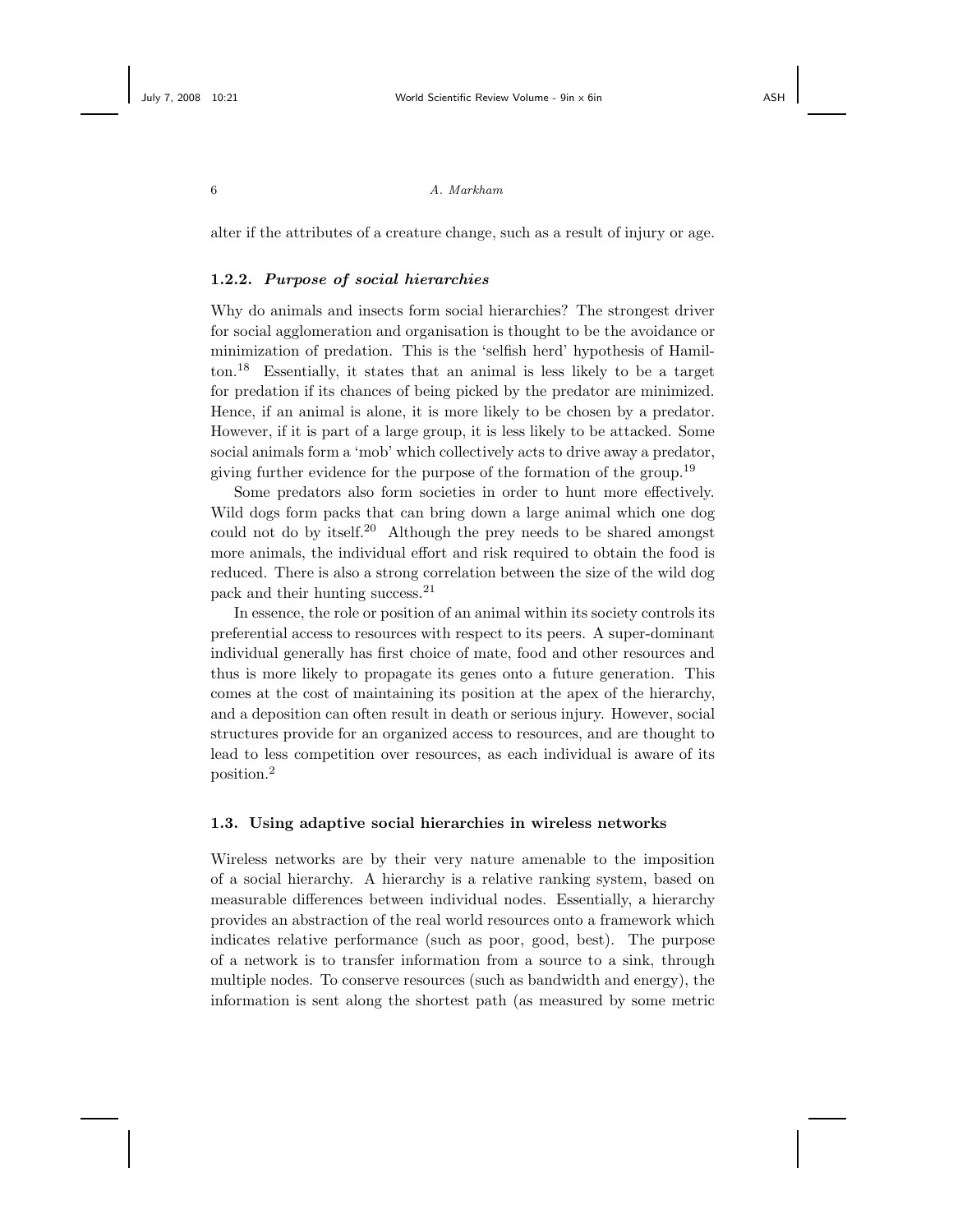alter if the attributes of a creature change, such as a result of injury or age.

### 1.2.2. *Purpose of social hierarchies*

Why do animals and insects form social hierarchies? The strongest driver for social agglomeration and organisation is thought to be the avoidance or minimization of predation. This is the 'selfish herd' hypothesis of Hamilton.[18] Essentially, it states that an animal is less likely to be a target for predation if its chances of being picked by the predator are minimized. Hence, if an animal is alone, it is more likely to be chosen by a predator. However, if it is part of a large group, it is less likely to be attacked. Some social animals form a 'mob' which collectively acts to drive away a predator, giving further evidence for the purpose of the formation of the group.[19]

Some predators also form societies in order to hunt more effectively. Wild dogs form packs that can bring down a large animal which one dog could not do by itself.[20] Although the prey needs to be shared amongst more animals, the individual effort and risk required to obtain the food is reduced. There is also a strong correlation between the size of the wild dog pack and their hunting success.[21]

In essence, the role or position of an animal within its society controls its preferential access to resources with respect to its peers. A super-dominant individual generally has first choice of mate, food and other resources and thus is more likely to propagate its genes onto a future generation. This comes at the cost of maintaining its position at the apex of the hierarchy, and a deposition can often result in death or serious injury. However, social structures provide for an organized access to resources, and are thought to lead to less competition over resources, as each individual is aware of its position.[2]

## 1.3. Using adaptive social hierarchies in wireless networks

Wireless networks are by their very nature amenable to the imposition of a social hierarchy. A hierarchy is a relative ranking system, based on measurable differences between individual nodes. Essentially, a hierarchy provides an abstraction of the real world resources onto a framework which indicates relative performance (such as poor, good, best). The purpose of a network is to transfer information from a source to a sink, through multiple nodes. To conserve resources (such as bandwidth and energy), the information is sent along the shortest path (as measured by some metric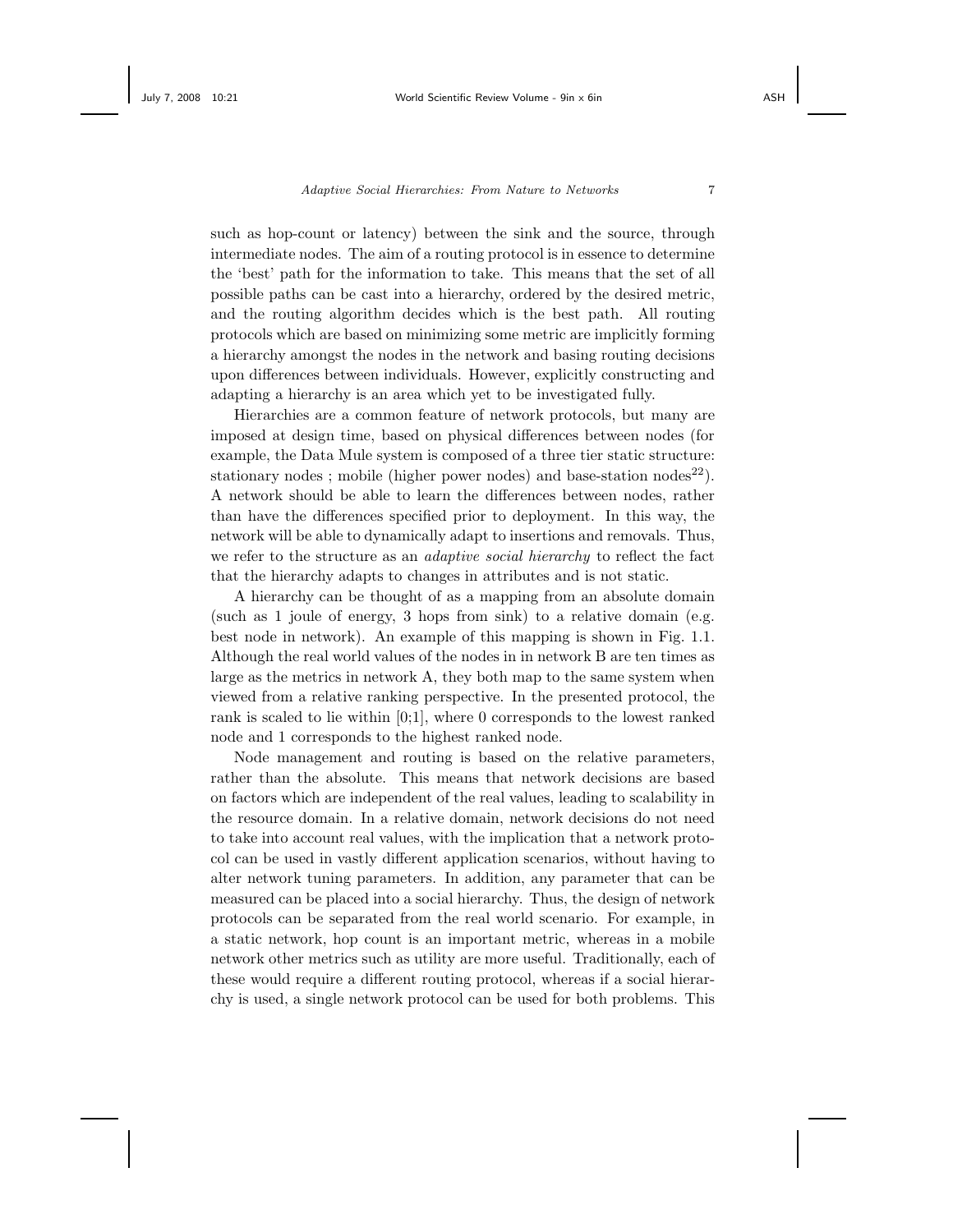such as hop-count or latency) between the sink and the source, through intermediate nodes. The aim of a routing protocol is in essence to determine the 'best' path for the information to take. This means that the set of all possible paths can be cast into a hierarchy, ordered by the desired metric, and the routing algorithm decides which is the best path. All routing protocols which are based on minimizing some metric are implicitly forming a hierarchy amongst the nodes in the network and basing routing decisions upon differences between individuals. However, explicitly constructing and adapting a hierarchy is an area which yet to be investigated fully.

Hierarchies are a common feature of network protocols, but many are imposed at design time, based on physical differences between nodes (for example, the Data Mule system is composed of a three tier static structure: stationary nodes ; mobile (higher power nodes) and base-station nodes[22]). A network should be able to learn the differences between nodes, rather than have the differences specified prior to deployment. In this way, the network will be able to dynamically adapt to insertions and removals. Thus, we refer to the structure as an *adaptive social hierarchy* to reflect the fact that the hierarchy adapts to changes in attributes and is not static.

A hierarchy can be thought of as a mapping from an absolute domain (such as 1 joule of energy, 3 hops from sink) to a relative domain (e.g. best node in network). An example of this mapping is shown in Fig. 1.1. Although the real world values of the nodes in in network B are ten times as large as the metrics in network A, they both map to the same system when viewed from a relative ranking perspective. In the presented protocol, the rank is scaled to lie within [0;1], where 0 corresponds to the lowest ranked node and 1 corresponds to the highest ranked node.

Node management and routing is based on the relative parameters, rather than the absolute. This means that network decisions are based on factors which are independent of the real values, leading to scalability in the resource domain. In a relative domain, network decisions do not need to take into account real values, with the implication that a network protocol can be used in vastly different application scenarios, without having to alter network tuning parameters. In addition, any parameter that can be measured can be placed into a social hierarchy. Thus, the design of network protocols can be separated from the real world scenario. For example, in a static network, hop count is an important metric, whereas in a mobile network other metrics such as utility are more useful. Traditionally, each of these would require a different routing protocol, whereas if a social hierarchy is used, a single network protocol can be used for both problems. This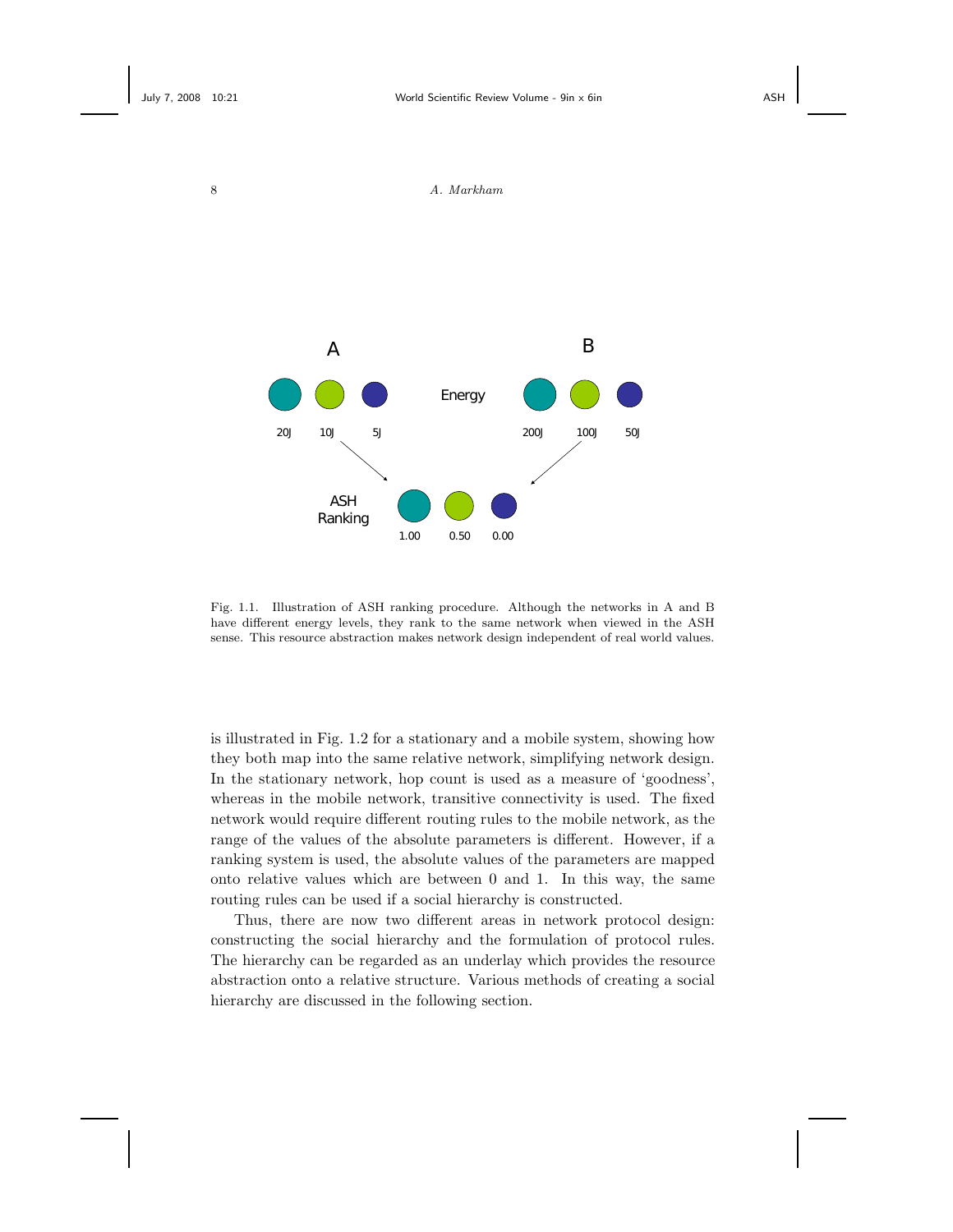Fig. 1.1. Illustration of ASH ranking procedure. Although the networks in A and B have different energy levels, they rank to the same network when viewed in the ASH sense. This resource abstraction makes network design independent of real world values.

is illustrated in Fig. 1.2 for a stationary and a mobile system, showing how they both map into the same relative network, simplifying network design. In the stationary network, hop count is used as a measure of 'goodness', whereas in the mobile network, transitive connectivity is used. The fixed network would require different routing rules to the mobile network, as the range of the values of the absolute parameters is different. However, if a ranking system is used, the absolute values of the parameters are mapped onto relative values which are between 0 and 1. In this way, the same routing rules can be used if a social hierarchy is constructed.

Thus, there are now two different areas in network protocol design: constructing the social hierarchy and the formulation of protocol rules. The hierarchy can be regarded as an underlay which provides the resource abstraction onto a relative structure. Various methods of creating a social hierarchy are discussed in the following section.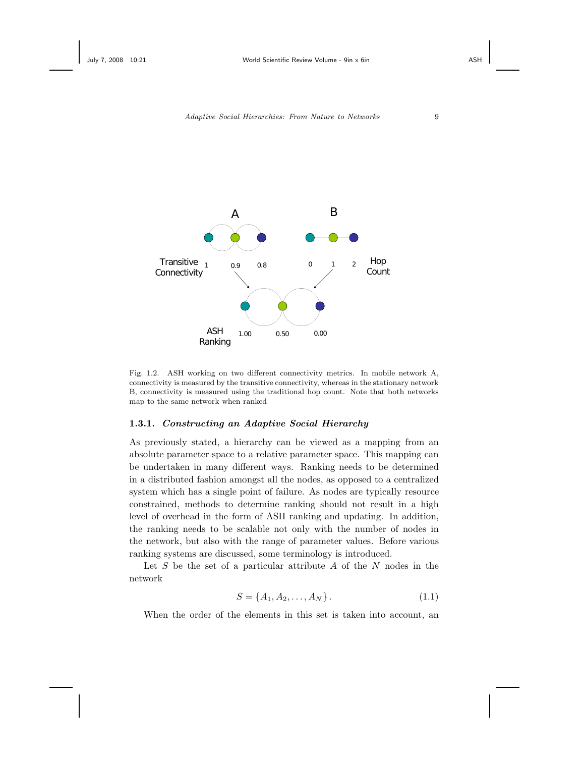Fig. 1.2. ASH working on two different connectivity metrics. In mobile network A, connectivity is measured by the transitive connectivity, whereas in the stationary network B, connectivity is measured using the traditional hop count. Note that both networks map to the same network when ranked

### 1.3.1. *Constructing an Adaptive Social Hierarchy*

As previously stated, a hierarchy can be viewed as a mapping from an absolute parameter space to a relative parameter space. This mapping can be undertaken in many different ways. Ranking needs to be determined in a distributed fashion amongst all the nodes, as opposed to a centralized system which has a single point of failure. As nodes are typically resource constrained, methods to determine ranking should not result in a high level of overhead in the form of ASH ranking and updating. In addition, the ranking needs to be scalable not only with the number of nodes in the network, but also with the range of parameter values. Before various ranking systems are discussed, some terminology is introduced.

Let $S$ be the set of a particular attribute $A$ of the $N$ nodes in the network

$$S = \{A_1, A_2, \ldots, A_N\}. \tag{1.1}$$

When the order of the elements in this set is taken into account, an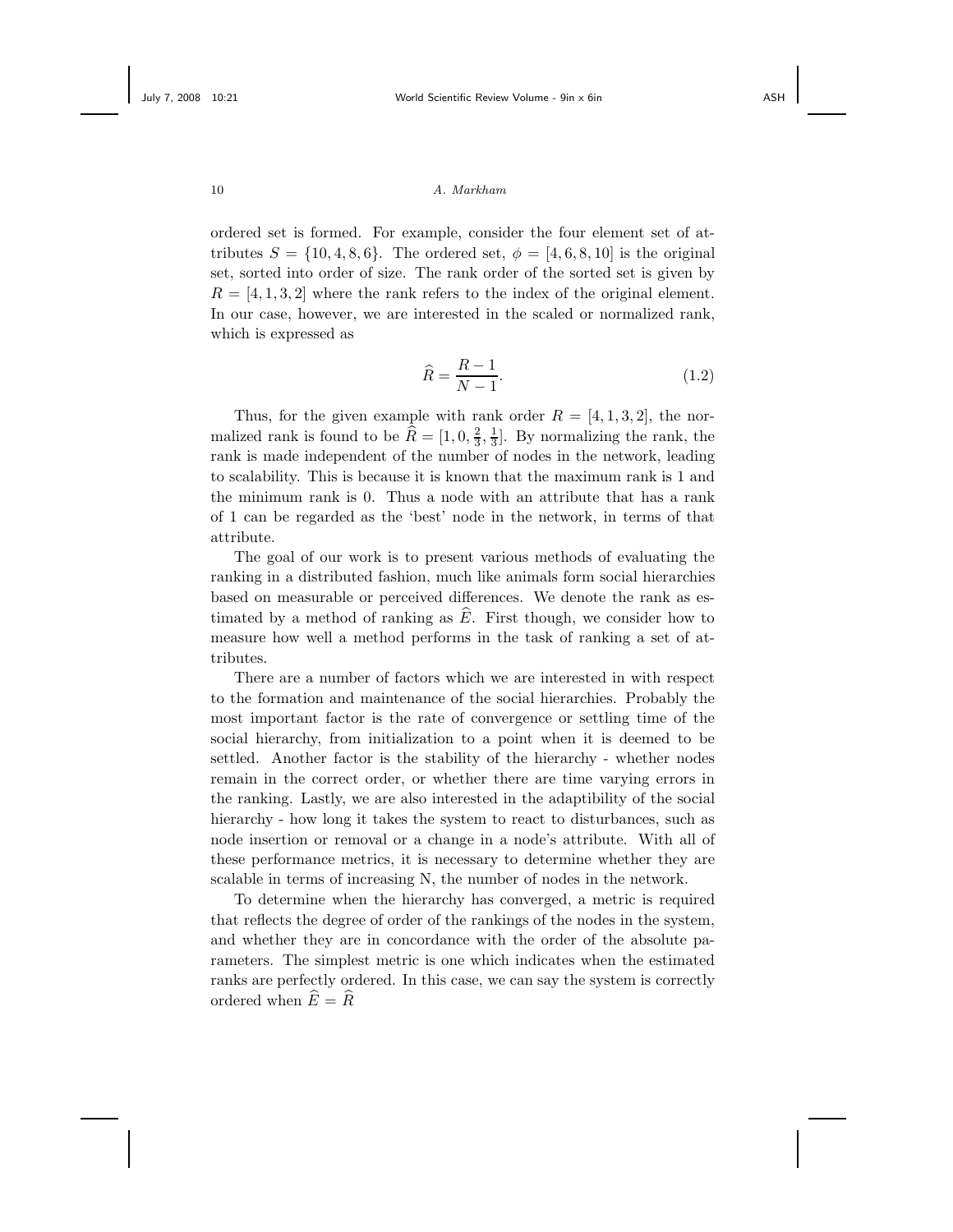ordered set is formed. For example, consider the four element set of attributes $S = \{10, 4, 8, 6\}$. The ordered set, $\phi = [4, 6, 8, 10]$ is the original set, sorted into order of size. The rank order of the sorted set is given by $R = [4, 1, 3, 2]$ where the rank refers to the index of the original element. In our case, however, we are interested in the scaled or normalized rank, which is expressed as

$$\widehat{R} = \frac{R - 1}{N - 1}. \tag{1.2}$$

Thus, for the given example with rank order $R = [4, 1, 3, 2]$, the normalized rank is found to be $\widehat{R} = [1, 0, \frac{2}{3}, \frac{1}{3}]$. By normalizing the rank, the rank is made independent of the number of nodes in the network, leading to scalability. This is because it is known that the maximum rank is 1 and the minimum rank is 0. Thus a node with an attribute that has a rank of 1 can be regarded as the 'best' node in the network, in terms of that attribute.

The goal of our work is to present various methods of evaluating the ranking in a distributed fashion, much like animals form social hierarchies based on measurable or perceived differences. We denote the rank as estimated by a method of ranking as $\widehat{E}$. First though, we consider how to measure how well a method performs in the task of ranking a set of attributes.

There are a number of factors which we are interested in with respect to the formation and maintenance of the social hierarchies. Probably the most important factor is the rate of convergence or settling time of the social hierarchy, from initialization to a point when it is deemed to be settled. Another factor is the stability of the hierarchy - whether nodes remain in the correct order, or whether there are time varying errors in the ranking. Lastly, we are also interested in the adaptibility of the social hierarchy - how long it takes the system to react to disturbances, such as node insertion or removal or a change in a node's attribute. With all of these performance metrics, it is necessary to determine whether they are scalable in terms of increasing N, the number of nodes in the network.

To determine when the hierarchy has converged, a metric is required that reflects the degree of order of the rankings of the nodes in the system, and whether they are in concordance with the order of the absolute parameters. The simplest metric is one which indicates when the estimated ranks are perfectly ordered. In this case, we can say the system is correctly ordered when $\widehat{E} = \widehat{R}$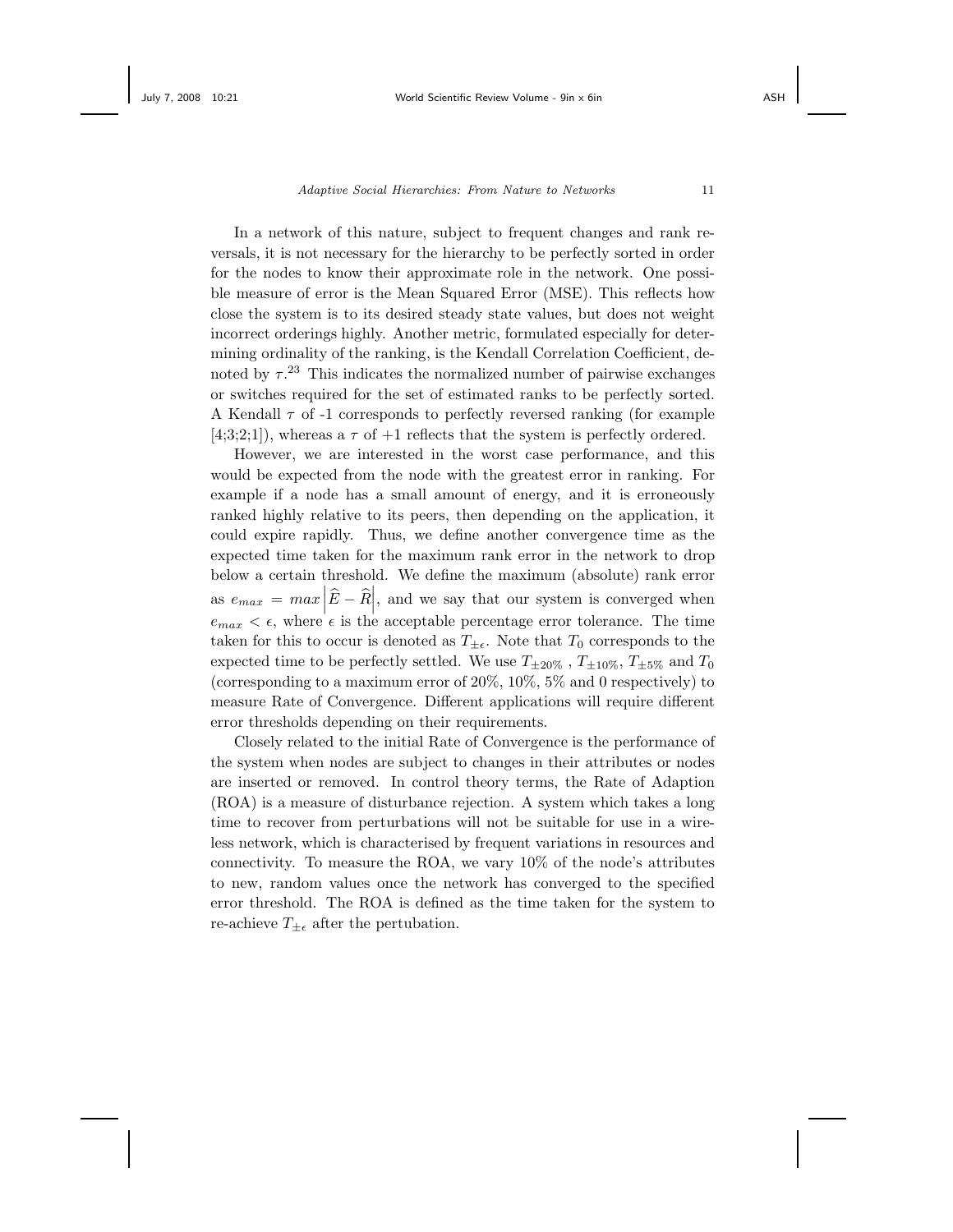In a network of this nature, subject to frequent changes and rank reversals, it is not necessary for the hierarchy to be perfectly sorted in order for the nodes to know their approximate role in the network. One possible measure of error is the Mean Squared Error (MSE). This reflects how close the system is to its desired steady state values, but does not weight incorrect orderings highly. Another metric, formulated especially for determining ordinality of the ranking, is the Kendall Correlation Coefficient, denoted by $\tau$.[23] This indicates the normalized number of pairwise exchanges or switches required for the set of estimated ranks to be perfectly sorted. A Kendall $\tau$ of -1 corresponds to perfectly reversed ranking (for example [4;3;2;1]), whereas a $\tau$ of +1 reflects that the system is perfectly ordered.

However, we are interested in the worst case performance, and this would be expected from the node with the greatest error in ranking. For example if a node has a small amount of energy, and it is erroneously ranked highly relative to its peers, then depending on the application, it could expire rapidly. Thus, we define another convergence time as the expected time taken for the maximum rank error in the network to drop below a certain threshold. We define the maximum (absolute) rank error as $e_{max} = max\left|\widehat{E} - \widehat{R}\right|$, and we say that our system is converged when $e_{max} < \epsilon$, where $\epsilon$ is the acceptable percentage error tolerance. The time taken for this to occur is denoted as $T_{\pm\epsilon}$. Note that $T_0$ corresponds to the expected time to be perfectly settled. We use $T_{\pm 20\%}$ , $T_{\pm 10\%}$, $T_{\pm 5\%}$ and $T_0$ (corresponding to a maximum error of 20%, 10%, 5% and 0 respectively) to measure Rate of Convergence. Different applications will require different error thresholds depending on their requirements.

Closely related to the initial Rate of Convergence is the performance of the system when nodes are subject to changes in their attributes or nodes are inserted or removed. In control theory terms, the Rate of Adaption (ROA) is a measure of disturbance rejection. A system which takes a long time to recover from perturbations will not be suitable for use in a wireless network, which is characterised by frequent variations in resources and connectivity. To measure the ROA, we vary 10% of the node's attributes to new, random values once the network has converged to the specified error threshold. The ROA is defined as the time taken for the system to re-achieve $T_{\pm\epsilon}$ after the pertubation.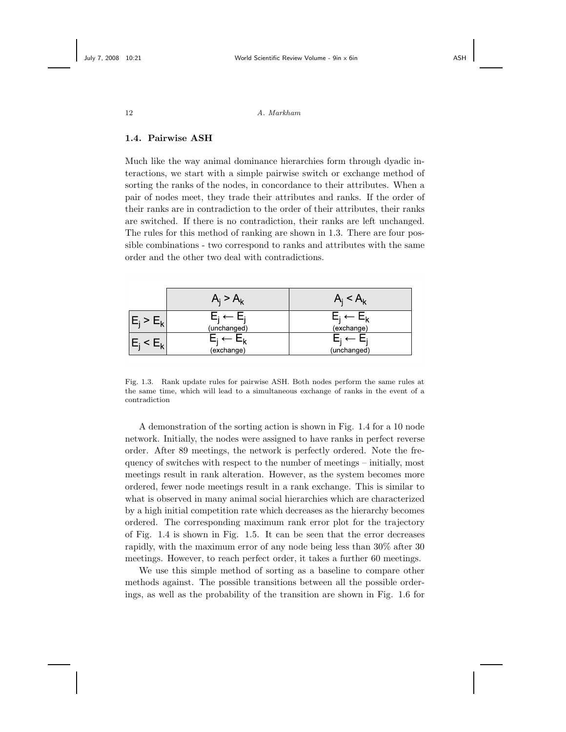## 1.4. Pairwise ASH

Much like the way animal dominance hierarchies form through dyadic interactions, we start with a simple pairwise switch or exchange method of sorting the ranks of the nodes, in concordance to their attributes. When a pair of nodes meet, they trade their attributes and ranks. If the order of their ranks are in contradiction to the order of their attributes, their ranks are switched. If there is no contradiction, their ranks are left unchanged. The rules for this method of ranking are shown in 1.3. There are four possible combinations - two correspond to ranks and attributes with the same order and the other two deal with contradictions.

| | $A_j > A_k$ | $A_j < A_k$ |
|---|---|---|
| $E_j > E_k$ | $E_j \leftarrow E_j$ (unchanged) | $E_j \leftarrow E_k$ (exchange) |
| $E_j < E_k$ | $E_j \leftarrow E_k$ (exchange) | $E_j \leftarrow E_j$ (unchanged) |

Fig. 1.3. Rank update rules for pairwise ASH. Both nodes perform the same rules at the same time, which will lead to a simultaneous exchange of ranks in the event of a contradiction

A demonstration of the sorting action is shown in Fig. 1.4 for a 10 node network. Initially, the nodes were assigned to have ranks in perfect reverse order. After 89 meetings, the network is perfectly ordered. Note the frequency of switches with respect to the number of meetings – initially, most meetings result in rank alteration. However, as the system becomes more ordered, fewer node meetings result in a rank exchange. This is similar to what is observed in many animal social hierarchies which are characterized by a high initial competition rate which decreases as the hierarchy becomes ordered. The corresponding maximum rank error plot for the trajectory of Fig. 1.4 is shown in Fig. 1.5. It can be seen that the error decreases rapidly, with the maximum error of any node being less than 30% after 30 meetings. However, to reach perfect order, it takes a further 60 meetings.

We use this simple method of sorting as a baseline to compare other methods against. The possible transitions between all the possible orderings, as well as the probability of the transition are shown in Fig. 1.6 for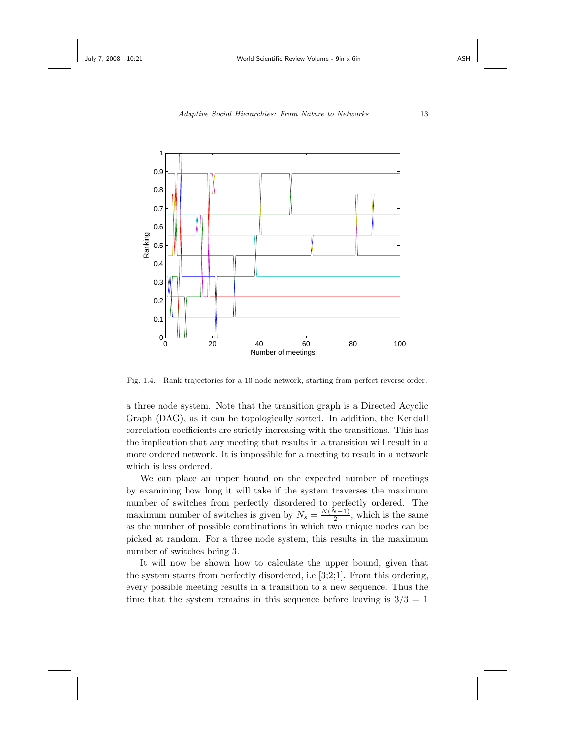Fig. 1.4. Rank trajectories for a 10 node network, starting from perfect reverse order.

a three node system. Note that the transition graph is a Directed Acyclic Graph (DAG), as it can be topologically sorted. In addition, the Kendall correlation coefficients are strictly increasing with the transitions. This has the implication that any meeting that results in a transition will result in a more ordered network. It is impossible for a meeting to result in a network which is less ordered.

We can place an upper bound on the expected number of meetings by examining how long it will take if the system traverses the maximum number of switches from perfectly disordered to perfectly ordered. The maximum number of switches is given by $N_s = \frac{N(N-1)}{2}$, which is the same as the number of possible combinations in which two unique nodes can be picked at random. For a three node system, this results in the maximum number of switches being 3.

It will now be shown how to calculate the upper bound, given that the system starts from perfectly disordered, i.e [3;2;1]. From this ordering, every possible meeting results in a transition to a new sequence. Thus the time that the system remains in this sequence before leaving is $3/3 = 1$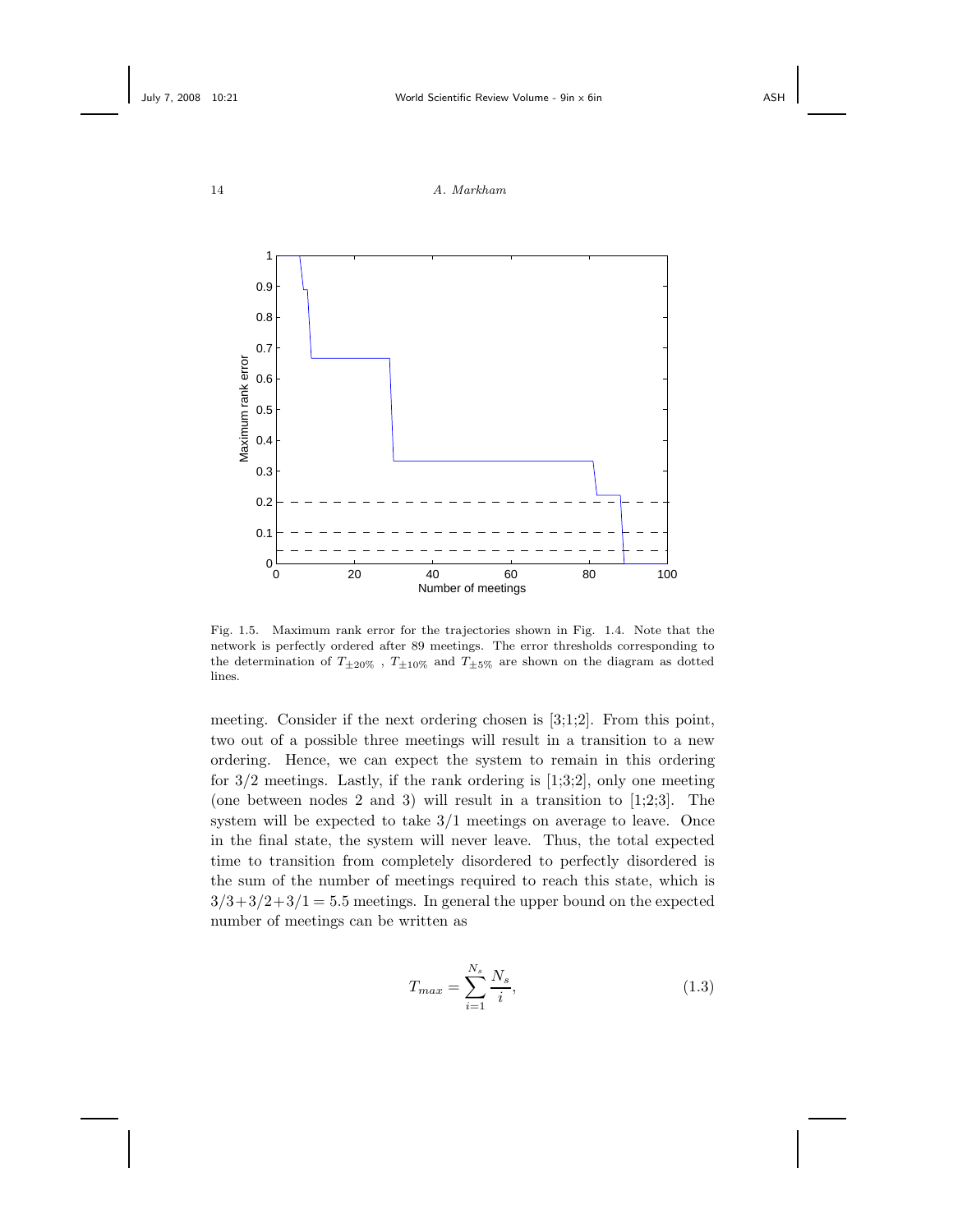Fig. 1.5. Maximum rank error for the trajectories shown in Fig. 1.4. Note that the network is perfectly ordered after 89 meetings. The error thresholds corresponding to the determination of $T_{\pm 20\%}$ , $T_{\pm 10\%}$ and $T_{\pm 5\%}$ are shown on the diagram as dotted lines.

meeting. Consider if the next ordering chosen is [3;1;2]. From this point, two out of a possible three meetings will result in a transition to a new ordering. Hence, we can expect the system to remain in this ordering for 3/2 meetings. Lastly, if the rank ordering is [1;3;2], only one meeting (one between nodes 2 and 3) will result in a transition to [1;2;3]. The system will be expected to take 3/1 meetings on average to leave. Once in the final state, the system will never leave. Thus, the total expected time to transition from completely disordered to perfectly disordered is the sum of the number of meetings required to reach this state, which is $3/3+3/2+3/1 = 5.5$ meetings. In general the upper bound on the expected number of meetings can be written as

$$T_{max} = \sum_{i=1}^{N_s} \frac{N_s}{i}, \tag{1.3}$$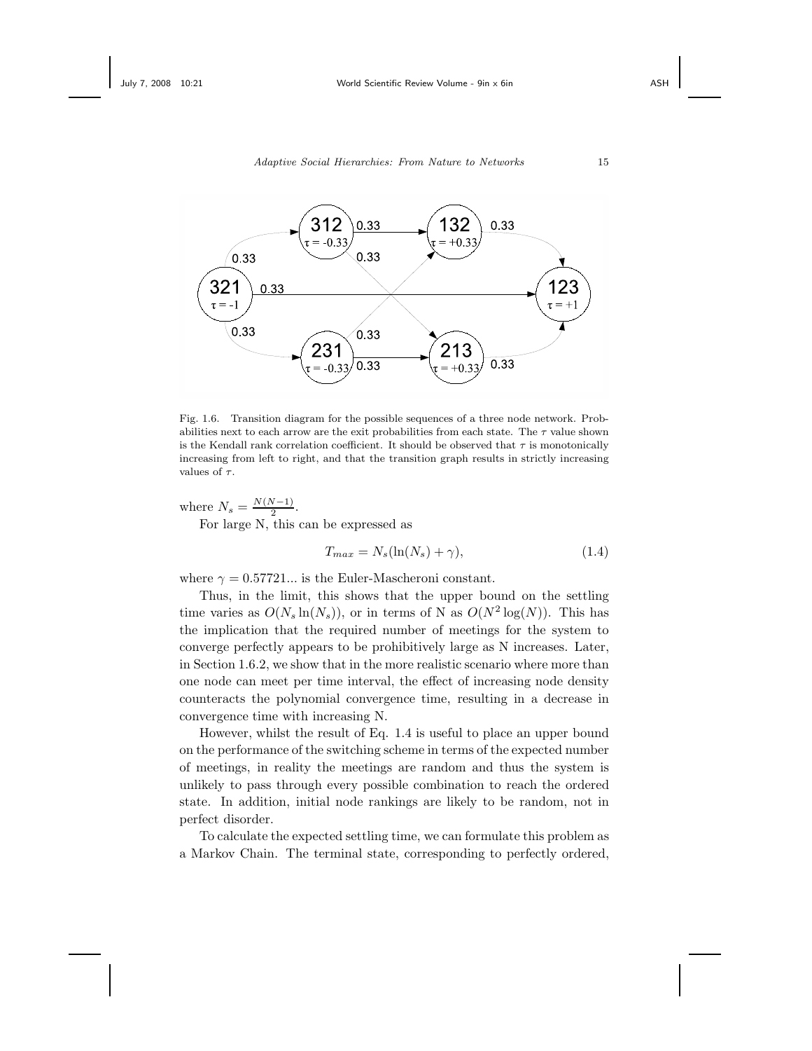Fig. 1.6. Transition diagram for the possible sequences of a three node network. Probabilities next to each arrow are the exit probabilities from each state. The $\tau$ value shown is the Kendall rank correlation coefficient. It should be observed that $\tau$ is monotonically increasing from left to right, and that the transition graph results in strictly increasing values of $\tau$.

where $N_s = \frac{N(N-1)}{2}$.

For large N, this can be expressed as

$$T_{max} = N_s(\ln(N_s) + \gamma), \tag{1.4}$$

where $\gamma = 0.57721...$ is the Euler-Mascheroni constant.

Thus, in the limit, this shows that the upper bound on the settling time varies as $O(N_s \ln(N_s))$, or in terms of N as $O(N^2 \log(N))$. This has the implication that the required number of meetings for the system to converge perfectly appears to be prohibitively large as N increases. Later, in Section 1.6.2, we show that in the more realistic scenario where more than one node can meet per time interval, the effect of increasing node density counteracts the polynomial convergence time, resulting in a decrease in convergence time with increasing N.

However, whilst the result of Eq. 1.4 is useful to place an upper bound on the performance of the switching scheme in terms of the expected number of meetings, in reality the meetings are random and thus the system is unlikely to pass through every possible combination to reach the ordered state. In addition, initial node rankings are likely to be random, not in perfect disorder.

To calculate the expected settling time, we can formulate this problem as a Markov Chain. The terminal state, corresponding to perfectly ordered,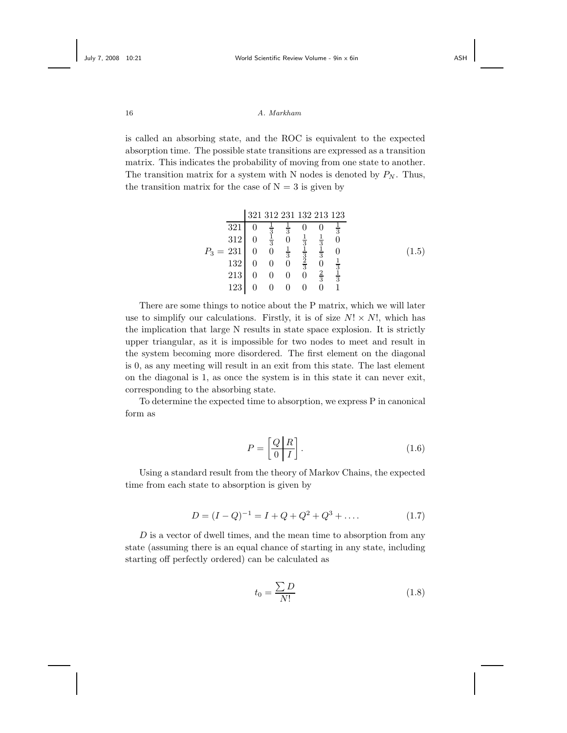is called an absorbing state, and the ROC is equivalent to the expected absorption time. The possible state transitions are expressed as a transition matrix. This indicates the probability of moving from one state to another. The transition matrix for a system with N nodes is denoted by $P_N$. Thus, the transition matrix for the case of N = 3 is given by

$$P_3 = \begin{array}{c|cccccc} & 321 & 312 & 231 & 132 & 213 & 123 \\ \hline 321 & 0 & \frac{1}{3} & \frac{1}{3} & 0 & 0 & \frac{1}{3} \\ 312 & 0 & \frac{1}{3} & 0 & \frac{1}{3} & \frac{1}{3} & 0 \\ 231 & 0 & 0 & \frac{1}{3} & \frac{1}{3} & \frac{1}{3} & 0 \\ 132 & 0 & 0 & 0 & \frac{2}{3} & 0 & \frac{1}{3} \\ 213 & 0 & 0 & 0 & 0 & \frac{2}{3} & \frac{1}{3} \\ 123 & 0 & 0 & 0 & 0 & 0 & 1 \end{array} \tag{1.5}$$

There are some things to notice about the P matrix, which we will later use to simplify our calculations. Firstly, it is of size $N! \times N!$, which has the implication that large N results in state space explosion. It is strictly upper triangular, as it is impossible for two nodes to meet and result in the system becoming more disordered. The first element on the diagonal is 0, as any meeting will result in an exit from this state. The last element on the diagonal is 1, as once the system is in this state it can never exit, corresponding to the absorbing state.

To determine the expected time to absorption, we express P in canonical form as

$$P = \left[ \begin{array}{c|c} Q & R \\ \hline 0 & I \end{array} \right]. \tag{1.6}$$

Using a standard result from the theory of Markov Chains, the expected time from each state to absorption is given by

$$D = (I - Q)^{-1} = I + Q + Q^2 + Q^3 + \dots . \tag{1.7}$$

$D$ is a vector of dwell times, and the mean time to absorption from any state (assuming there is an equal chance of starting in any state, including starting off perfectly ordered) can be calculated as

$$t_0 = \frac{\sum D}{N!} \tag{1.8}$$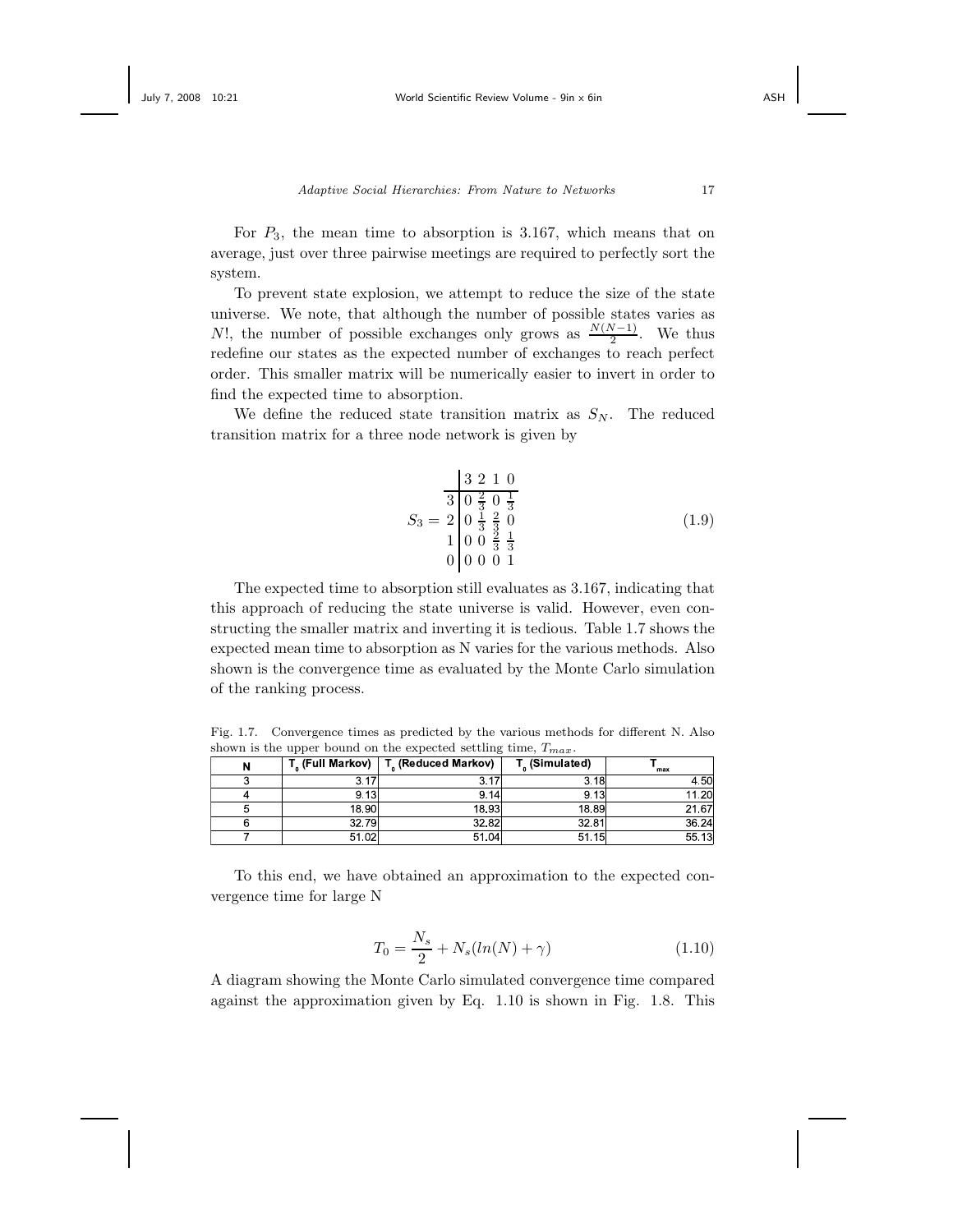For $P_3$, the mean time to absorption is 3.167, which means that on average, just over three pairwise meetings are required to perfectly sort the system.

To prevent state explosion, we attempt to reduce the size of the state universe. We note, that although the number of possible states varies as $N!$, the number of possible exchanges only grows as $\frac{N(N-1)}{2}$. We thus redefine our states as the expected number of exchanges to reach perfect order. This smaller matrix will be numerically easier to invert in order to find the expected time to absorption.

We define the reduced state transition matrix as $S_N$. The reduced transition matrix for a three node network is given by

$$S_3 = \begin{array}{c|cccc} & 3 & 2 & 1 & 0 \\ \hline 3 & 0 & \frac{2}{3} & 0 & \frac{1}{3} \\ 2 & 0 & \frac{1}{3} & \frac{2}{3} & 0 \\ 1 & 0 & 0 & \frac{2}{3} & \frac{1}{3} \\ 0 & 0 & 0 & 0 & 1 \end{array} \tag{1.9}$$

The expected time to absorption still evaluates as 3.167, indicating that this approach of reducing the state universe is valid. However, even constructing the smaller matrix and inverting it is tedious. Table 1.7 shows the expected mean time to absorption as N varies for the various methods. Also shown is the convergence time as evaluated by the Monte Carlo simulation of the ranking process.

Fig. 1.7. Convergence times as predicted by the various methods for different N. Also shown is the upper bound on the expected settling time, $T_{max}$.

| N | $T_0$ (Full Markov) | $T_0$ (Reduced Markov) | $T_0$ (Simulated) | $T_{max}$ |
|---|---|---|---|---|
| 3 | 3.17 | 3.17 | 3.18 | 4.50 |
| 4 | 9.13 | 9.14 | 9.13 | 11.20 |
| 5 | 18.90 | 18.93 | 18.89 | 21.67 |
| 6 | 32.79 | 32.82 | 32.81 | 36.24 |
| 7 | 51.02 | 51.04 | 51.15 | 55.13 |

To this end, we have obtained an approximation to the expected convergence time for large N

$$T_0 = \frac{N_s}{2} + N_s(ln(N) + \gamma) \tag{1.10}$$

A diagram showing the Monte Carlo simulated convergence time compared against the approximation given by Eq. 1.10 is shown in Fig. 1.8. This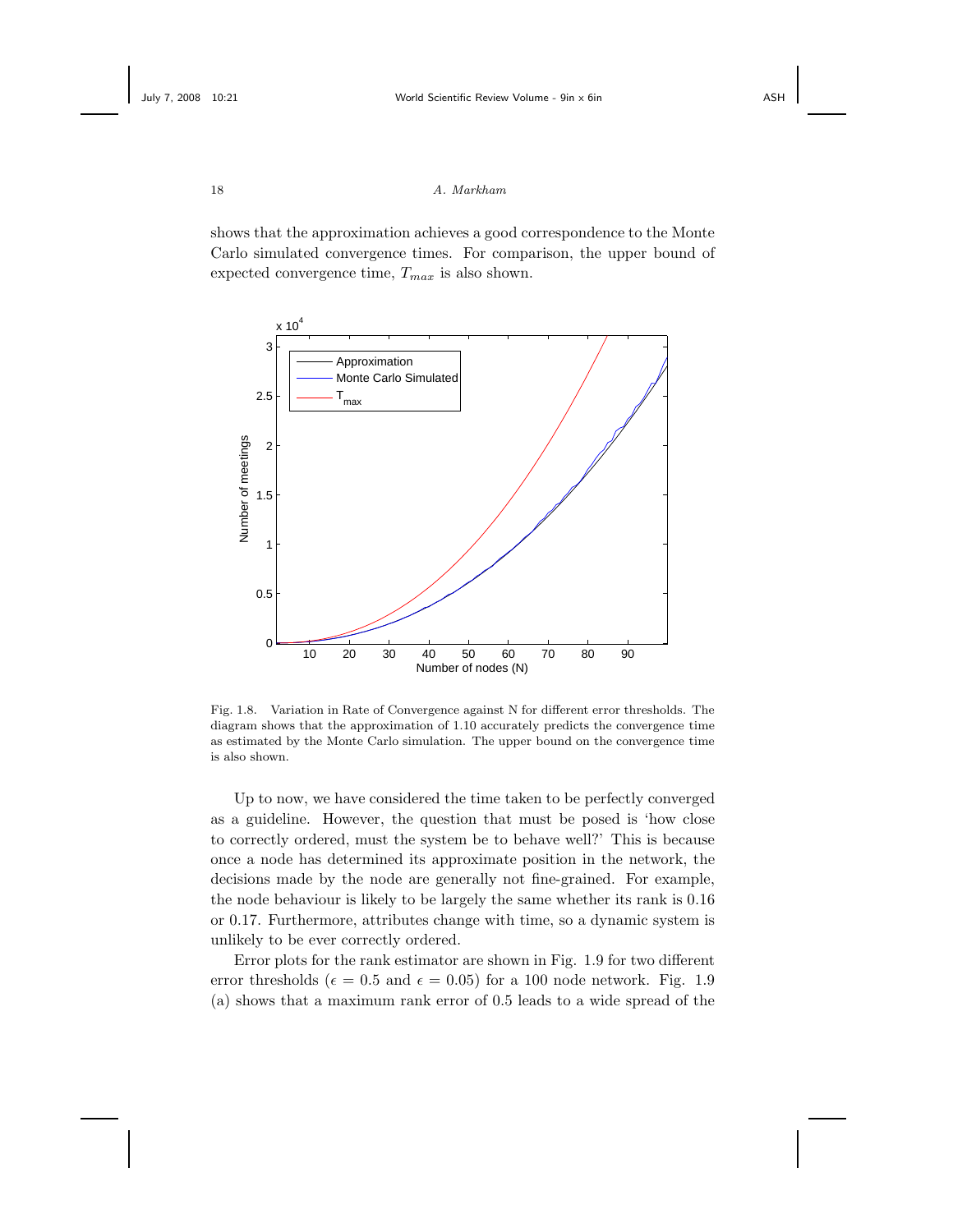shows that the approximation achieves a good correspondence to the Monte Carlo simulated convergence times. For comparison, the upper bound of expected convergence time, $T_{max}$ is also shown.

Fig. 1.8. Variation in Rate of Convergence against N for different error thresholds. The diagram shows that the approximation of 1.10 accurately predicts the convergence time as estimated by the Monte Carlo simulation. The upper bound on the convergence time is also shown.

Up to now, we have considered the time taken to be perfectly converged as a guideline. However, the question that must be posed is 'how close to correctly ordered, must the system be to behave well?' This is because once a node has determined its approximate position in the network, the decisions made by the node are generally not fine-grained. For example, the node behaviour is likely to be largely the same whether its rank is 0.16 or 0.17. Furthermore, attributes change with time, so a dynamic system is unlikely to be ever correctly ordered.

Error plots for the rank estimator are shown in Fig. 1.9 for two different error thresholds ($\epsilon = 0.5$ and $\epsilon = 0.05$) for a 100 node network. Fig. 1.9 (a) shows that a maximum rank error of 0.5 leads to a wide spread of the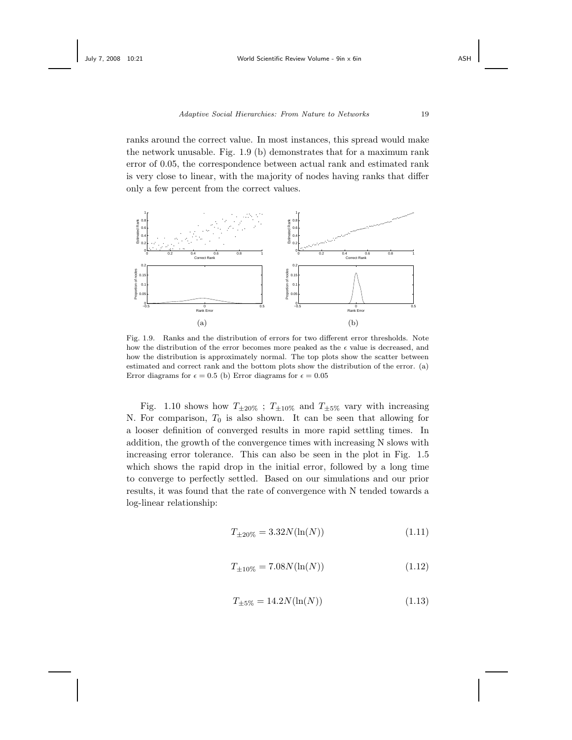ranks around the correct value. In most instances, this spread would make the network unusable. Fig. 1.9 (b) demonstrates that for a maximum rank error of 0.05, the correspondence between actual rank and estimated rank is very close to linear, with the majority of nodes having ranks that differ only a few percent from the correct values.

Fig. 1.9. Ranks and the distribution of errors for two different error thresholds. Note how the distribution of the error becomes more peaked as the $\epsilon$ value is decreased, and how the distribution is approximately normal. The top plots show the scatter between estimated and correct rank and the bottom plots show the distribution of the error. (a) Error diagrams for $\epsilon = 0.5$ (b) Error diagrams for $\epsilon = 0.05$

Fig. 1.10 shows how $T_{\pm 20\%}$ ; $T_{\pm 10\%}$ and $T_{\pm 5\%}$ vary with increasing N. For comparison, $T_0$ is also shown. It can be seen that allowing for a looser definition of converged results in more rapid settling times. In addition, the growth of the convergence times with increasing N slows with increasing error tolerance. This can also be seen in the plot in Fig. 1.5 which shows the rapid drop in the initial error, followed by a long time to converge to perfectly settled. Based on our simulations and our prior results, it was found that the rate of convergence with N tended towards a log-linear relationship:

$$T_{\pm 20\%} = 3.32N(\ln(N)) \tag{1.11}$$

$$T_{\pm 10\%} = 7.08N(\ln(N)) \tag{1.12}$$

$$T_{\pm 5\%} = 14.2N(\ln(N)) \tag{1.13}$$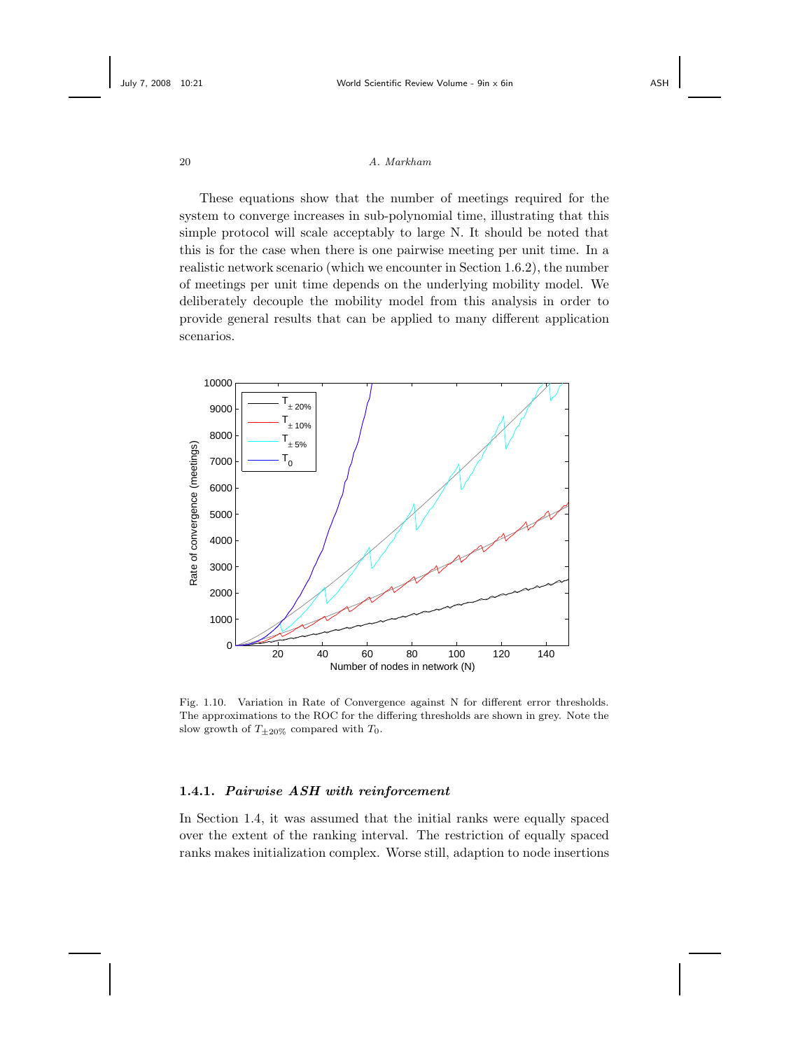These equations show that the number of meetings required for the system to converge increases in sub-polynomial time, illustrating that this simple protocol will scale acceptably to large N. It should be noted that this is for the case when there is one pairwise meeting per unit time. In a realistic network scenario (which we encounter in Section 1.6.2), the number of meetings per unit time depends on the underlying mobility model. We deliberately decouple the mobility model from this analysis in order to provide general results that can be applied to many different application scenarios.

Fig. 1.10. Variation in Rate of Convergence against N for different error thresholds. The approximations to the ROC for the differing thresholds are shown in grey. Note the slow growth of $T_{\pm 20\%}$ compared with $T_0$.

### 1.4.1. *Pairwise ASH with reinforcement*

In Section 1.4, it was assumed that the initial ranks were equally spaced over the extent of the ranking interval. The restriction of equally spaced ranks makes initialization complex. Worse still, adaption to node insertions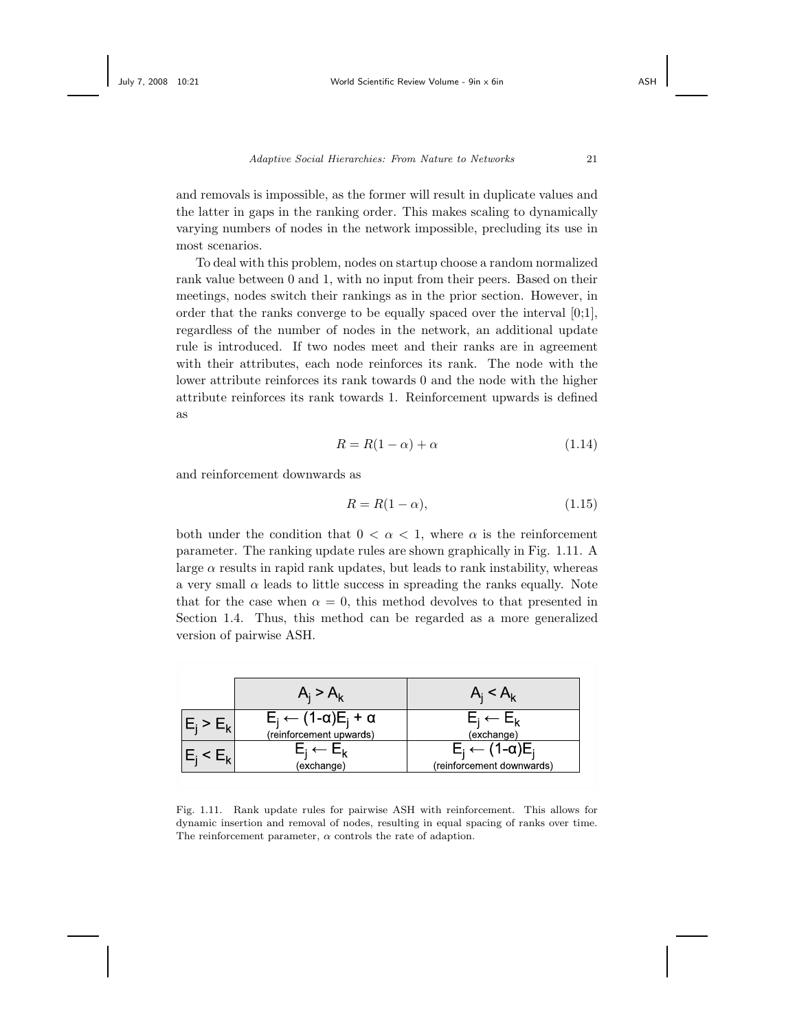and removals is impossible, as the former will result in duplicate values and the latter in gaps in the ranking order. This makes scaling to dynamically varying numbers of nodes in the network impossible, precluding its use in most scenarios.

To deal with this problem, nodes on startup choose a random normalized rank value between 0 and 1, with no input from their peers. Based on their meetings, nodes switch their rankings as in the prior section. However, in order that the ranks converge to be equally spaced over the interval [0;1], regardless of the number of nodes in the network, an additional update rule is introduced. If two nodes meet and their ranks are in agreement with their attributes, each node reinforces its rank. The node with the lower attribute reinforces its rank towards 0 and the node with the higher attribute reinforces its rank towards 1. Reinforcement upwards is defined as

$$R = R(1 - \alpha) + \alpha \tag{1.14}$$

and reinforcement downwards as

$$R = R(1 - \alpha), \tag{1.15}$$

both under the condition that $0 < \alpha < 1$, where $\alpha$ is the reinforcement parameter. The ranking update rules are shown graphically in Fig. 1.11. A large $\alpha$ results in rapid rank updates, but leads to rank instability, whereas a very small $\alpha$ leads to little success in spreading the ranks equally. Note that for the case when $\alpha = 0$, this method devolves to that presented in Section 1.4. Thus, this method can be regarded as a more generalized version of pairwise ASH.

| | $A_j > A_k$ | $A_j < A_k$ |
|---|---|---|
| $E_j > E_k$ | $E_j \leftarrow (1-\alpha)E_j + \alpha$ (reinforcement upwards) | $E_j \leftarrow E_k$ (exchange) |
| $E_j < E_k$ | $E_j \leftarrow E_k$ (exchange) | $E_j \leftarrow (1-\alpha)E_j$ (reinforcement downwards) |

Fig. 1.11. Rank update rules for pairwise ASH with reinforcement. This allows for dynamic insertion and removal of nodes, resulting in equal spacing of ranks over time. The reinforcement parameter, $\alpha$ controls the rate of adaption.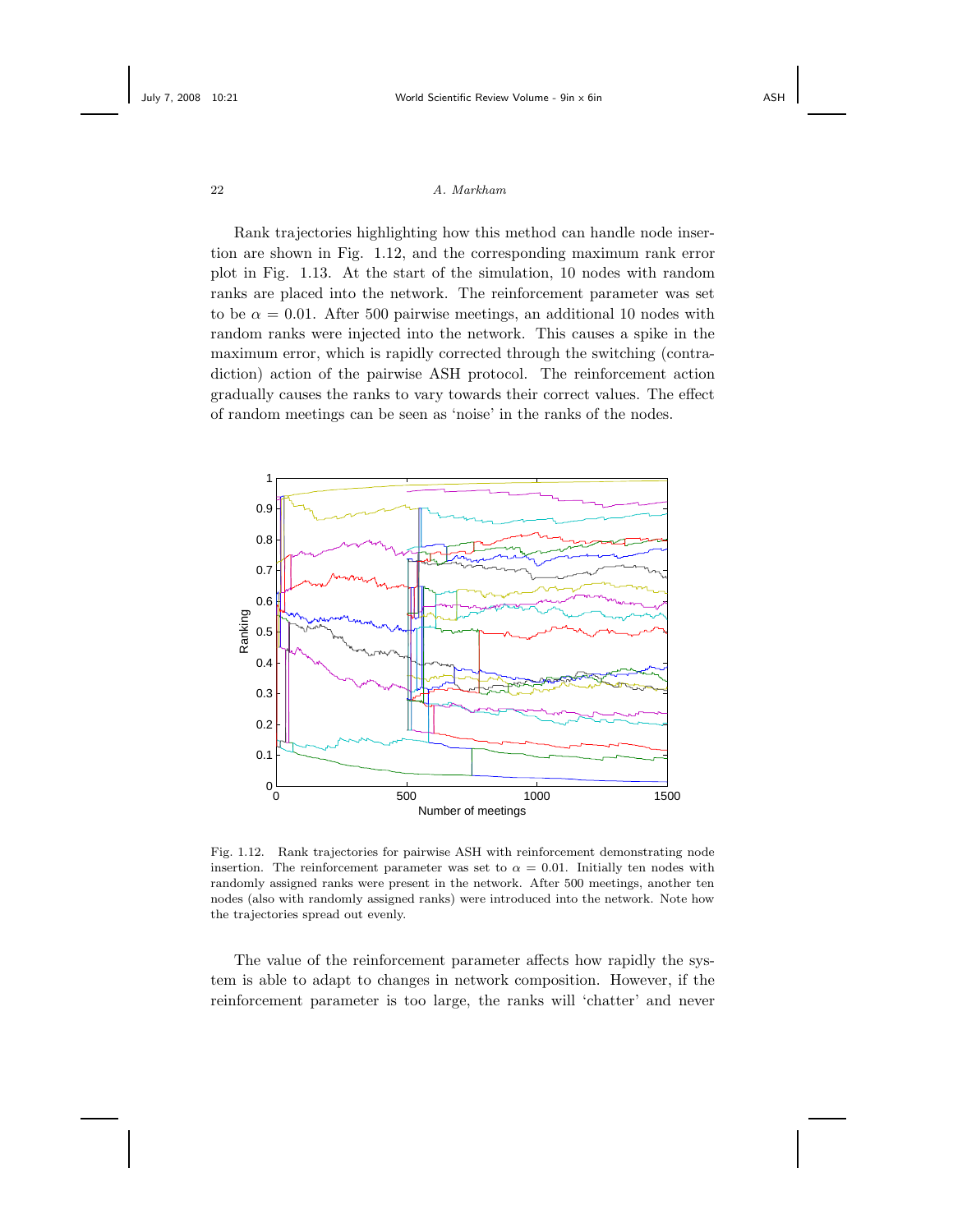Rank trajectories highlighting how this method can handle node insertion are shown in Fig. 1.12, and the corresponding maximum rank error plot in Fig. 1.13. At the start of the simulation, 10 nodes with random ranks are placed into the network. The reinforcement parameter was set to be $\alpha = 0.01$. After 500 pairwise meetings, an additional 10 nodes with random ranks were injected into the network. This causes a spike in the maximum error, which is rapidly corrected through the switching (contradiction) action of the pairwise ASH protocol. The reinforcement action gradually causes the ranks to vary towards their correct values. The effect of random meetings can be seen as 'noise' in the ranks of the nodes.

Fig. 1.12. Rank trajectories for pairwise ASH with reinforcement demonstrating node insertion. The reinforcement parameter was set to $\alpha = 0.01$. Initially ten nodes with randomly assigned ranks were present in the network. After 500 meetings, another ten nodes (also with randomly assigned ranks) were introduced into the network. Note how the trajectories spread out evenly.

The value of the reinforcement parameter affects how rapidly the system is able to adapt to changes in network composition. However, if the reinforcement parameter is too large, the ranks will 'chatter' and never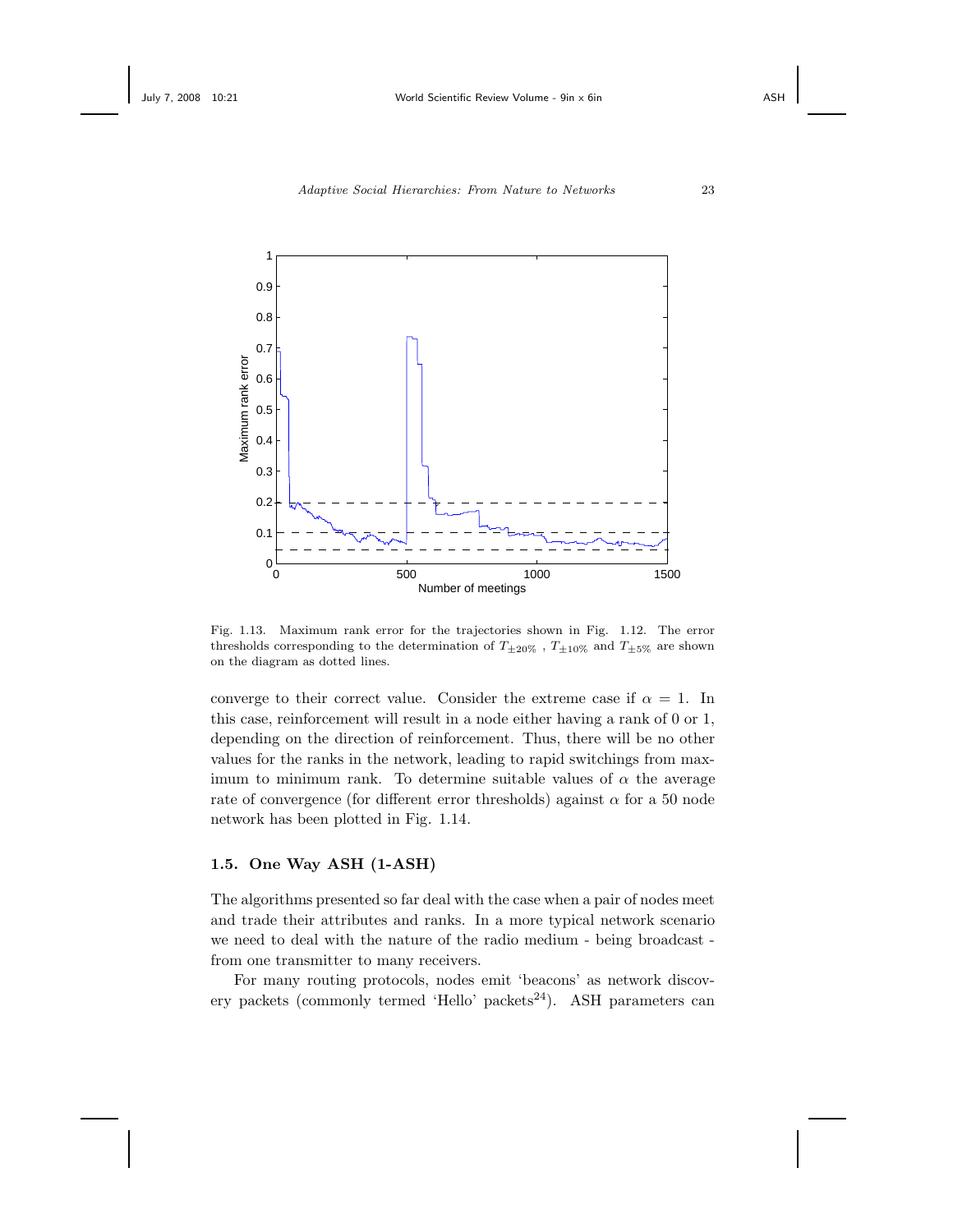Fig. 1.13. Maximum rank error for the trajectories shown in Fig. 1.12. The error thresholds corresponding to the determination of $T_{\pm 20\%}$ , $T_{\pm 10\%}$ and $T_{\pm 5\%}$ are shown on the diagram as dotted lines.

converge to their correct value. Consider the extreme case if $\alpha = 1$. In this case, reinforcement will result in a node either having a rank of 0 or 1, depending on the direction of reinforcement. Thus, there will be no other values for the ranks in the network, leading to rapid switchings from maximum to minimum rank. To determine suitable values of $\alpha$ the average rate of convergence (for different error thresholds) against $\alpha$ for a 50 node network has been plotted in Fig. 1.14.

### 1.5. One Way ASH (1-ASH)

The algorithms presented so far deal with the case when a pair of nodes meet and trade their attributes and ranks. In a more typical network scenario we need to deal with the nature of the radio medium - being broadcast - from one transmitter to many receivers.

For many routing protocols, nodes emit 'beacons' as network discovery packets (commonly termed 'Hello' packets[24]). ASH parameters can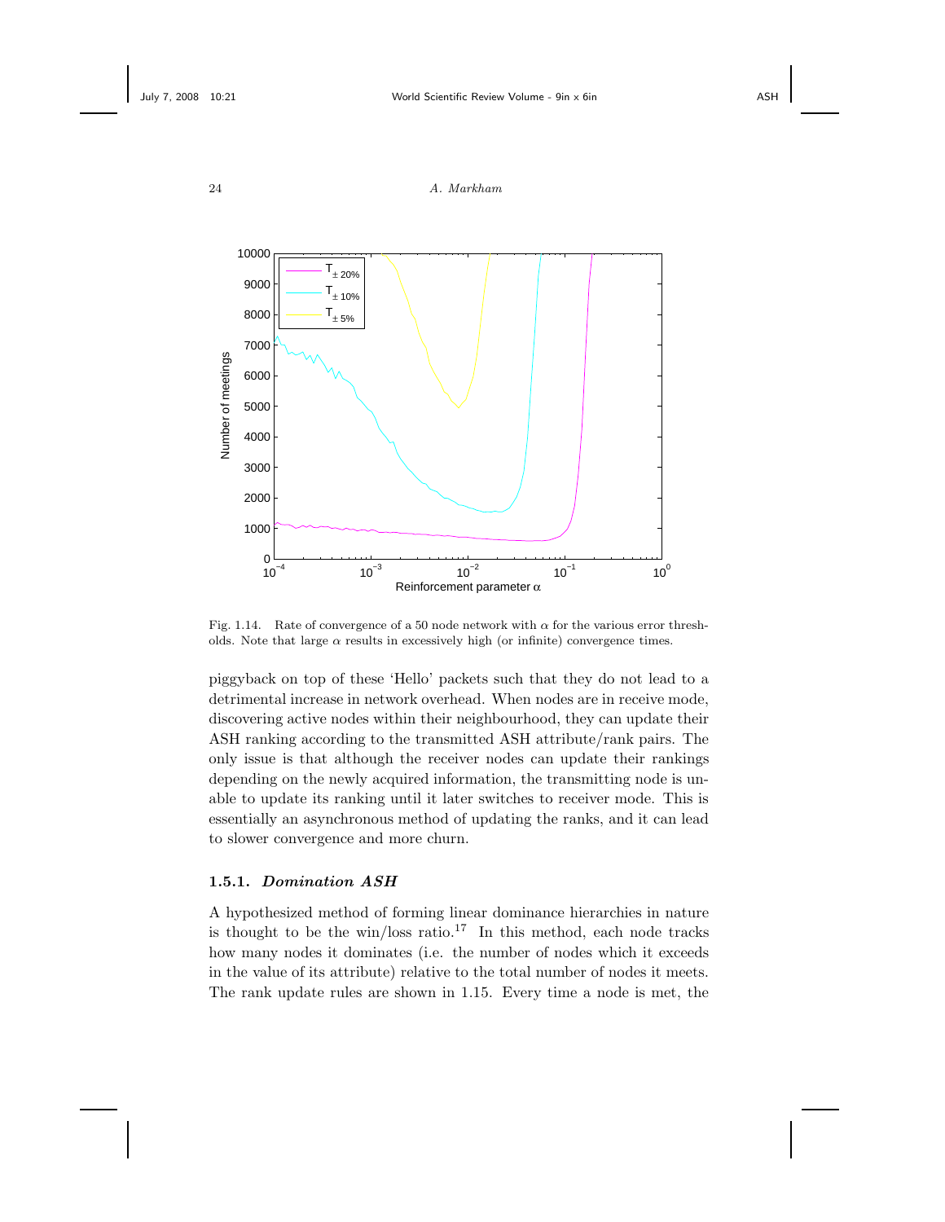Fig. 1.14. Rate of convergence of a 50 node network with $\alpha$ for the various error thresholds. Note that large $\alpha$ results in excessively high (or infinite) convergence times.

piggyback on top of these 'Hello' packets such that they do not lead to a detrimental increase in network overhead. When nodes are in receive mode, discovering active nodes within their neighbourhood, they can update their ASH ranking according to the transmitted ASH attribute/rank pairs. The only issue is that although the receiver nodes can update their rankings depending on the newly acquired information, the transmitting node is unable to update its ranking until it later switches to receiver mode. This is essentially an asynchronous method of updating the ranks, and it can lead to slower convergence and more churn.

### 1.5.1. *Domination ASH*

A hypothesized method of forming linear dominance hierarchies in nature is thought to be the win/loss ratio.[17] In this method, each node tracks how many nodes it dominates (i.e. the number of nodes which it exceeds in the value of its attribute) relative to the total number of nodes it meets. The rank update rules are shown in 1.15. Every time a node is met, the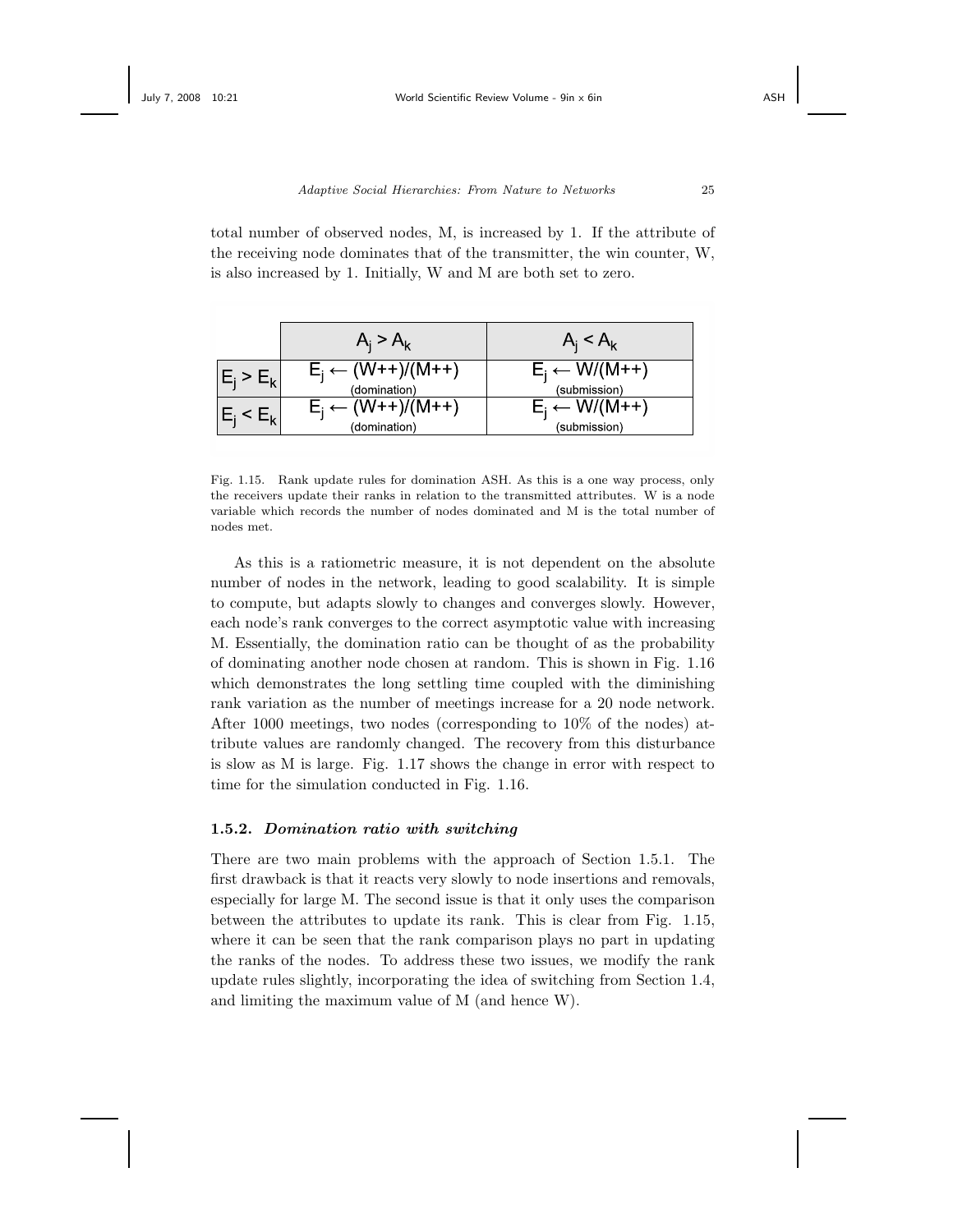total number of observed nodes, M, is increased by 1. If the attribute of the receiving node dominates that of the transmitter, the win counter, W, is also increased by 1. Initially, W and M are both set to zero.

| | $A_j > A_k$ | $A_j < A_k$ |
|---|---|---|
| $E_j > E_k$ | $E_j \leftarrow$ (W++)/(M++) (domination) | $E_j \leftarrow$ W/(M++) (submission) |
| $E_j < E_k$ | $E_j \leftarrow$ (W++)/(M++) (domination) | $E_j \leftarrow$ W/(M++) (submission) |

Fig. 1.15. Rank update rules for domination ASH. As this is a one way process, only the receivers update their ranks in relation to the transmitted attributes. W is a node variable which records the number of nodes dominated and M is the total number of nodes met.

As this is a ratiometric measure, it is not dependent on the absolute number of nodes in the network, leading to good scalability. It is simple to compute, but adapts slowly to changes and converges slowly. However, each node's rank converges to the correct asymptotic value with increasing M. Essentially, the domination ratio can be thought of as the probability of dominating another node chosen at random. This is shown in Fig. 1.16 which demonstrates the long settling time coupled with the diminishing rank variation as the number of meetings increase for a 20 node network. After 1000 meetings, two nodes (corresponding to 10% of the nodes) attribute values are randomly changed. The recovery from this disturbance is slow as M is large. Fig. 1.17 shows the change in error with respect to time for the simulation conducted in Fig. 1.16.

### 1.5.2. *Domination ratio with switching*

There are two main problems with the approach of Section 1.5.1. The first drawback is that it reacts very slowly to node insertions and removals, especially for large M. The second issue is that it only uses the comparison between the attributes to update its rank. This is clear from Fig. 1.15, where it can be seen that the rank comparison plays no part in updating the ranks of the nodes. To address these two issues, we modify the rank update rules slightly, incorporating the idea of switching from Section 1.4, and limiting the maximum value of M (and hence W).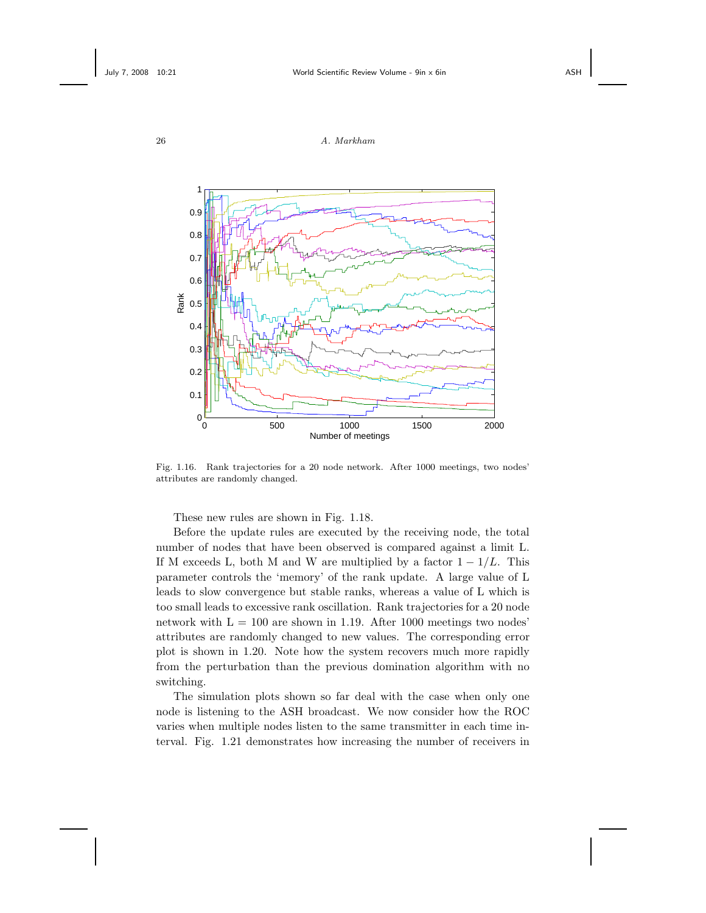Fig. 1.16. Rank trajectories for a 20 node network. After 1000 meetings, two nodes' attributes are randomly changed.

These new rules are shown in Fig. 1.18.

Before the update rules are executed by the receiving node, the total number of nodes that have been observed is compared against a limit L. If M exceeds L, both M and W are multiplied by a factor $1 - 1/L$. This parameter controls the 'memory' of the rank update. A large value of L leads to slow convergence but stable ranks, whereas a value of L which is too small leads to excessive rank oscillation. Rank trajectories for a 20 node network with L = 100 are shown in 1.19. After 1000 meetings two nodes' attributes are randomly changed to new values. The corresponding error plot is shown in 1.20. Note how the system recovers much more rapidly from the perturbation than the previous domination algorithm with no switching.

The simulation plots shown so far deal with the case when only one node is listening to the ASH broadcast. We now consider how the ROC varies when multiple nodes listen to the same transmitter in each time interval. Fig. 1.21 demonstrates how increasing the number of receivers in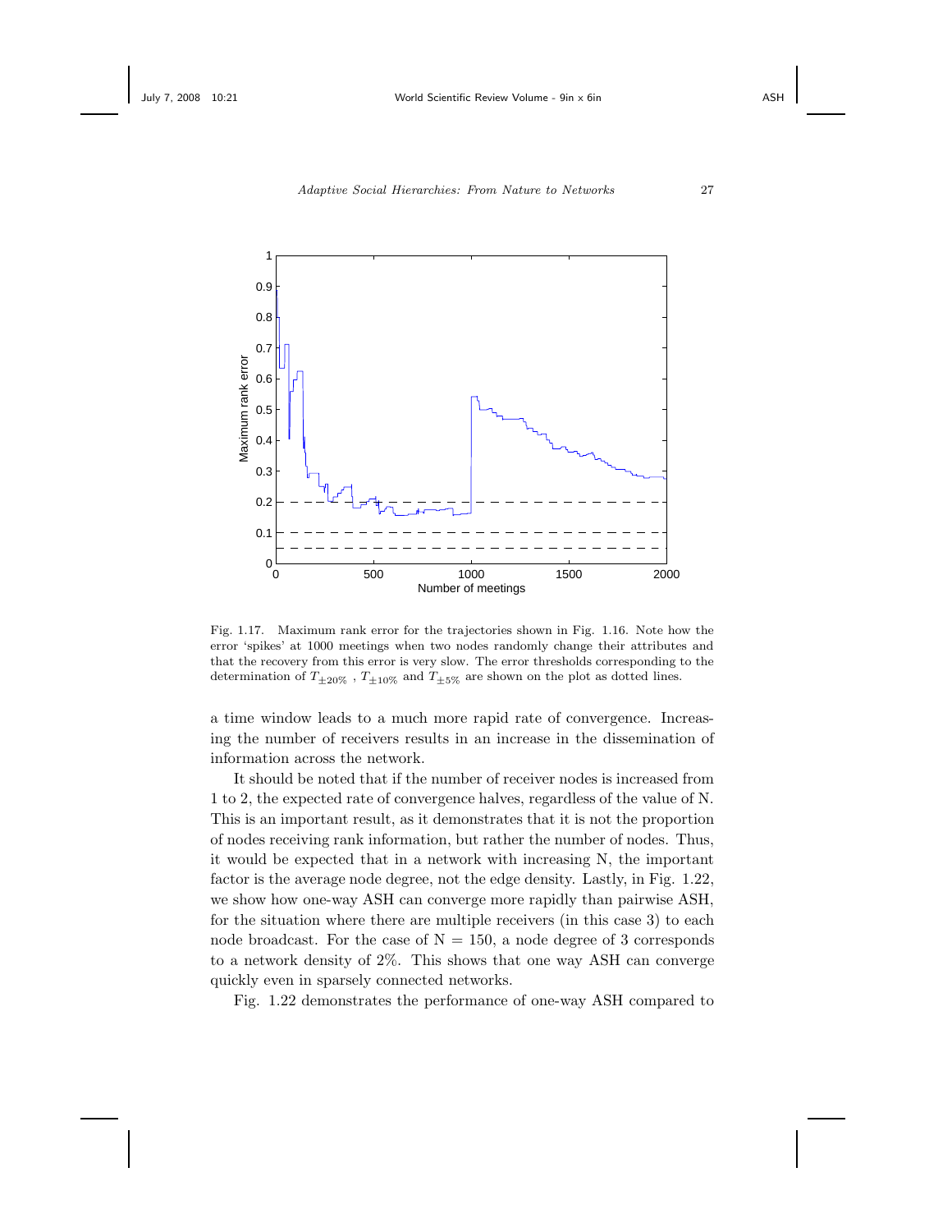Fig. 1.17. Maximum rank error for the trajectories shown in Fig. 1.16. Note how the error 'spikes' at 1000 meetings when two nodes randomly change their attributes and that the recovery from this error is very slow. The error thresholds corresponding to the determination of $T_{\pm 20\%}$ , $T_{\pm 10\%}$ and $T_{\pm 5\%}$ are shown on the plot as dotted lines.

a time window leads to a much more rapid rate of convergence. Increasing the number of receivers results in an increase in the dissemination of information across the network.

It should be noted that if the number of receiver nodes is increased from 1 to 2, the expected rate of convergence halves, regardless of the value of N. This is an important result, as it demonstrates that it is not the proportion of nodes receiving rank information, but rather the number of nodes. Thus, it would be expected that in a network with increasing N, the important factor is the average node degree, not the edge density. Lastly, in Fig. 1.22, we show how one-way ASH can converge more rapidly than pairwise ASH, for the situation where there are multiple receivers (in this case 3) to each node broadcast. For the case of N = 150, a node degree of 3 corresponds to a network density of 2%. This shows that one way ASH can converge quickly even in sparsely connected networks.

Fig. 1.22 demonstrates the performance of one-way ASH compared to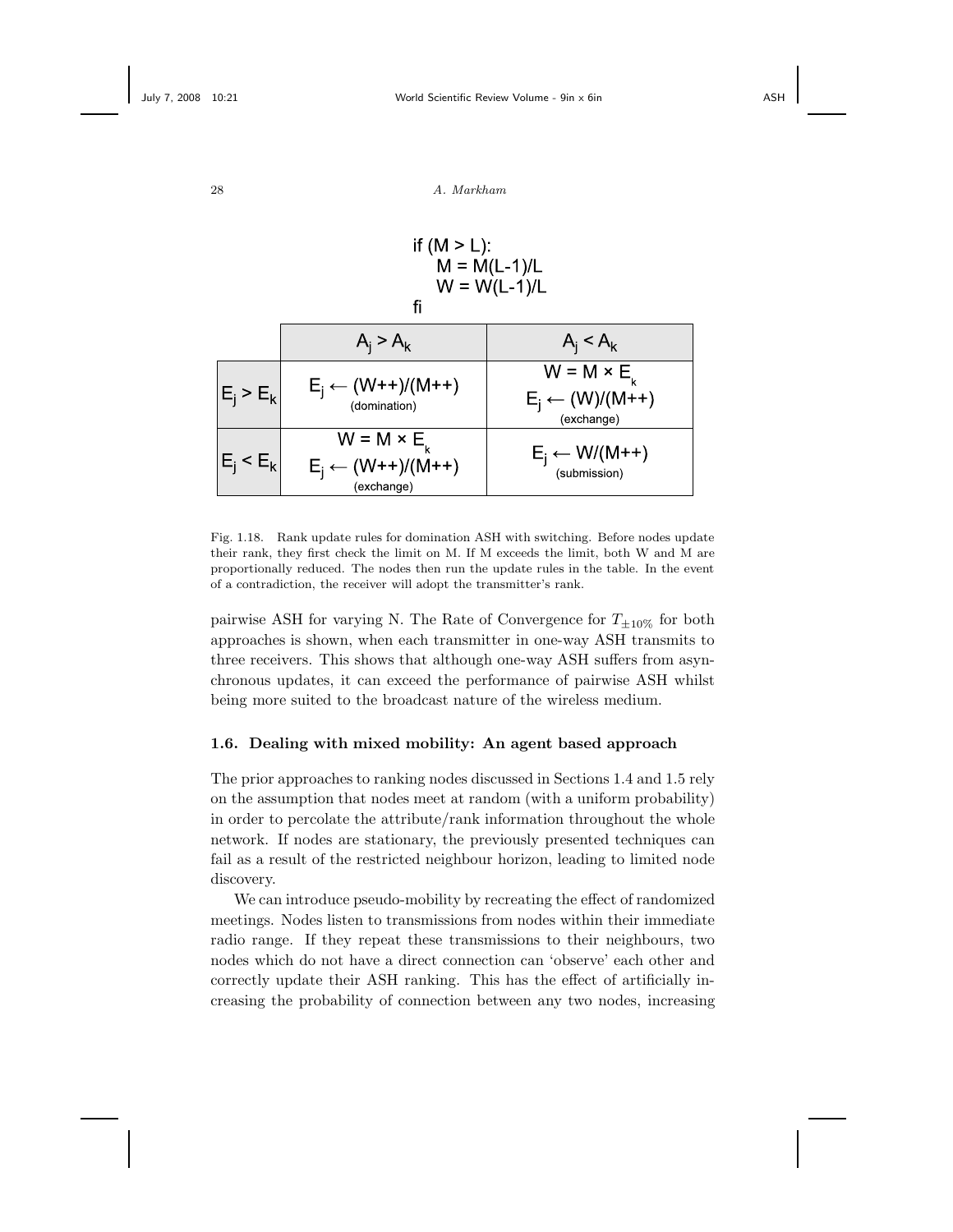```
if (M > L):
    M = M(L-1)/L
    W = W(L-1)/L
fi
```

| | $A_j > A_k$ | $A_j < A_k$ |
|---|---|---|
| $E_j > E_k$ | $E_j \leftarrow (W{+}{+})/(M{+}{+})$ (domination) | $W = M \times E_k$ $E_j \leftarrow (W)/(M{+}{+})$ (exchange) |
| $E_j < E_k$ | $W = M \times E_k$ $E_j \leftarrow (W{+}{+})/(M{+}{+})$ (exchange) | $E_j \leftarrow W/(M{+}{+})$ (submission) |

Fig. 1.18. Rank update rules for domination ASH with switching. Before nodes update their rank, they first check the limit on M. If M exceeds the limit, both W and M are proportionally reduced. The nodes then run the update rules in the table. In the event of a contradiction, the receiver will adopt the transmitter's rank.

pairwise ASH for varying N. The Rate of Convergence for $T_{\pm 10\%}$ for both approaches is shown, when each transmitter in one-way ASH transmits to three receivers. This shows that although one-way ASH suffers from asynchronous updates, it can exceed the performance of pairwise ASH whilst being more suited to the broadcast nature of the wireless medium.

### 1.6. Dealing with mixed mobility: An agent based approach

The prior approaches to ranking nodes discussed in Sections 1.4 and 1.5 rely on the assumption that nodes meet at random (with a uniform probability) in order to percolate the attribute/rank information throughout the whole network. If nodes are stationary, the previously presented techniques can fail as a result of the restricted neighbour horizon, leading to limited node discovery.

We can introduce pseudo-mobility by recreating the effect of randomized meetings. Nodes listen to transmissions from nodes within their immediate radio range. If they repeat these transmissions to their neighbours, two nodes which do not have a direct connection can 'observe' each other and correctly update their ASH ranking. This has the effect of artificially increasing the probability of connection between any two nodes, increasing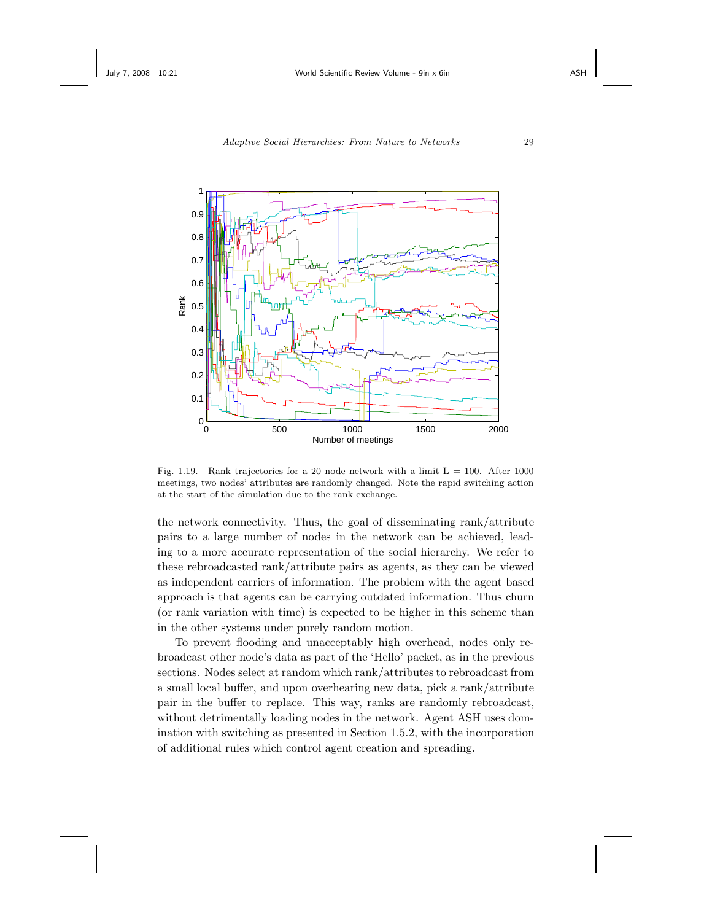Fig. 1.19. Rank trajectories for a 20 node network with a limit L = 100. After 1000 meetings, two nodes' attributes are randomly changed. Note the rapid switching action at the start of the simulation due to the rank exchange.

the network connectivity. Thus, the goal of disseminating rank/attribute pairs to a large number of nodes in the network can be achieved, leading to a more accurate representation of the social hierarchy. We refer to these rebroadcasted rank/attribute pairs as agents, as they can be viewed as independent carriers of information. The problem with the agent based approach is that agents can be carrying outdated information. Thus churn (or rank variation with time) is expected to be higher in this scheme than in the other systems under purely random motion.

To prevent flooding and unacceptably high overhead, nodes only rebroadcast other node's data as part of the 'Hello' packet, as in the previous sections. Nodes select at random which rank/attributes to rebroadcast from a small local buffer, and upon overhearing new data, pick a rank/attribute pair in the buffer to replace. This way, ranks are randomly rebroadcast, without detrimentally loading nodes in the network. Agent ASH uses domination with switching as presented in Section 1.5.2, with the incorporation of additional rules which control agent creation and spreading.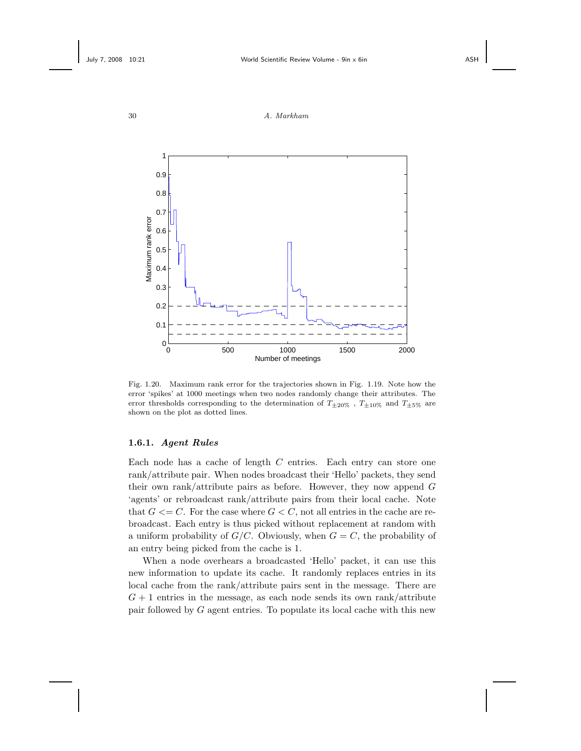Fig. 1.20. Maximum rank error for the trajectories shown in Fig. 1.19. Note how the error 'spikes' at 1000 meetings when two nodes randomly change their attributes. The error thresholds corresponding to the determination of $T_{\pm 20\%}$ , $T_{\pm 10\%}$ and $T_{\pm 5\%}$ are shown on the plot as dotted lines.

### 1.6.1. *Agent Rules*

Each node has a cache of length $C$ entries. Each entry can store one rank/attribute pair. When nodes broadcast their 'Hello' packets, they send their own rank/attribute pairs as before. However, they now append $G$ 'agents' or rebroadcast rank/attribute pairs from their local cache. Note that $G <= C$. For the case where $G < C$, not all entries in the cache are rebroadcast. Each entry is thus picked without replacement at random with a uniform probability of $G/C$. Obviously, when $G = C$, the probability of an entry being picked from the cache is 1.

When a node overhears a broadcasted 'Hello' packet, it can use this new information to update its cache. It randomly replaces entries in its local cache from the rank/attribute pairs sent in the message. There are $G + 1$ entries in the message, as each node sends its own rank/attribute pair followed by $G$ agent entries. To populate its local cache with this new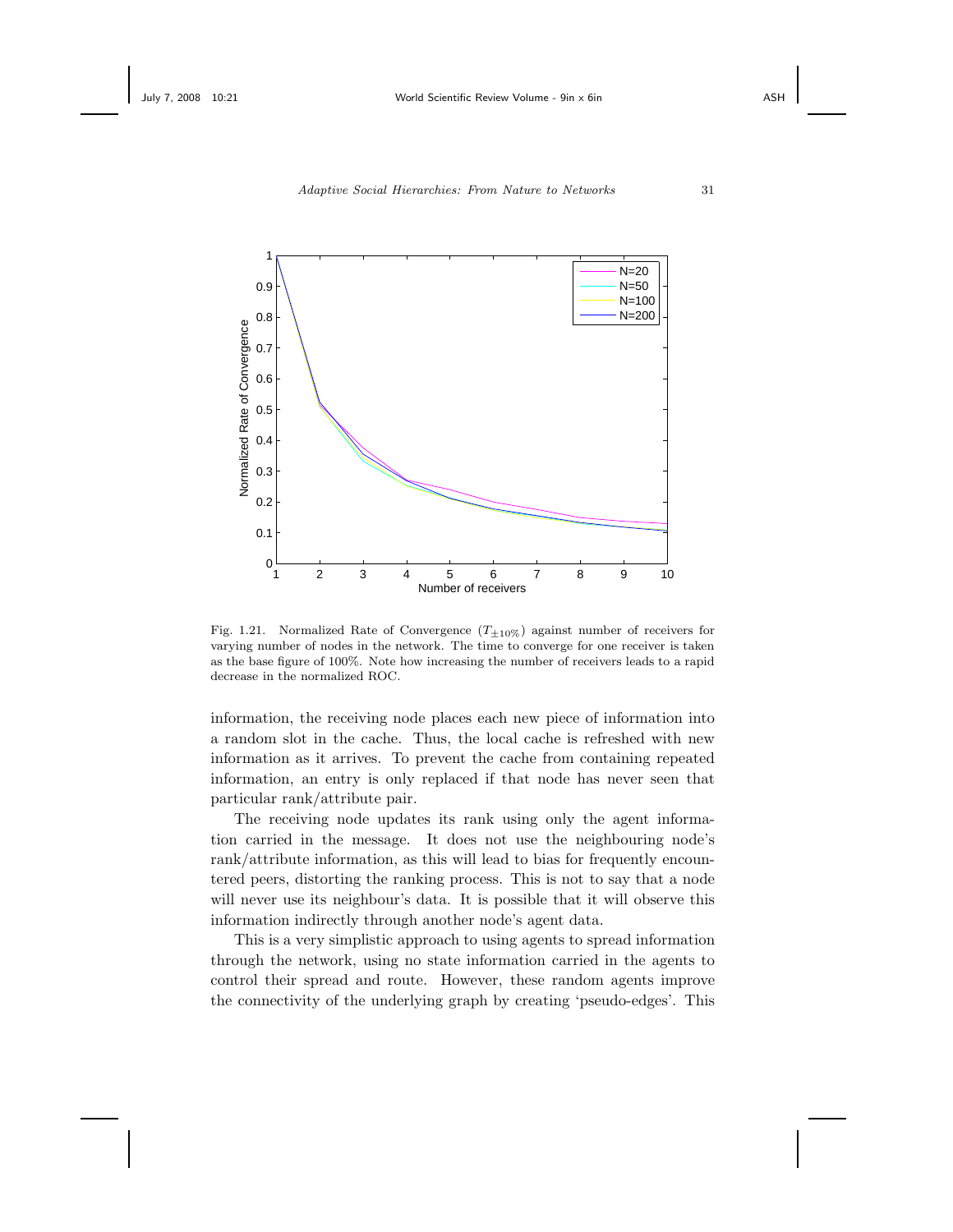Fig. 1.21. Normalized Rate of Convergence ($T_{\pm 10\%}$) against number of receivers for varying number of nodes in the network. The time to converge for one receiver is taken as the base figure of 100%. Note how increasing the number of receivers leads to a rapid decrease in the normalized ROC.

information, the receiving node places each new piece of information into a random slot in the cache. Thus, the local cache is refreshed with new information as it arrives. To prevent the cache from containing repeated information, an entry is only replaced if that node has never seen that particular rank/attribute pair.

The receiving node updates its rank using only the agent information carried in the message. It does not use the neighbouring node's rank/attribute information, as this will lead to bias for frequently encountered peers, distorting the ranking process. This is not to say that a node will never use its neighbour's data. It is possible that it will observe this information indirectly through another node's agent data.

This is a very simplistic approach to using agents to spread information through the network, using no state information carried in the agents to control their spread and route. However, these random agents improve the connectivity of the underlying graph by creating 'pseudo-edges'. This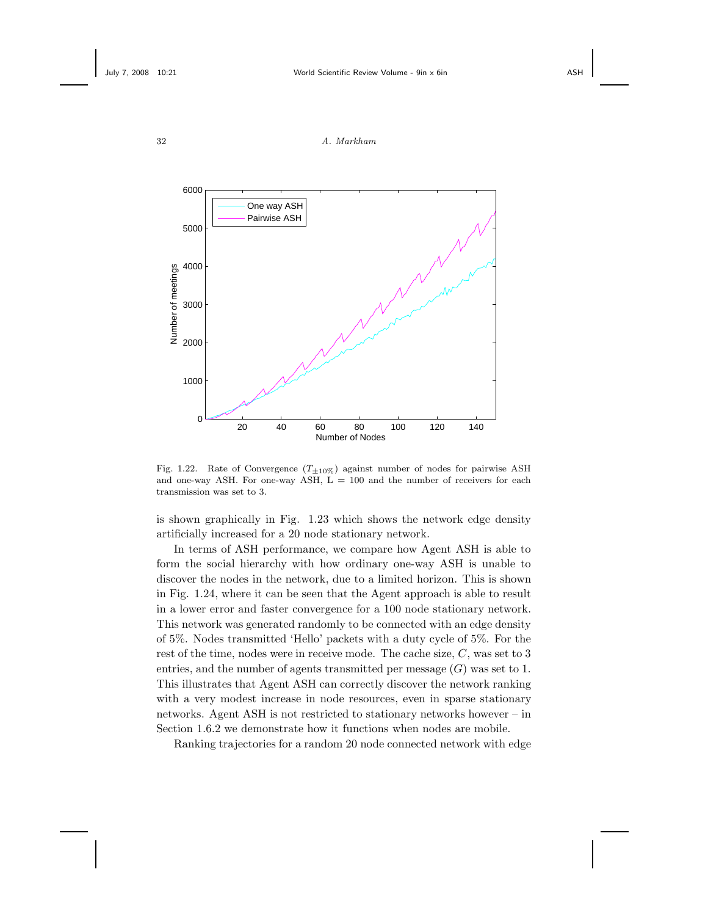Fig. 1.22. Rate of Convergence ($T_{\pm 10\%}$) against number of nodes for pairwise ASH and one-way ASH. For one-way ASH, L = 100 and the number of receivers for each transmission was set to 3.

is shown graphically in Fig. 1.23 which shows the network edge density artificially increased for a 20 node stationary network.

In terms of ASH performance, we compare how Agent ASH is able to form the social hierarchy with how ordinary one-way ASH is unable to discover the nodes in the network, due to a limited horizon. This is shown in Fig. 1.24, where it can be seen that the Agent approach is able to result in a lower error and faster convergence for a 100 node stationary network. This network was generated randomly to be connected with an edge density of 5%. Nodes transmitted 'Hello' packets with a duty cycle of 5%. For the rest of the time, nodes were in receive mode. The cache size, $C$, was set to 3 entries, and the number of agents transmitted per message ($G$) was set to 1. This illustrates that Agent ASH can correctly discover the network ranking with a very modest increase in node resources, even in sparse stationary networks. Agent ASH is not restricted to stationary networks however – in Section 1.6.2 we demonstrate how it functions when nodes are mobile.

Ranking trajectories for a random 20 node connected network with edge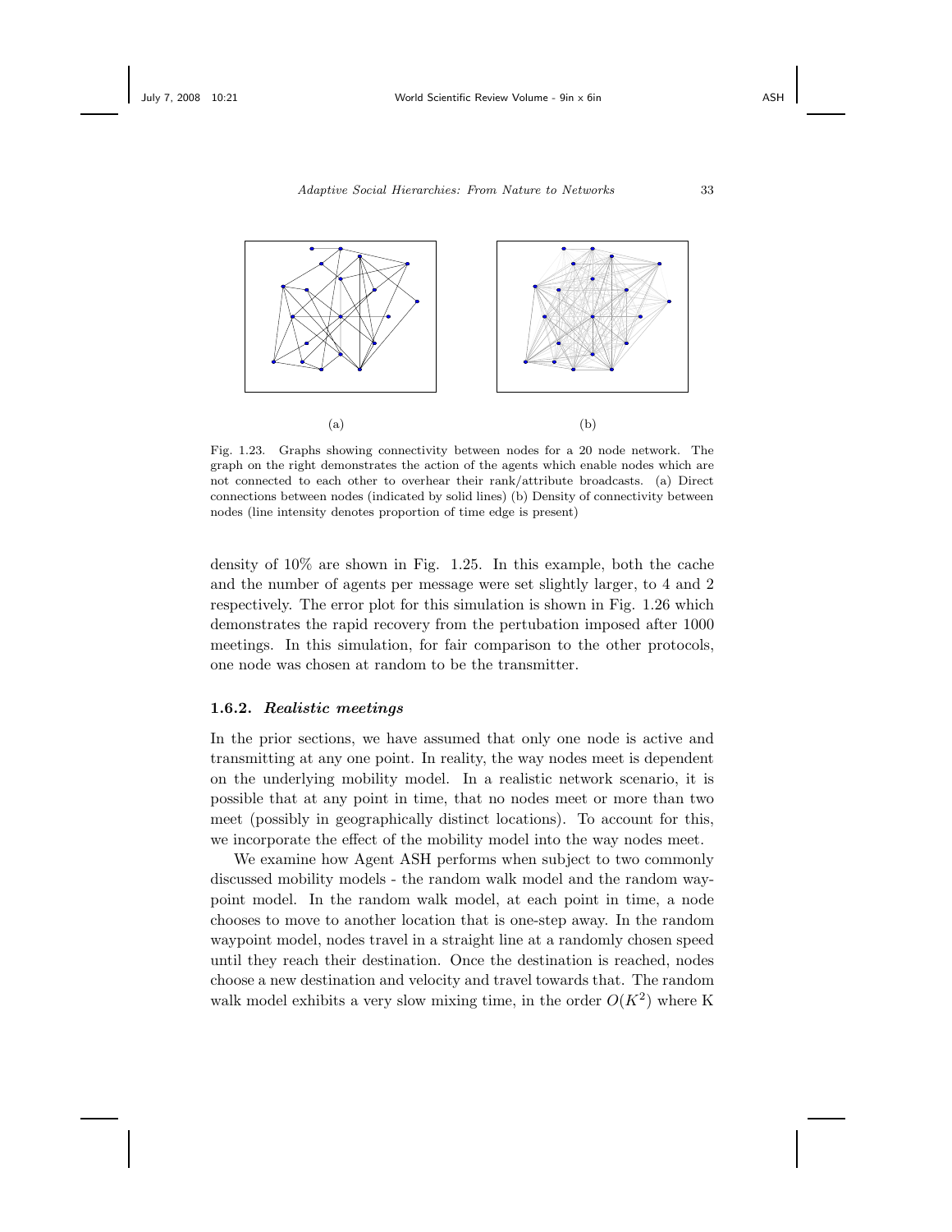(a)

(b)

Fig. 1.23. Graphs showing connectivity between nodes for a 20 node network. The graph on the right demonstrates the action of the agents which enable nodes which are not connected to each other to overhear their rank/attribute broadcasts. (a) Direct connections between nodes (indicated by solid lines) (b) Density of connectivity between nodes (line intensity denotes proportion of time edge is present)

density of 10% are shown in Fig. 1.25. In this example, both the cache and the number of agents per message were set slightly larger, to 4 and 2 respectively. The error plot for this simulation is shown in Fig. 1.26 which demonstrates the rapid recovery from the pertubation imposed after 1000 meetings. In this simulation, for fair comparison to the other protocols, one node was chosen at random to be the transmitter.

### 1.6.2. *Realistic meetings*

In the prior sections, we have assumed that only one node is active and transmitting at any one point. In reality, the way nodes meet is dependent on the underlying mobility model. In a realistic network scenario, it is possible that at any point in time, that no nodes meet or more than two meet (possibly in geographically distinct locations). To account for this, we incorporate the effect of the mobility model into the way nodes meet.

We examine how Agent ASH performs when subject to two commonly discussed mobility models - the random walk model and the random waypoint model. In the random walk model, at each point in time, a node chooses to move to another location that is one-step away. In the random waypoint model, nodes travel in a straight line at a randomly chosen speed until they reach their destination. Once the destination is reached, nodes choose a new destination and velocity and travel towards that. The random walk model exhibits a very slow mixing time, in the order $O(K^2)$ where K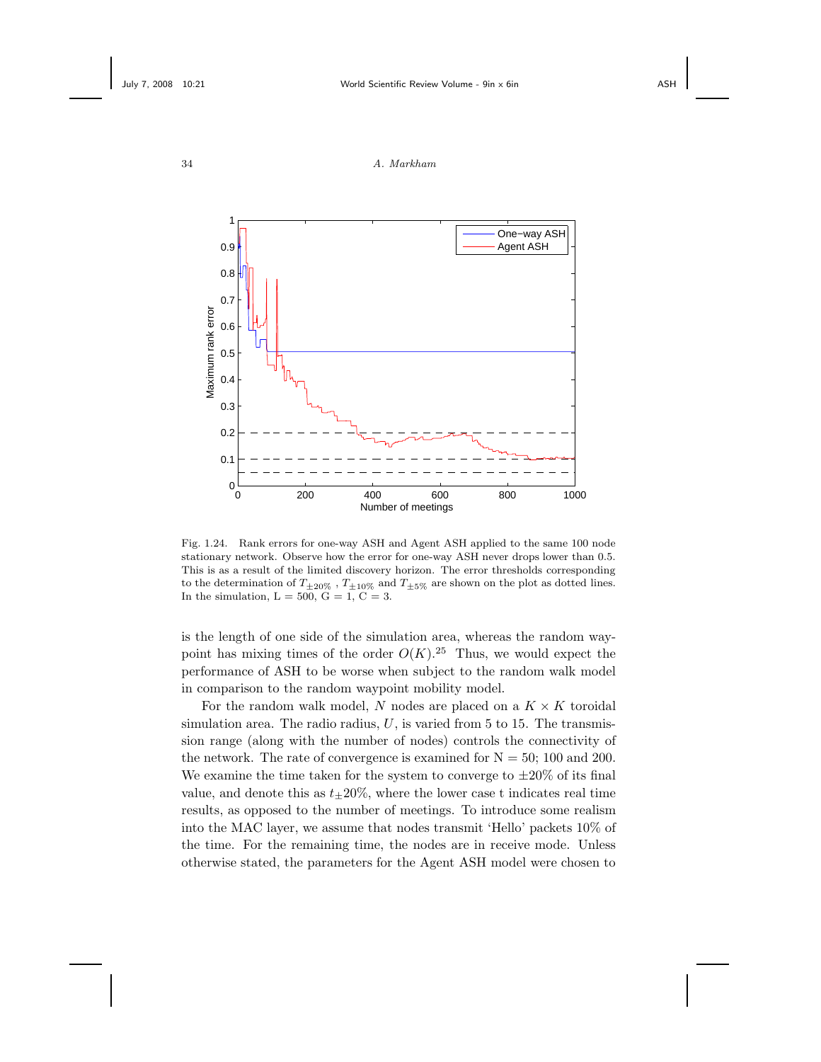Fig. 1.24. Rank errors for one-way ASH and Agent ASH applied to the same 100 node stationary network. Observe how the error for one-way ASH never drops lower than 0.5. This is as a result of the limited discovery horizon. The error thresholds corresponding to the determination of $T_{\pm 20\%}$ , $T_{\pm 10\%}$ and $T_{\pm 5\%}$ are shown on the plot as dotted lines. In the simulation, L = 500, G = 1, C = 3.

is the length of one side of the simulation area, whereas the random waypoint has mixing times of the order $O(K)$.[25] Thus, we would expect the performance of ASH to be worse when subject to the random walk model in comparison to the random waypoint mobility model.

For the random walk model, $N$ nodes are placed on a $K \times K$ toroidal simulation area. The radio radius, $U$, is varied from 5 to 15. The transmission range (along with the number of nodes) controls the connectivity of the network. The rate of convergence is examined for N = 50; 100 and 200. We examine the time taken for the system to converge to $\pm 20\%$ of its final value, and denote this as $t_{\pm}20\%$, where the lower case t indicates real time results, as opposed to the number of meetings. To introduce some realism into the MAC layer, we assume that nodes transmit 'Hello' packets 10% of the time. For the remaining time, the nodes are in receive mode. Unless otherwise stated, the parameters for the Agent ASH model were chosen to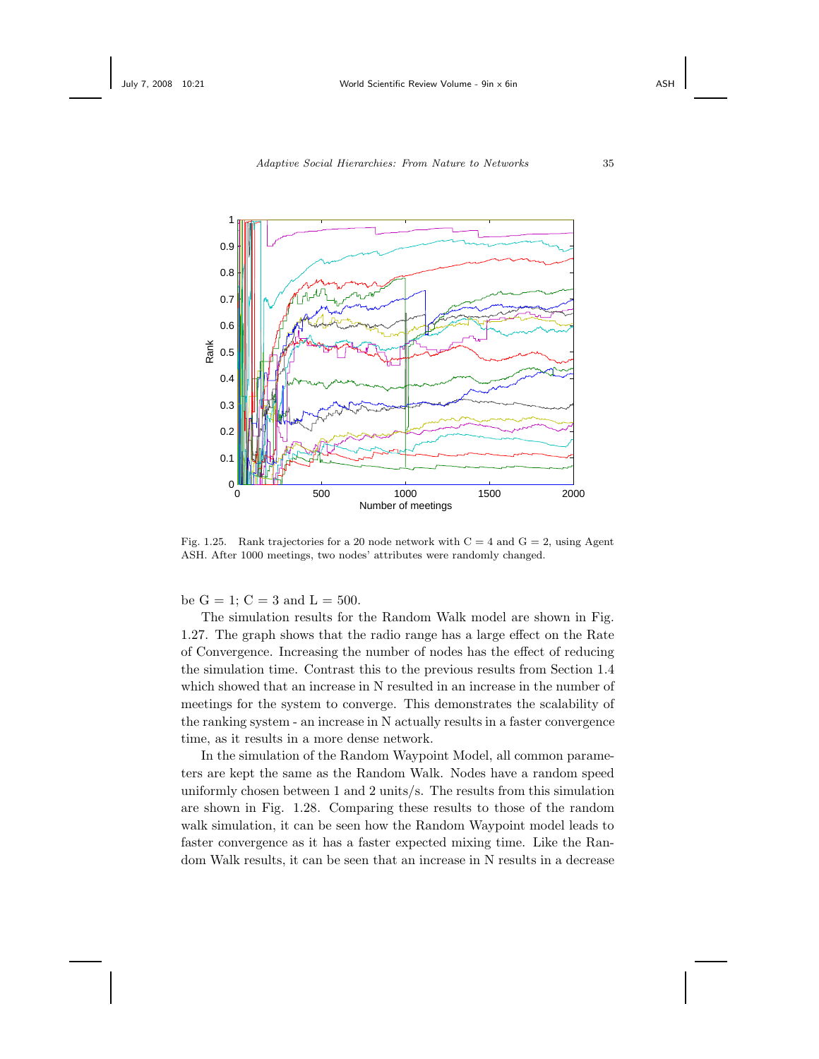Fig. 1.25. Rank trajectories for a 20 node network with C = 4 and G = 2, using Agent ASH. After 1000 meetings, two nodes' attributes were randomly changed.

be G = 1; C = 3 and L = 500.

The simulation results for the Random Walk model are shown in Fig. 1.27. The graph shows that the radio range has a large effect on the Rate of Convergence. Increasing the number of nodes has the effect of reducing the simulation time. Contrast this to the previous results from Section 1.4 which showed that an increase in N resulted in an increase in the number of meetings for the system to converge. This demonstrates the scalability of the ranking system - an increase in N actually results in a faster convergence time, as it results in a more dense network.

In the simulation of the Random Waypoint Model, all common parameters are kept the same as the Random Walk. Nodes have a random speed uniformly chosen between 1 and 2 units/s. The results from this simulation are shown in Fig. 1.28. Comparing these results to those of the random walk simulation, it can be seen how the Random Waypoint model leads to faster convergence as it has a faster expected mixing time. Like the Random Walk results, it can be seen that an increase in N results in a decrease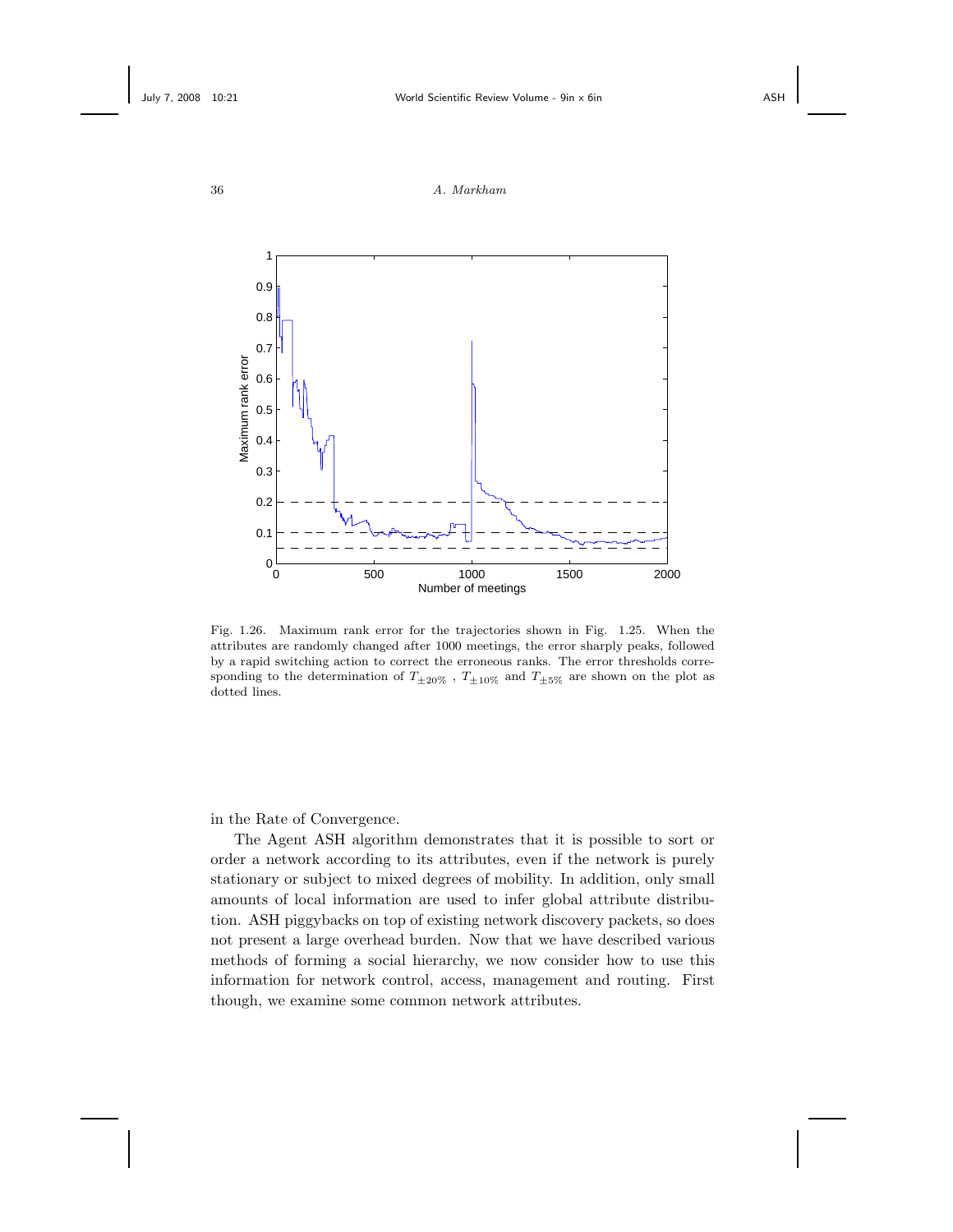Fig. 1.26. Maximum rank error for the trajectories shown in Fig. 1.25. When the attributes are randomly changed after 1000 meetings, the error sharply peaks, followed by a rapid switching action to correct the erroneous ranks. The error thresholds corresponding to the determination of $T_{\pm 20\%}$ , $T_{\pm 10\%}$ and $T_{\pm 5\%}$ are shown on the plot as dotted lines.

in the Rate of Convergence.

The Agent ASH algorithm demonstrates that it is possible to sort or order a network according to its attributes, even if the network is purely stationary or subject to mixed degrees of mobility. In addition, only small amounts of local information are used to infer global attribute distribution. ASH piggybacks on top of existing network discovery packets, so does not present a large overhead burden. Now that we have described various methods of forming a social hierarchy, we now consider how to use this information for network control, access, management and routing. First though, we examine some common network attributes.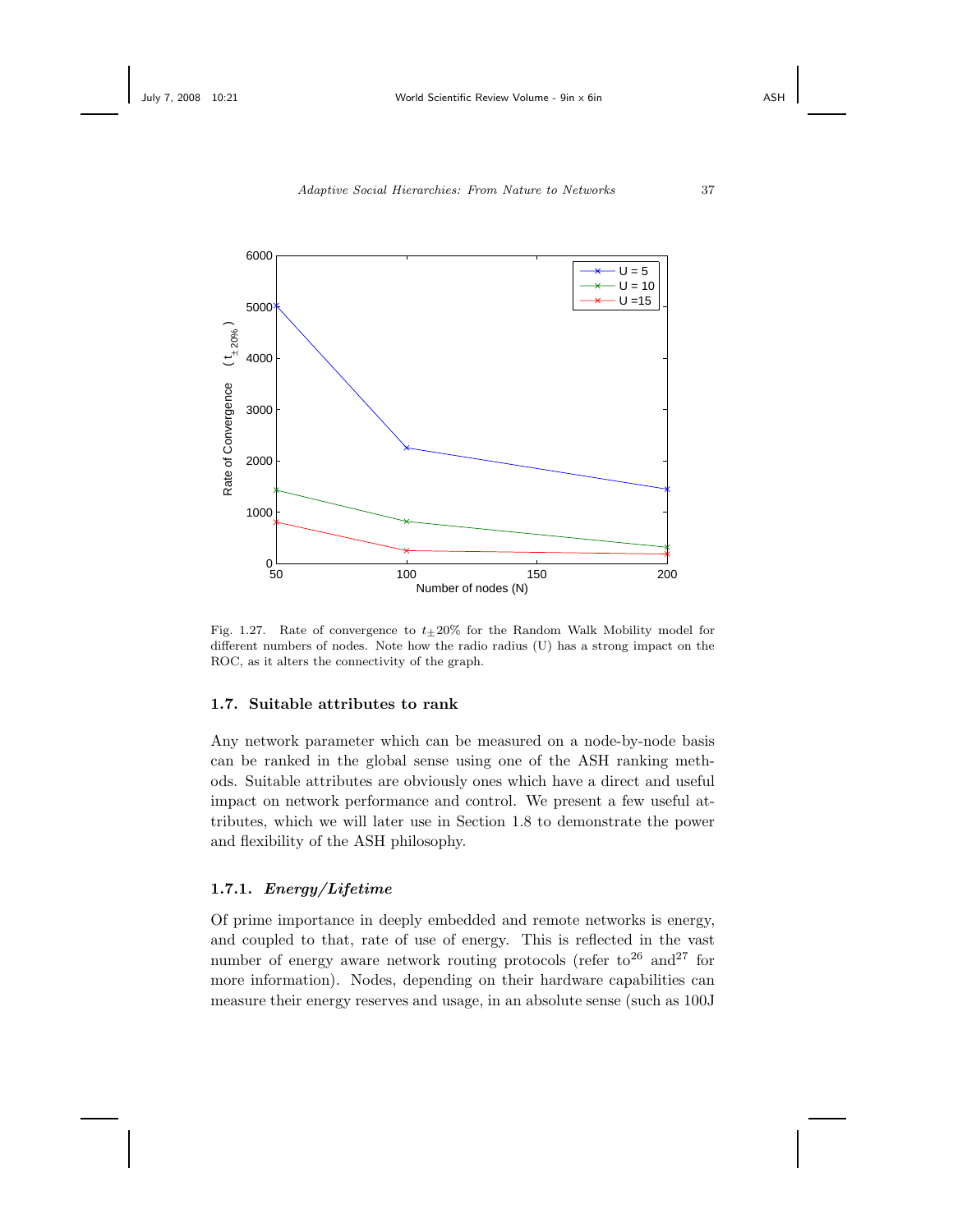Fig. 1.27. Rate of convergence to $t_{\pm}20\%$ for the Random Walk Mobility model for different numbers of nodes. Note how the radio radius (U) has a strong impact on the ROC, as it alters the connectivity of the graph.

## 1.7. Suitable attributes to rank

Any network parameter which can be measured on a node-by-node basis can be ranked in the global sense using one of the ASH ranking methods. Suitable attributes are obviously ones which have a direct and useful impact on network performance and control. We present a few useful attributes, which we will later use in Section 1.8 to demonstrate the power and flexibility of the ASH philosophy.

### 1.7.1. *Energy/Lifetime*

Of prime importance in deeply embedded and remote networks is energy, and coupled to that, rate of use of energy. This is reflected in the vast number of energy aware network routing protocols (refer to[26] and[27] for more information). Nodes, depending on their hardware capabilities can measure their energy reserves and usage, in an absolute sense (such as 100J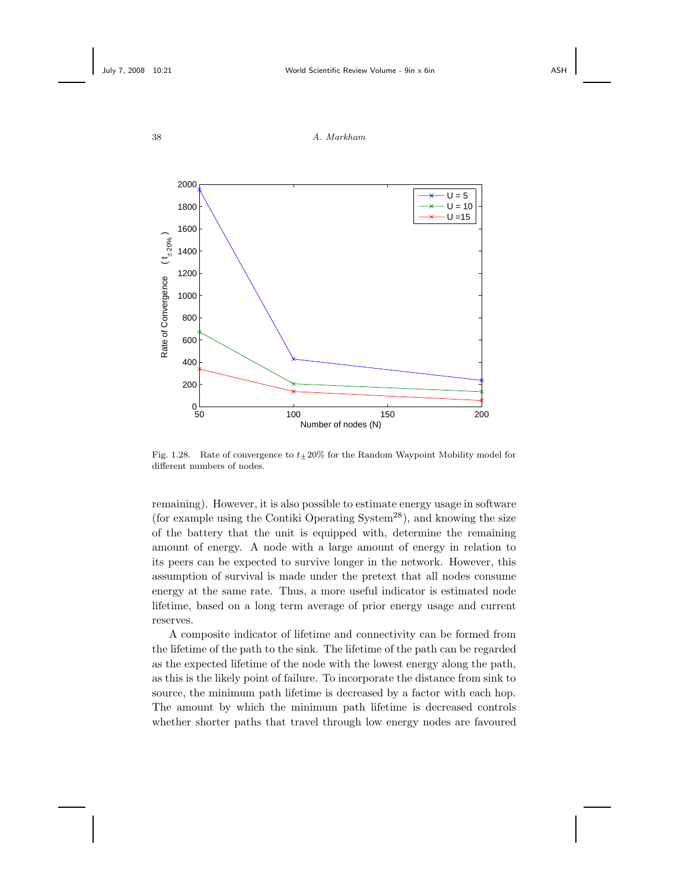Fig. 1.28. Rate of convergence to $t_{\pm}20\%$ for the Random Waypoint Mobility model for different numbers of nodes.

remaining). However, it is also possible to estimate energy usage in software (for example using the Contiki Operating System[28]), and knowing the size of the battery that the unit is equipped with, determine the remaining amount of energy. A node with a large amount of energy in relation to its peers can be expected to survive longer in the network. However, this assumption of survival is made under the pretext that all nodes consume energy at the same rate. Thus, a more useful indicator is estimated node lifetime, based on a long term average of prior energy usage and current reserves.

A composite indicator of lifetime and connectivity can be formed from the lifetime of the path to the sink. The lifetime of the path can be regarded as the expected lifetime of the node with the lowest energy along the path, as this is the likely point of failure. To incorporate the distance from sink to source, the minimum path lifetime is decreased by a factor with each hop. The amount by which the minimum path lifetime is decreased controls whether shorter paths that travel through low energy nodes are favoured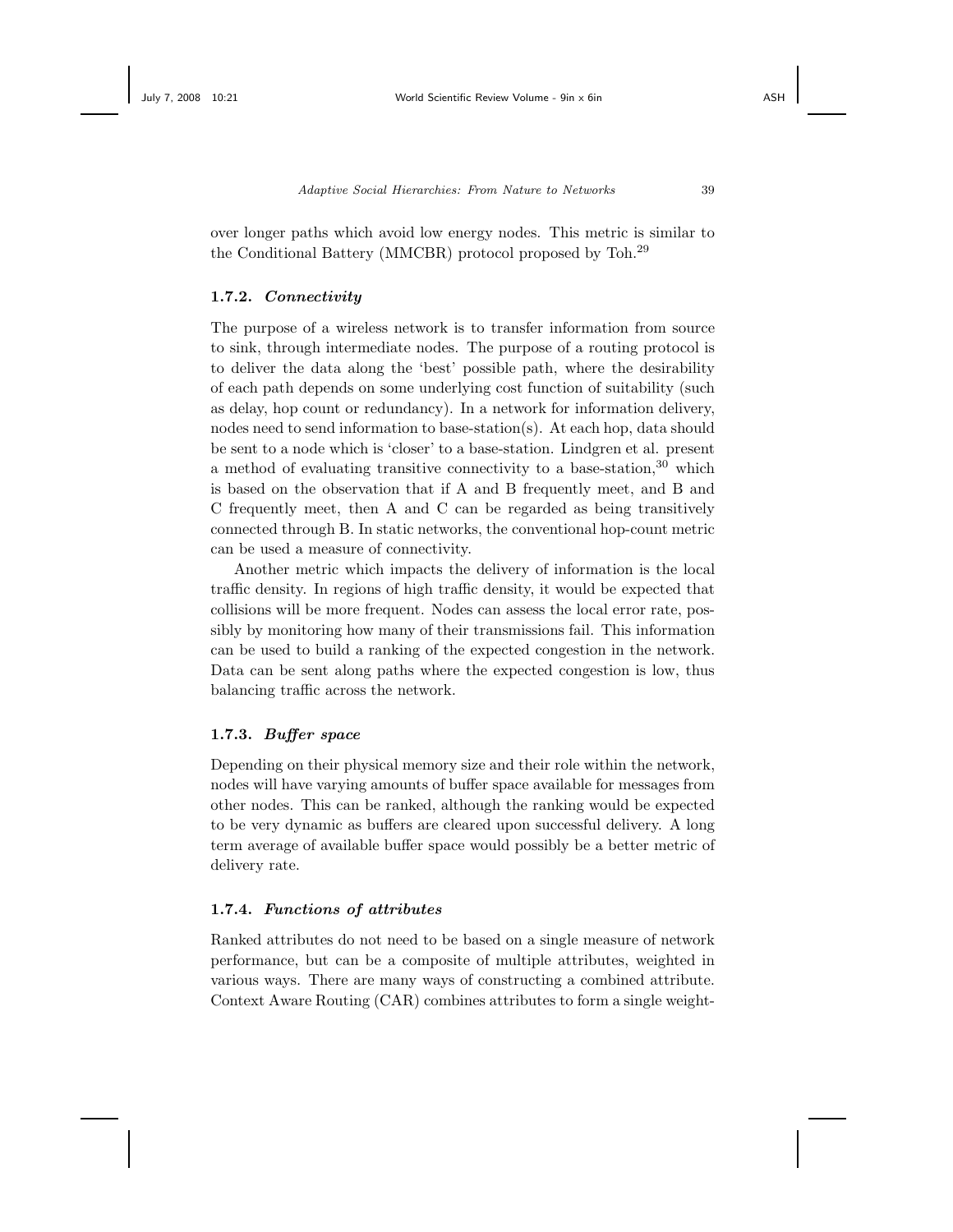over longer paths which avoid low energy nodes. This metric is similar to the Conditional Battery (MMCBR) protocol proposed by Toh.[29]

### 1.7.2. *Connectivity*

The purpose of a wireless network is to transfer information from source to sink, through intermediate nodes. The purpose of a routing protocol is to deliver the data along the 'best' possible path, where the desirability of each path depends on some underlying cost function of suitability (such as delay, hop count or redundancy). In a network for information delivery, nodes need to send information to base-station(s). At each hop, data should be sent to a node which is 'closer' to a base-station. Lindgren et al. present a method of evaluating transitive connectivity to a base-station,[30] which is based on the observation that if A and B frequently meet, and B and C frequently meet, then A and C can be regarded as being transitively connected through B. In static networks, the conventional hop-count metric can be used a measure of connectivity.

Another metric which impacts the delivery of information is the local traffic density. In regions of high traffic density, it would be expected that collisions will be more frequent. Nodes can assess the local error rate, possibly by monitoring how many of their transmissions fail. This information can be used to build a ranking of the expected congestion in the network. Data can be sent along paths where the expected congestion is low, thus balancing traffic across the network.

### 1.7.3. *Buffer space*

Depending on their physical memory size and their role within the network, nodes will have varying amounts of buffer space available for messages from other nodes. This can be ranked, although the ranking would be expected to be very dynamic as buffers are cleared upon successful delivery. A long term average of available buffer space would possibly be a better metric of delivery rate.

### 1.7.4. *Functions of attributes*

Ranked attributes do not need to be based on a single measure of network performance, but can be a composite of multiple attributes, weighted in various ways. There are many ways of constructing a combined attribute. Context Aware Routing (CAR) combines attributes to form a single weight-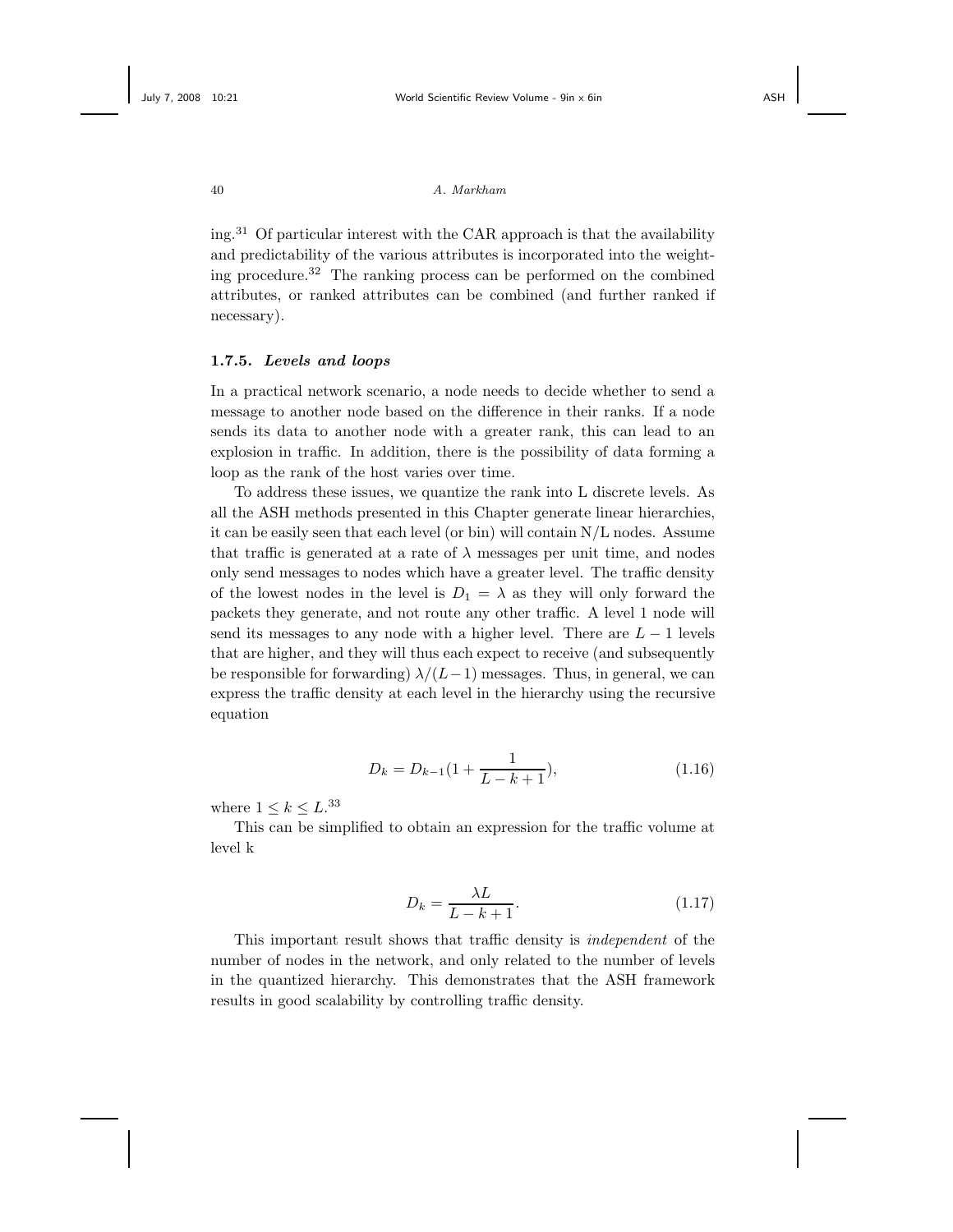ing.[31] Of particular interest with the CAR approach is that the availability and predictability of the various attributes is incorporated into the weighting procedure.[32] The ranking process can be performed on the combined attributes, or ranked attributes can be combined (and further ranked if necessary).

### 1.7.5. *Levels and loops*

In a practical network scenario, a node needs to decide whether to send a message to another node based on the difference in their ranks. If a node sends its data to another node with a greater rank, this can lead to an explosion in traffic. In addition, there is the possibility of data forming a loop as the rank of the host varies over time.

To address these issues, we quantize the rank into L discrete levels. As all the ASH methods presented in this Chapter generate linear hierarchies, it can be easily seen that each level (or bin) will contain N/L nodes. Assume that traffic is generated at a rate of $\lambda$ messages per unit time, and nodes only send messages to nodes which have a greater level. The traffic density of the lowest nodes in the level is $D_1 = \lambda$ as they will only forward the packets they generate, and not route any other traffic. A level 1 node will send its messages to any node with a higher level. There are $L-1$ levels that are higher, and they will thus each expect to receive (and subsequently be responsible for forwarding) $\lambda/(L-1)$ messages. Thus, in general, we can express the traffic density at each level in the hierarchy using the recursive equation

$$D_k = D_{k-1}\left(1 + \frac{1}{L-k+1}\right), \tag{1.16}$$

where $1 \leq k \leq L$.[33]

This can be simplified to obtain an expression for the traffic volume at level k

$$D_k = \frac{\lambda L}{L-k+1}. \tag{1.17}$$

This important result shows that traffic density is *independent* of the number of nodes in the network, and only related to the number of levels in the quantized hierarchy. This demonstrates that the ASH framework results in good scalability by controlling traffic density.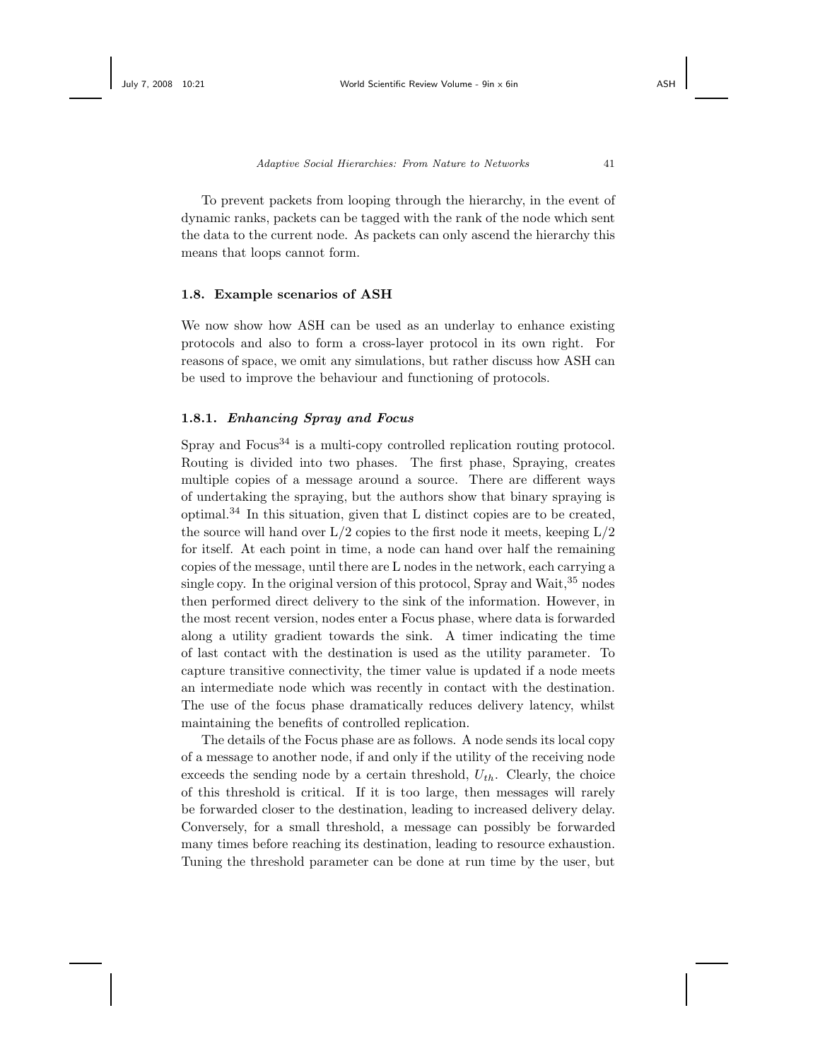To prevent packets from looping through the hierarchy, in the event of dynamic ranks, packets can be tagged with the rank of the node which sent the data to the current node. As packets can only ascend the hierarchy this means that loops cannot form.

### 1.8. Example scenarios of ASH

We now show how ASH can be used as an underlay to enhance existing protocols and also to form a cross-layer protocol in its own right. For reasons of space, we omit any simulations, but rather discuss how ASH can be used to improve the behaviour and functioning of protocols.

#### 1.8.1. *Enhancing Spray and Focus*

Spray and Focus[34] is a multi-copy controlled replication routing protocol. Routing is divided into two phases. The first phase, Spraying, creates multiple copies of a message around a source. There are different ways of undertaking the spraying, but the authors show that binary spraying is optimal.[34] In this situation, given that L distinct copies are to be created, the source will hand over L/2 copies to the first node it meets, keeping L/2 for itself. At each point in time, a node can hand over half the remaining copies of the message, until there are L nodes in the network, each carrying a single copy. In the original version of this protocol, Spray and Wait,[35] nodes then performed direct delivery to the sink of the information. However, in the most recent version, nodes enter a Focus phase, where data is forwarded along a utility gradient towards the sink. A timer indicating the time of last contact with the destination is used as the utility parameter. To capture transitive connectivity, the timer value is updated if a node meets an intermediate node which was recently in contact with the destination. The use of the focus phase dramatically reduces delivery latency, whilst maintaining the benefits of controlled replication.

The details of the Focus phase are as follows. A node sends its local copy of a message to another node, if and only if the utility of the receiving node exceeds the sending node by a certain threshold, $U_{th}$. Clearly, the choice of this threshold is critical. If it is too large, then messages will rarely be forwarded closer to the destination, leading to increased delivery delay. Conversely, for a small threshold, a message can possibly be forwarded many times before reaching its destination, leading to resource exhaustion. Tuning the threshold parameter can be done at run time by the user, but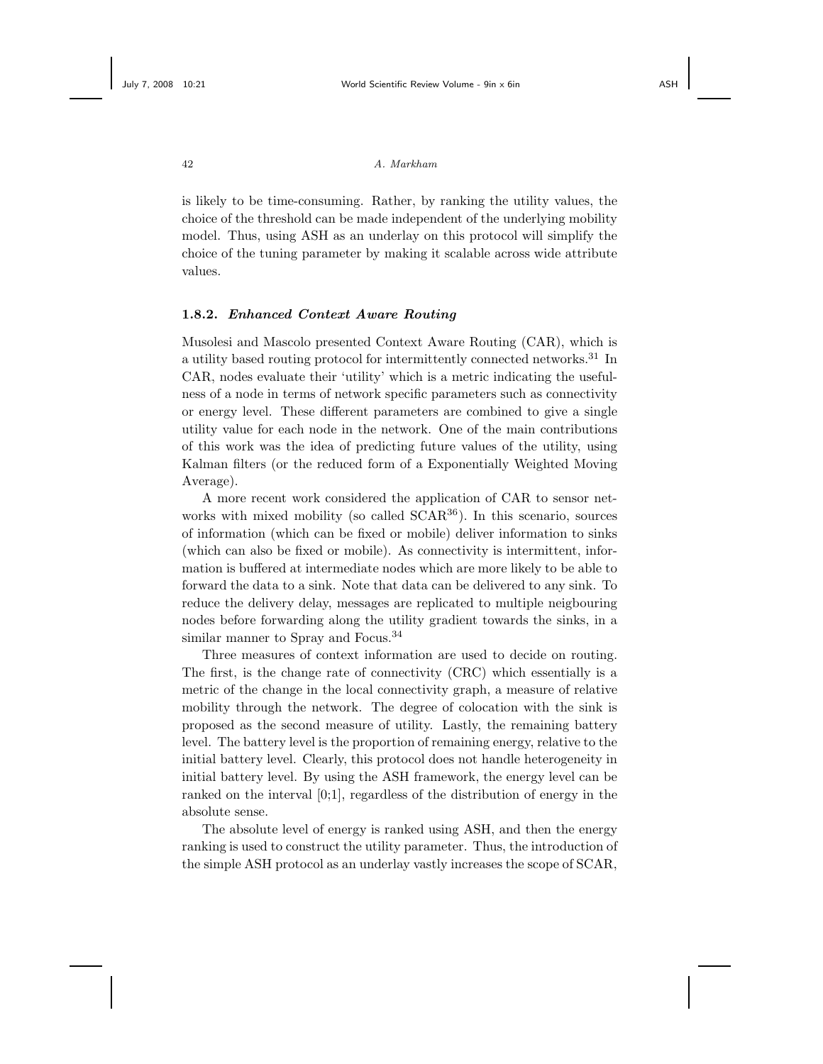is likely to be time-consuming. Rather, by ranking the utility values, the choice of the threshold can be made independent of the underlying mobility model. Thus, using ASH as an underlay on this protocol will simplify the choice of the tuning parameter by making it scalable across wide attribute values.

### 1.8.2. *Enhanced Context Aware Routing*

Musolesi and Mascolo presented Context Aware Routing (CAR), which is a utility based routing protocol for intermittently connected networks.[31] In CAR, nodes evaluate their 'utility' which is a metric indicating the usefulness of a node in terms of network specific parameters such as connectivity or energy level. These different parameters are combined to give a single utility value for each node in the network. One of the main contributions of this work was the idea of predicting future values of the utility, using Kalman filters (or the reduced form of a Exponentially Weighted Moving Average).

A more recent work considered the application of CAR to sensor networks with mixed mobility (so called SCAR[36]). In this scenario, sources of information (which can be fixed or mobile) deliver information to sinks (which can also be fixed or mobile). As connectivity is intermittent, information is buffered at intermediate nodes which are more likely to be able to forward the data to a sink. Note that data can be delivered to any sink. To reduce the delivery delay, messages are replicated to multiple neigbouring nodes before forwarding along the utility gradient towards the sinks, in a similar manner to Spray and Focus.[34]

Three measures of context information are used to decide on routing. The first, is the change rate of connectivity (CRC) which essentially is a metric of the change in the local connectivity graph, a measure of relative mobility through the network. The degree of colocation with the sink is proposed as the second measure of utility. Lastly, the remaining battery level. The battery level is the proportion of remaining energy, relative to the initial battery level. Clearly, this protocol does not handle heterogeneity in initial battery level. By using the ASH framework, the energy level can be ranked on the interval [0;1], regardless of the distribution of energy in the absolute sense.

The absolute level of energy is ranked using ASH, and then the energy ranking is used to construct the utility parameter. Thus, the introduction of the simple ASH protocol as an underlay vastly increases the scope of SCAR,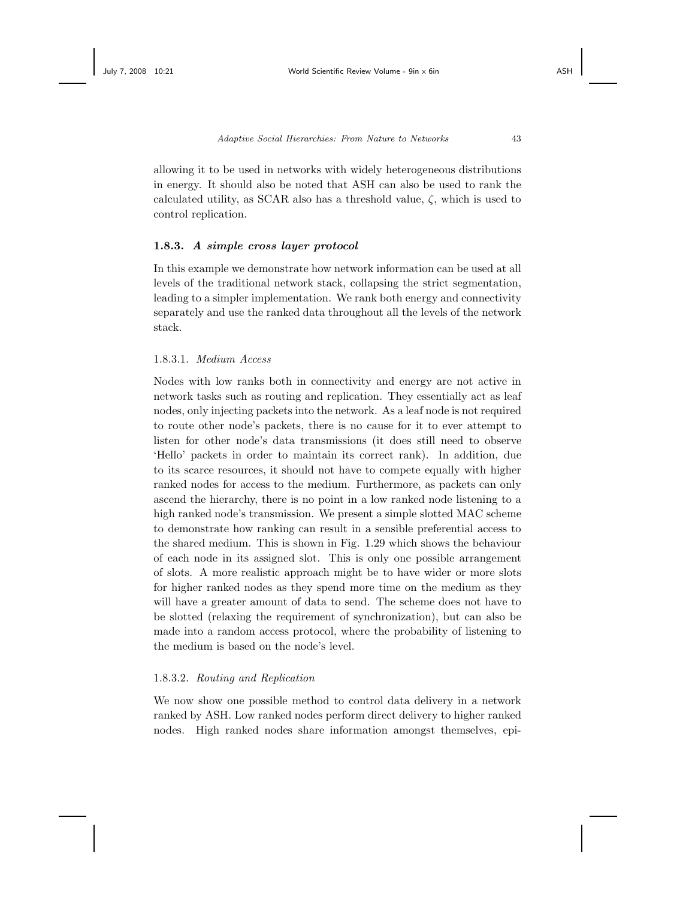allowing it to be used in networks with widely heterogeneous distributions in energy. It should also be noted that ASH can also be used to rank the calculated utility, as SCAR also has a threshold value, $\zeta$, which is used to control replication.

### 1.8.3. *A simple cross layer protocol*

In this example we demonstrate how network information can be used at all levels of the traditional network stack, collapsing the strict segmentation, leading to a simpler implementation. We rank both energy and connectivity separately and use the ranked data throughout all the levels of the network stack.

#### 1.8.3.1. *Medium Access*

Nodes with low ranks both in connectivity and energy are not active in network tasks such as routing and replication. They essentially act as leaf nodes, only injecting packets into the network. As a leaf node is not required to route other node's packets, there is no cause for it to ever attempt to listen for other node's data transmissions (it does still need to observe 'Hello' packets in order to maintain its correct rank). In addition, due to its scarce resources, it should not have to compete equally with higher ranked nodes for access to the medium. Furthermore, as packets can only ascend the hierarchy, there is no point in a low ranked node listening to a high ranked node's transmission. We present a simple slotted MAC scheme to demonstrate how ranking can result in a sensible preferential access to the shared medium. This is shown in Fig. 1.29 which shows the behaviour of each node in its assigned slot. This is only one possible arrangement of slots. A more realistic approach might be to have wider or more slots for higher ranked nodes as they spend more time on the medium as they will have a greater amount of data to send. The scheme does not have to be slotted (relaxing the requirement of synchronization), but can also be made into a random access protocol, where the probability of listening to the medium is based on the node's level.

#### 1.8.3.2. *Routing and Replication*

We now show one possible method to control data delivery in a network ranked by ASH. Low ranked nodes perform direct delivery to higher ranked nodes. High ranked nodes share information amongst themselves, epi-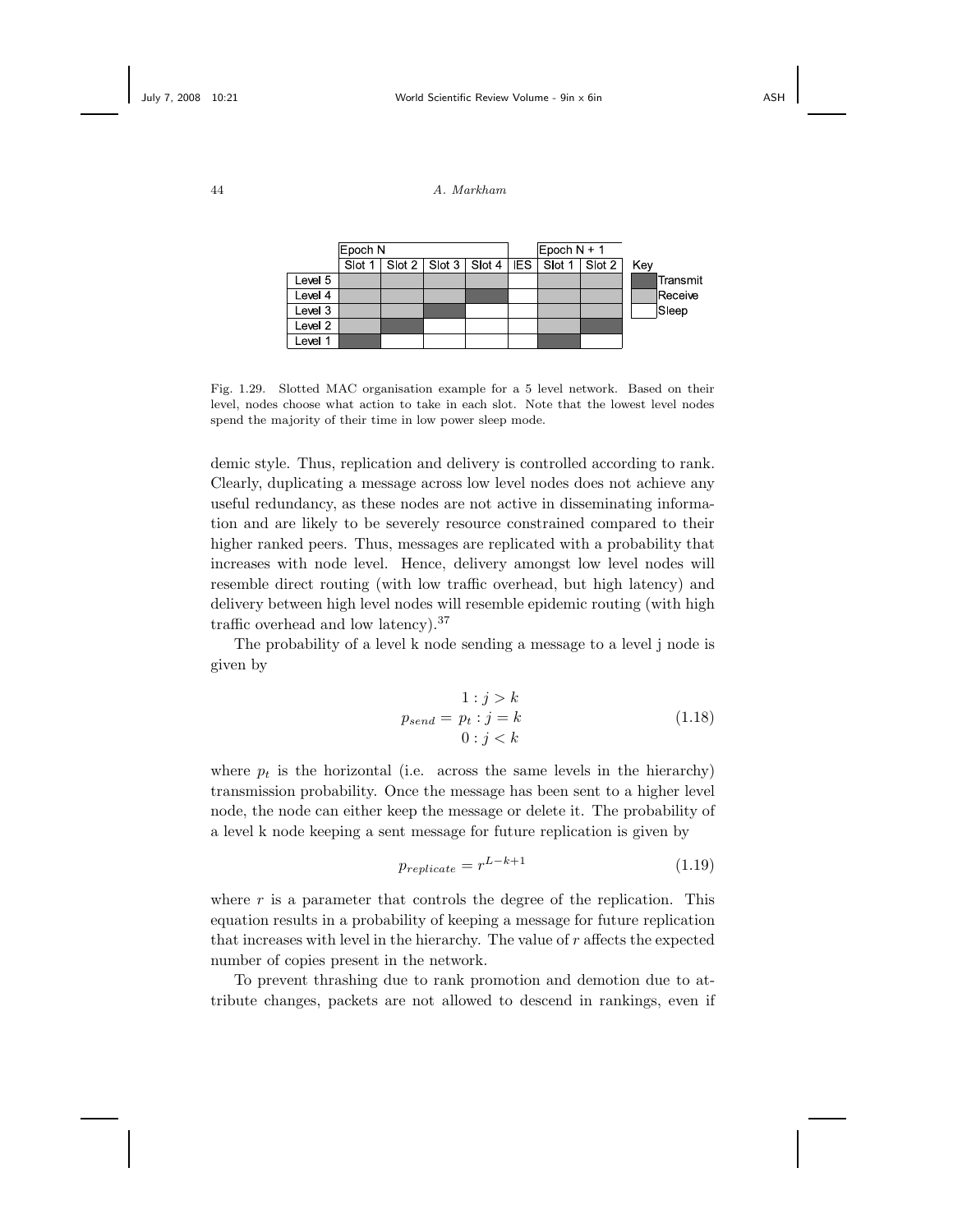| | Epoch N | | | | | Epoch N + 1 | |
|---|---|---|---|---|---|---|---|
| | Slot 1 | Slot 2 | Slot 3 | Slot 4 | IES | Slot 1 | Slot 2 |
| Level 5 | Receive | Receive | Receive | Receive | Sleep | Receive | Receive |
| Level 4 | Receive | Receive | Receive | Transmit | Sleep | Receive | Receive |
| Level 3 | Receive | Receive | Transmit | Sleep | Sleep | Receive | Receive |
| Level 2 | Receive | Transmit | Sleep | Sleep | Sleep | Receive | Transmit |
| Level 1 | Transmit | Sleep | Sleep | Sleep | Sleep | Transmit | Sleep |

Key: Transmit, Receive, Sleep

Fig. 1.29. Slotted MAC organisation example for a 5 level network. Based on their level, nodes choose what action to take in each slot. Note that the lowest level nodes spend the majority of their time in low power sleep mode.

demic style. Thus, replication and delivery is controlled according to rank. Clearly, duplicating a message across low level nodes does not achieve any useful redundancy, as these nodes are not active in disseminating information and are likely to be severely resource constrained compared to their higher ranked peers. Thus, messages are replicated with a probability that increases with node level. Hence, delivery amongst low level nodes will resemble direct routing (with low traffic overhead, but high latency) and delivery between high level nodes will resemble epidemic routing (with high traffic overhead and low latency).[37]

The probability of a level k node sending a message to a level j node is given by

$$p_{send} = \begin{matrix} 1 : j > k \\ p_t : j = k \\ 0 : j < k \end{matrix} \tag{1.18}$$

where $p_t$ is the horizontal (i.e. across the same levels in the hierarchy) transmission probability. Once the message has been sent to a higher level node, the node can either keep the message or delete it. The probability of a level k node keeping a sent message for future replication is given by

$$p_{replicate} = r^{L-k+1} \tag{1.19}$$

where $r$ is a parameter that controls the degree of the replication. This equation results in a probability of keeping a message for future replication that increases with level in the hierarchy. The value of $r$ affects the expected number of copies present in the network.

To prevent thrashing due to rank promotion and demotion due to attribute changes, packets are not allowed to descend in rankings, even if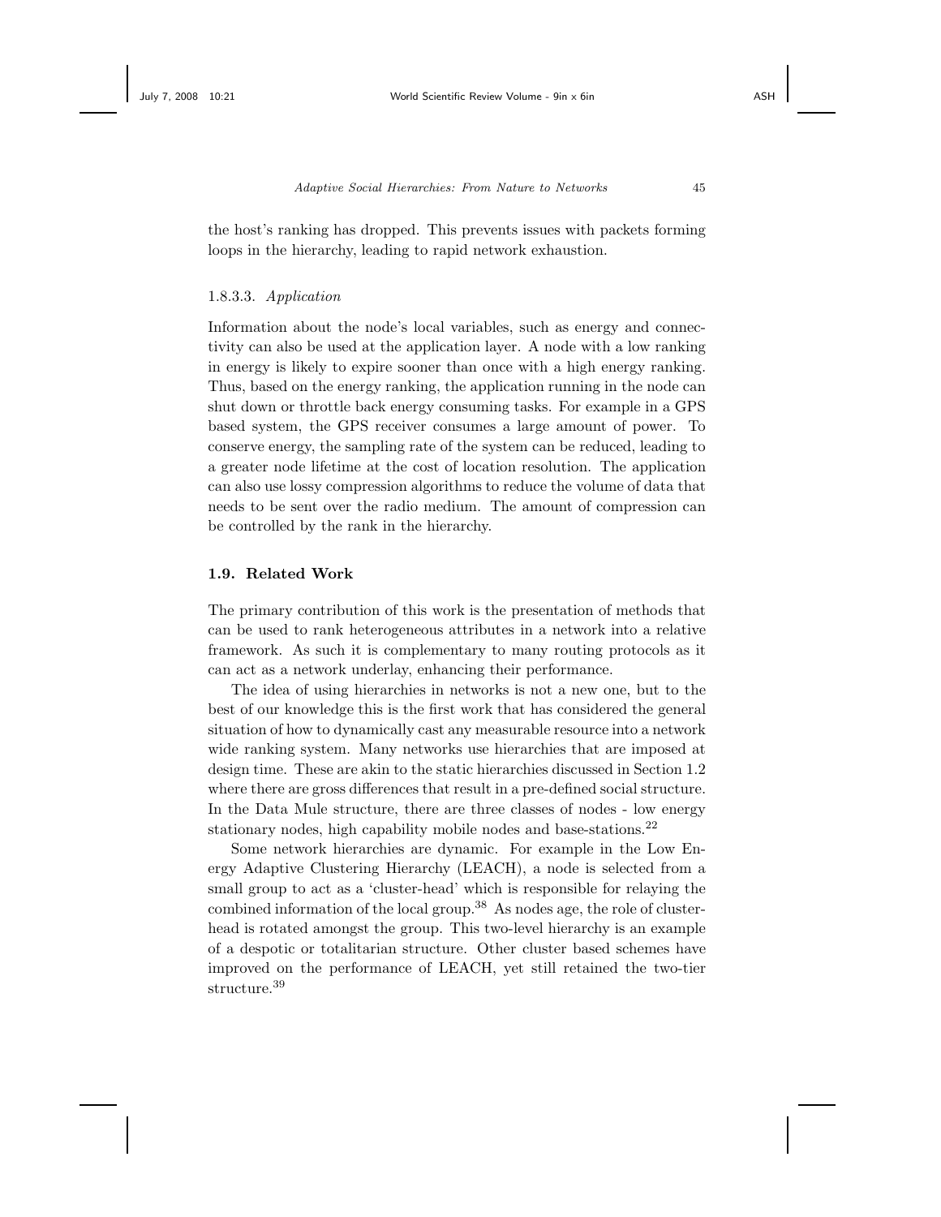the host's ranking has dropped. This prevents issues with packets forming loops in the hierarchy, leading to rapid network exhaustion.

#### 1.8.3.3. *Application*

Information about the node's local variables, such as energy and connectivity can also be used at the application layer. A node with a low ranking in energy is likely to expire sooner than once with a high energy ranking. Thus, based on the energy ranking, the application running in the node can shut down or throttle back energy consuming tasks. For example in a GPS based system, the GPS receiver consumes a large amount of power. To conserve energy, the sampling rate of the system can be reduced, leading to a greater node lifetime at the cost of location resolution. The application can also use lossy compression algorithms to reduce the volume of data that needs to be sent over the radio medium. The amount of compression can be controlled by the rank in the hierarchy.

## 1.9. Related Work

The primary contribution of this work is the presentation of methods that can be used to rank heterogeneous attributes in a network into a relative framework. As such it is complementary to many routing protocols as it can act as a network underlay, enhancing their performance.

The idea of using hierarchies in networks is not a new one, but to the best of our knowledge this is the first work that has considered the general situation of how to dynamically cast any measurable resource into a network wide ranking system. Many networks use hierarchies that are imposed at design time. These are akin to the static hierarchies discussed in Section 1.2 where there are gross differences that result in a pre-defined social structure. In the Data Mule structure, there are three classes of nodes - low energy stationary nodes, high capability mobile nodes and base-stations.[22]

Some network hierarchies are dynamic. For example in the Low Energy Adaptive Clustering Hierarchy (LEACH), a node is selected from a small group to act as a 'cluster-head' which is responsible for relaying the combined information of the local group.[38] As nodes age, the role of cluster-head is rotated amongst the group. This two-level hierarchy is an example of a despotic or totalitarian structure. Other cluster based schemes have improved on the performance of LEACH, yet still retained the two-tier structure.[39]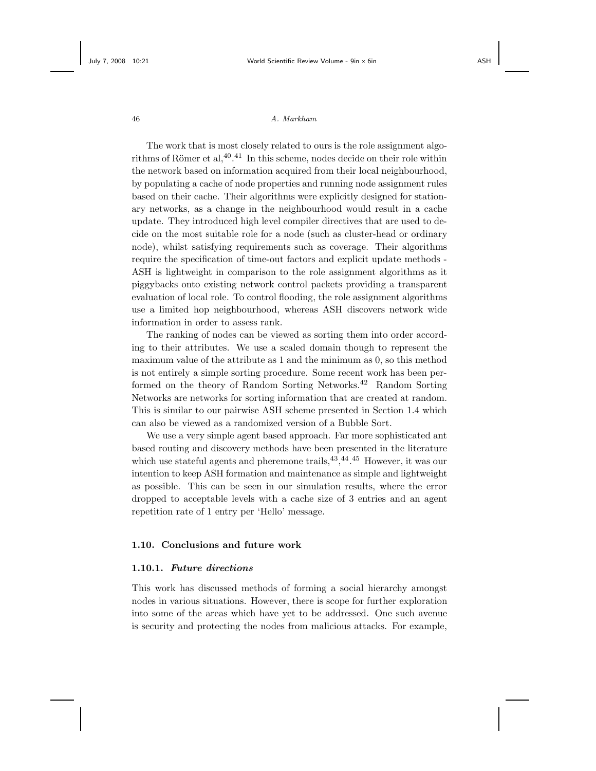The work that is most closely related to ours is the role assignment algorithms of Römer et al,[40].[41] In this scheme, nodes decide on their role within the network based on information acquired from their local neighbourhood, by populating a cache of node properties and running node assignment rules based on their cache. Their algorithms were explicitly designed for stationary networks, as a change in the neighbourhood would result in a cache update. They introduced high level compiler directives that are used to decide on the most suitable role for a node (such as cluster-head or ordinary node), whilst satisfying requirements such as coverage. Their algorithms require the specification of time-out factors and explicit update methods - ASH is lightweight in comparison to the role assignment algorithms as it piggybacks onto existing network control packets providing a transparent evaluation of local role. To control flooding, the role assignment algorithms use a limited hop neighbourhood, whereas ASH discovers network wide information in order to assess rank.

The ranking of nodes can be viewed as sorting them into order according to their attributes. We use a scaled domain though to represent the maximum value of the attribute as 1 and the minimum as 0, so this method is not entirely a simple sorting procedure. Some recent work has been performed on the theory of Random Sorting Networks.[42] Random Sorting Networks are networks for sorting information that are created at random. This is similar to our pairwise ASH scheme presented in Section 1.4 which can also be viewed as a randomized version of a Bubble Sort.

We use a very simple agent based approach. Far more sophisticated ant based routing and discovery methods have been presented in the literature which use stateful agents and pheremone trails,[43],[44].[45] However, it was our intention to keep ASH formation and maintenance as simple and lightweight as possible. This can be seen in our simulation results, where the error dropped to acceptable levels with a cache size of 3 entries and an agent repetition rate of 1 entry per 'Hello' message.

## 1.10. Conclusions and future work

### 1.10.1. *Future directions*

This work has discussed methods of forming a social hierarchy amongst nodes in various situations. However, there is scope for further exploration into some of the areas which have yet to be addressed. One such avenue is security and protecting the nodes from malicious attacks. For example,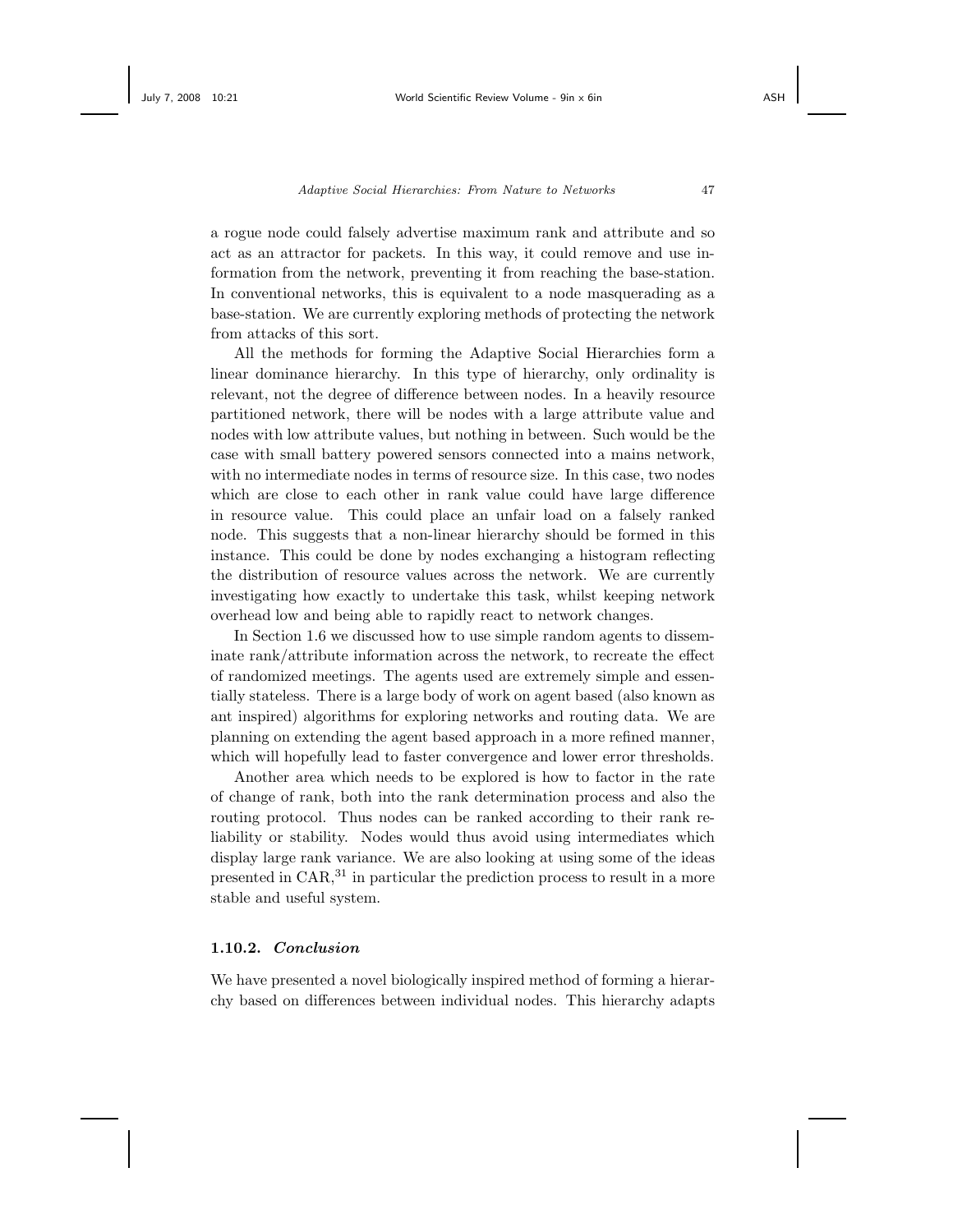a rogue node could falsely advertise maximum rank and attribute and so act as an attractor for packets. In this way, it could remove and use information from the network, preventing it from reaching the base-station. In conventional networks, this is equivalent to a node masquerading as a base-station. We are currently exploring methods of protecting the network from attacks of this sort.

All the methods for forming the Adaptive Social Hierarchies form a linear dominance hierarchy. In this type of hierarchy, only ordinality is relevant, not the degree of difference between nodes. In a heavily resource partitioned network, there will be nodes with a large attribute value and nodes with low attribute values, but nothing in between. Such would be the case with small battery powered sensors connected into a mains network, with no intermediate nodes in terms of resource size. In this case, two nodes which are close to each other in rank value could have large difference in resource value. This could place an unfair load on a falsely ranked node. This suggests that a non-linear hierarchy should be formed in this instance. This could be done by nodes exchanging a histogram reflecting the distribution of resource values across the network. We are currently investigating how exactly to undertake this task, whilst keeping network overhead low and being able to rapidly react to network changes.

In Section 1.6 we discussed how to use simple random agents to disseminate rank/attribute information across the network, to recreate the effect of randomized meetings. The agents used are extremely simple and essentially stateless. There is a large body of work on agent based (also known as ant inspired) algorithms for exploring networks and routing data. We are planning on extending the agent based approach in a more refined manner, which will hopefully lead to faster convergence and lower error thresholds.

Another area which needs to be explored is how to factor in the rate of change of rank, both into the rank determination process and also the routing protocol. Thus nodes can be ranked according to their rank reliability or stability. Nodes would thus avoid using intermediates which display large rank variance. We are also looking at using some of the ideas presented in CAR,[31] in particular the prediction process to result in a more stable and useful system.

### 1.10.2. *Conclusion*

We have presented a novel biologically inspired method of forming a hierarchy based on differences between individual nodes. This hierarchy adapts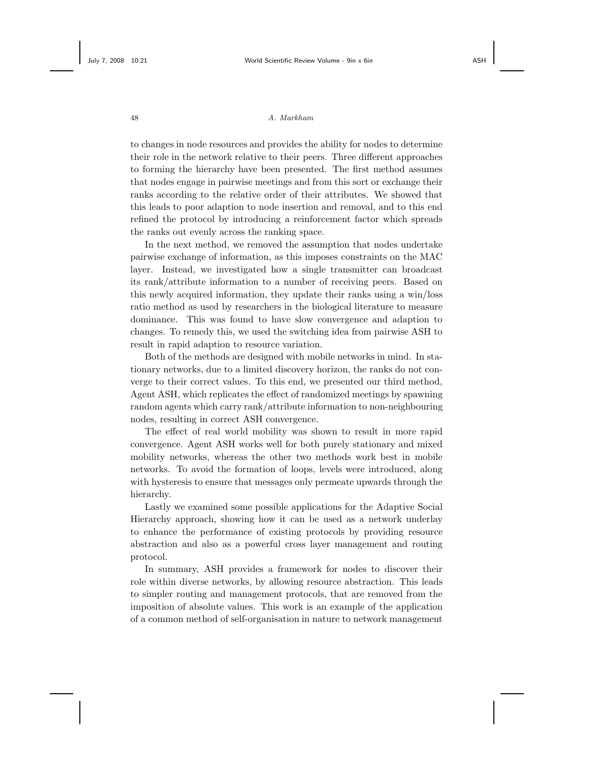to changes in node resources and provides the ability for nodes to determine their role in the network relative to their peers. Three different approaches to forming the hierarchy have been presented. The first method assumes that nodes engage in pairwise meetings and from this sort or exchange their ranks according to the relative order of their attributes. We showed that this leads to poor adaption to node insertion and removal, and to this end refined the protocol by introducing a reinforcement factor which spreads the ranks out evenly across the ranking space.

In the next method, we removed the assumption that nodes undertake pairwise exchange of information, as this imposes constraints on the MAC layer. Instead, we investigated how a single transmitter can broadcast its rank/attribute information to a number of receiving peers. Based on this newly acquired information, they update their ranks using a win/loss ratio method as used by researchers in the biological literature to measure dominance. This was found to have slow convergence and adaption to changes. To remedy this, we used the switching idea from pairwise ASH to result in rapid adaption to resource variation.

Both of the methods are designed with mobile networks in mind. In stationary networks, due to a limited discovery horizon, the ranks do not converge to their correct values. To this end, we presented our third method, Agent ASH, which replicates the effect of randomized meetings by spawning random agents which carry rank/attribute information to non-neighbouring nodes, resulting in correct ASH convergence.

The effect of real world mobility was shown to result in more rapid convergence. Agent ASH works well for both purely stationary and mixed mobility networks, whereas the other two methods work best in mobile networks. To avoid the formation of loops, levels were introduced, along with hysteresis to ensure that messages only permeate upwards through the hierarchy.

Lastly we examined some possible applications for the Adaptive Social Hierarchy approach, showing how it can be used as a network underlay to enhance the performance of existing protocols by providing resource abstraction and also as a powerful cross layer management and routing protocol.

In summary, ASH provides a framework for nodes to discover their role within diverse networks, by allowing resource abstraction. This leads to simpler routing and management protocols, that are removed from the imposition of absolute values. This work is an example of the application of a common method of self-organisation in nature to network management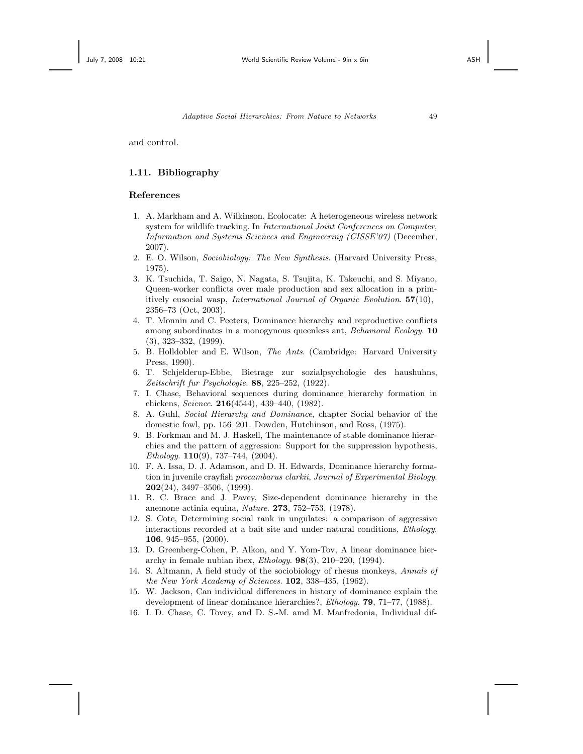and control.

## 1.11. Bibliography

### References

1. A. Markham and A. Wilkinson. Ecolocate: A heterogeneous wireless network system for wildlife tracking. In *International Joint Conferences on Computer, Information and Systems Sciences and Engineering (CISSE'07)* (December, 2007).
2. E. O. Wilson, *Sociobiology: The New Synthesis*. (Harvard University Press, 1975).
3. K. Tsuchida, T. Saigo, N. Nagata, S. Tsujita, K. Takeuchi, and S. Miyano, Queen-worker conflicts over male production and sex allocation in a primitively eusocial wasp, *International Journal of Organic Evolution*. **57**(10), 2356–73 (Oct, 2003).
4. T. Monnin and C. Peeters, Dominance hierarchy and reproductive conflicts among subordinates in a monogynous queenless ant, *Behavioral Ecology*. **10** (3), 323–332, (1999).
5. B. Holldobler and E. Wilson, *The Ants*. (Cambridge: Harvard University Press, 1990).
6. T. Schjelderup-Ebbe, Bietrage zur sozialpsychologie des haushuhns, *Zeitschrift fur Psychologie*. **88**, 225–252, (1922).
7. I. Chase, Behavioral sequences during dominance hierarchy formation in chickens, *Science*. **216**(4544), 439–440, (1982).
8. A. Guhl, *Social Hierarchy and Dominance*, chapter Social behavior of the domestic fowl, pp. 156–201. Dowden, Hutchinson, and Ross, (1975).
9. B. Forkman and M. J. Haskell, The maintenance of stable dominance hierarchies and the pattern of aggression: Support for the suppression hypothesis, *Ethology*. **110**(9), 737–744, (2004).
10. F. A. Issa, D. J. Adamson, and D. H. Edwards, Dominance hierarchy formation in juvenile crayfish *procambarus clarkii*, *Journal of Experimental Biology*. **202**(24), 3497–3506, (1999).
11. R. C. Brace and J. Pavey, Size-dependent dominance hierarchy in the anemone actinia equina, *Nature*. **273**, 752–753, (1978).
12. S. Cote, Determining social rank in ungulates: a comparison of aggressive interactions recorded at a bait site and under natural conditions, *Ethology*. **106**, 945–955, (2000).
13. D. Greenberg-Cohen, P. Alkon, and Y. Yom-Tov, A linear dominance hierarchy in female nubian ibex, *Ethology*. **98**(3), 210–220, (1994).
14. S. Altmann, A field study of the sociobiology of rhesus monkeys, *Annals of the New York Academy of Sciences*. **102**, 338–435, (1962).
15. W. Jackson, Can individual differences in history of dominance explain the development of linear dominance hierarchies?, *Ethology*. **79**, 71–77, (1988).
16. I. D. Chase, C. Tovey, and D. S.-M. amd M. Manfredonia, Individual dif-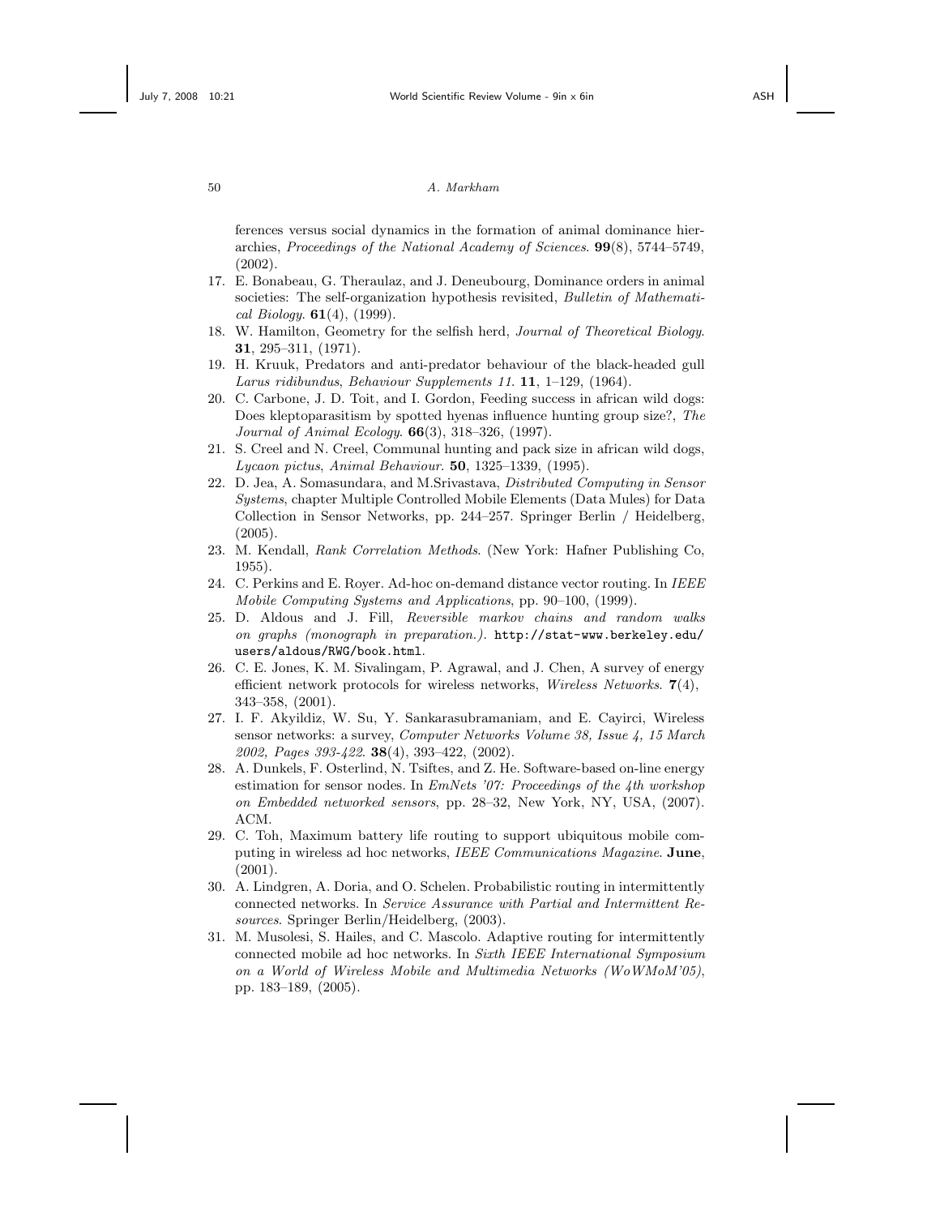ferences versus social dynamics in the formation of animal dominance hierarchies, *Proceedings of the National Academy of Sciences*. **99**(8), 5744–5749, (2002).

17. E. Bonabeau, G. Theraulaz, and J. Deneubourg, Dominance orders in animal societies: The self-organization hypothesis revisited, *Bulletin of Mathematical Biology*. **61**(4), (1999).
18. W. Hamilton, Geometry for the selfish herd, *Journal of Theoretical Biology*. **31**, 295–311, (1971).
19. H. Kruuk, Predators and anti-predator behaviour of the black-headed gull *Larus ridibundus*, *Behaviour Supplements 11*. **11**, 1–129, (1964).
20. C. Carbone, J. D. Toit, and I. Gordon, Feeding success in african wild dogs: Does kleptoparasitism by spotted hyenas influence hunting group size?, *The Journal of Animal Ecology*. **66**(3), 318–326, (1997).
21. S. Creel and N. Creel, Communal hunting and pack size in african wild dogs, *Lycaon pictus*, *Animal Behaviour*. **50**, 1325–1339, (1995).
22. D. Jea, A. Somasundara, and M.Srivastava, *Distributed Computing in Sensor Systems*, chapter Multiple Controlled Mobile Elements (Data Mules) for Data Collection in Sensor Networks, pp. 244–257. Springer Berlin / Heidelberg, (2005).
23. M. Kendall, *Rank Correlation Methods*. (New York: Hafner Publishing Co, 1955).
24. C. Perkins and E. Royer. Ad-hoc on-demand distance vector routing. In *IEEE Mobile Computing Systems and Applications*, pp. 90–100, (1999).
25. D. Aldous and J. Fill, *Reversible markov chains and random walks on graphs (monograph in preparation.)*. `http://stat-www.berkeley.edu/users/aldous/RWG/book.html`.
26. C. E. Jones, K. M. Sivalingam, P. Agrawal, and J. Chen, A survey of energy efficient network protocols for wireless networks, *Wireless Networks*. **7**(4), 343–358, (2001).
27. I. F. Akyildiz, W. Su, Y. Sankarasubramaniam, and E. Cayirci, Wireless sensor networks: a survey, *Computer Networks Volume 38, Issue 4, 15 March 2002, Pages 393-422*. **38**(4), 393–422, (2002).
28. A. Dunkels, F. Osterlind, N. Tsiftes, and Z. He. Software-based on-line energy estimation for sensor nodes. In *EmNets '07: Proceedings of the 4th workshop on Embedded networked sensors*, pp. 28–32, New York, NY, USA, (2007). ACM.
29. C. Toh, Maximum battery life routing to support ubiquitous mobile computing in wireless ad hoc networks, *IEEE Communications Magazine*. **June**, (2001).
30. A. Lindgren, A. Doria, and O. Schelen. Probabilistic routing in intermittently connected networks. In *Service Assurance with Partial and Intermittent Resources*. Springer Berlin/Heidelberg, (2003).
31. M. Musolesi, S. Hailes, and C. Mascolo. Adaptive routing for intermittently connected mobile ad hoc networks. In *Sixth IEEE International Symposium on a World of Wireless Mobile and Multimedia Networks (WoWMoM'05)*, pp. 183–189, (2005).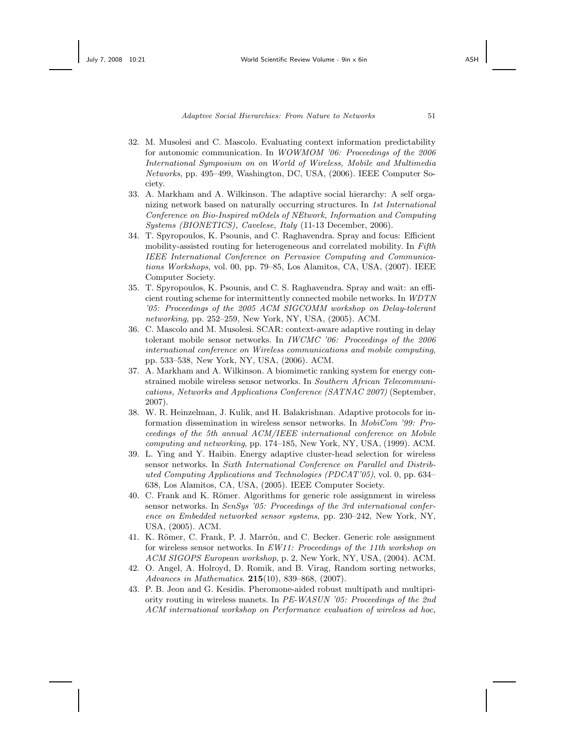32. M. Musolesi and C. Mascolo. Evaluating context information predictability for autonomic communication. In *WOWMOM '06: Proceedings of the 2006 International Symposium on on World of Wireless, Mobile and Multimedia Networks*, pp. 495–499, Washington, DC, USA, (2006). IEEE Computer Society.
33. A. Markham and A. Wilkinson. The adaptive social hierarchy: A self organizing network based on naturally occurring structures. In *1st International Conference on Bio-Inspired mOdels of NEtwork, Information and Computing Systems (BIONETICS), Cavelese, Italy* (11-13 December, 2006).
34. T. Spyropoulos, K. Psounis, and C. Raghavendra. Spray and focus: Efficient mobility-assisted routing for heterogeneous and correlated mobility. In *Fifth IEEE International Conference on Pervasive Computing and Communications Workshops*, vol. 00, pp. 79–85, Los Alamitos, CA, USA, (2007). IEEE Computer Society.
35. T. Spyropoulos, K. Psounis, and C. S. Raghavendra. Spray and wait: an efficient routing scheme for intermittently connected mobile networks. In *WDTN '05: Proceedings of the 2005 ACM SIGCOMM workshop on Delay-tolerant networking*, pp. 252–259, New York, NY, USA, (2005). ACM.
36. C. Mascolo and M. Musolesi. SCAR: context-aware adaptive routing in delay tolerant mobile sensor networks. In *IWCMC '06: Proceedings of the 2006 international conference on Wireless communications and mobile computing*, pp. 533–538, New York, NY, USA, (2006). ACM.
37. A. Markham and A. Wilkinson. A biomimetic ranking system for energy constrained mobile wireless sensor networks. In *Southern African Telecommunications, Networks and Applications Conference (SATNAC 2007)* (September, 2007).
38. W. R. Heinzelman, J. Kulik, and H. Balakrishnan. Adaptive protocols for information dissemination in wireless sensor networks. In *MobiCom '99: Proceedings of the 5th annual ACM/IEEE international conference on Mobile computing and networking*, pp. 174–185, New York, NY, USA, (1999). ACM.
39. L. Ying and Y. Haibin. Energy adaptive cluster-head selection for wireless sensor networks. In *Sixth International Conference on Parallel and Distributed Computing Applications and Technologies (PDCAT'05)*, vol. 0, pp. 634–638, Los Alamitos, CA, USA, (2005). IEEE Computer Society.
40. C. Frank and K. Römer. Algorithms for generic role assignment in wireless sensor networks. In *SenSys '05: Proceedings of the 3rd international conference on Embedded networked sensor systems*, pp. 230–242, New York, NY, USA, (2005). ACM.
41. K. Römer, C. Frank, P. J. Marrón, and C. Becker. Generic role assignment for wireless sensor networks. In *EW11: Proceedings of the 11th workshop on ACM SIGOPS European workshop*, p. 2, New York, NY, USA, (2004). ACM.
42. O. Angel, A. Holroyd, D. Romik, and B. Virag, Random sorting networks, *Advances in Mathematics*. **215**(10), 839–868, (2007).
43. P. B. Jeon and G. Kesidis. Pheromone-aided robust multipath and multipriority routing in wireless manets. In *PE-WASUN '05: Proceedings of the 2nd ACM international workshop on Performance evaluation of wireless ad hoc,*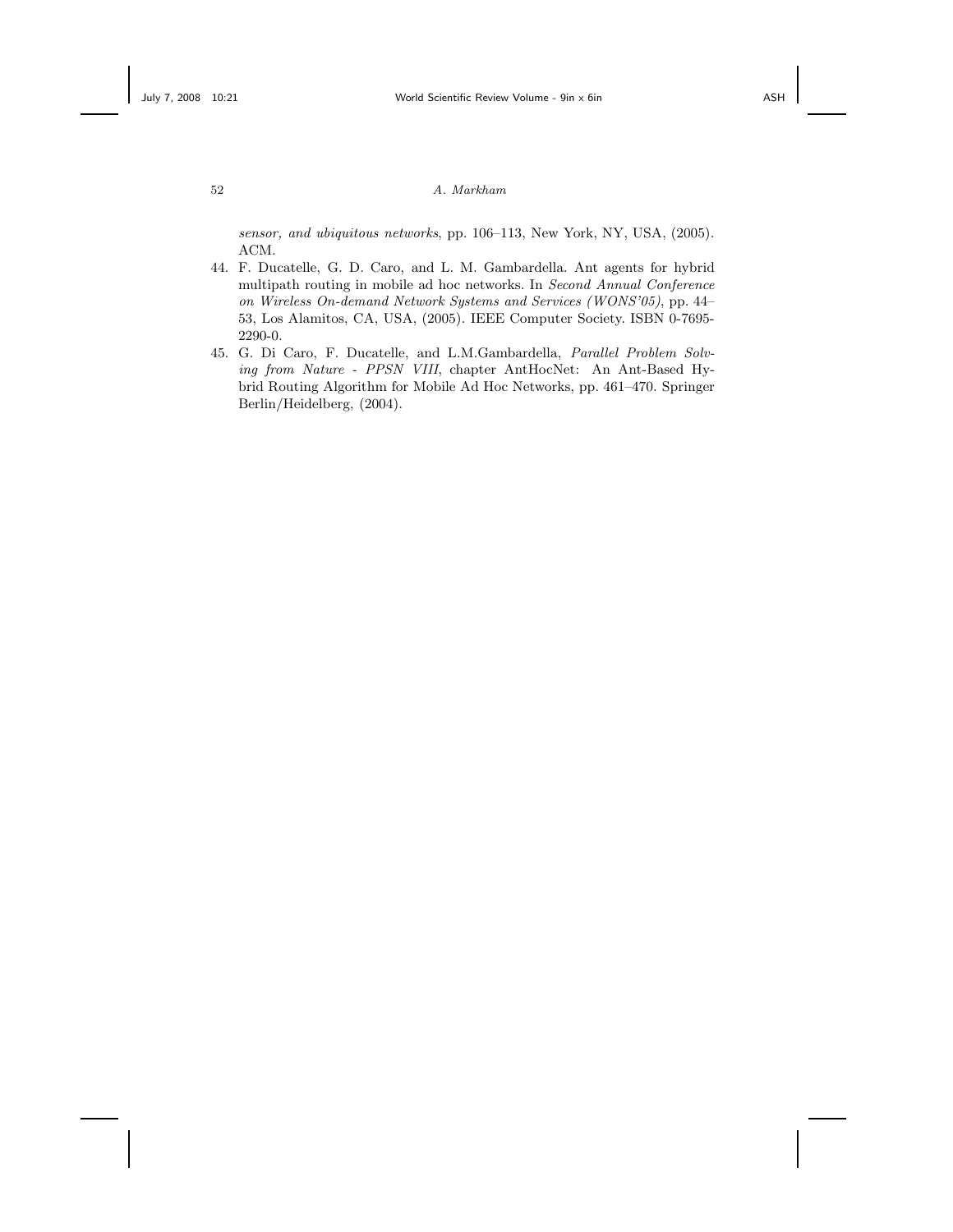*sensor, and ubiquitous networks*, pp. 106–113, New York, NY, USA, (2005). ACM.

44. F. Ducatelle, G. D. Caro, and L. M. Gambardella. Ant agents for hybrid multipath routing in mobile ad hoc networks. In *Second Annual Conference on Wireless On-demand Network Systems and Services (WONS'05)*, pp. 44–53, Los Alamitos, CA, USA, (2005). IEEE Computer Society. ISBN 0-7695-2290-0.
45. G. Di Caro, F. Ducatelle, and L.M.Gambardella, *Parallel Problem Solving from Nature - PPSN VIII*, chapter AntHocNet: An Ant-Based Hybrid Routing Algorithm for Mobile Ad Hoc Networks, pp. 461–470. Springer Berlin/Heidelberg, (2004).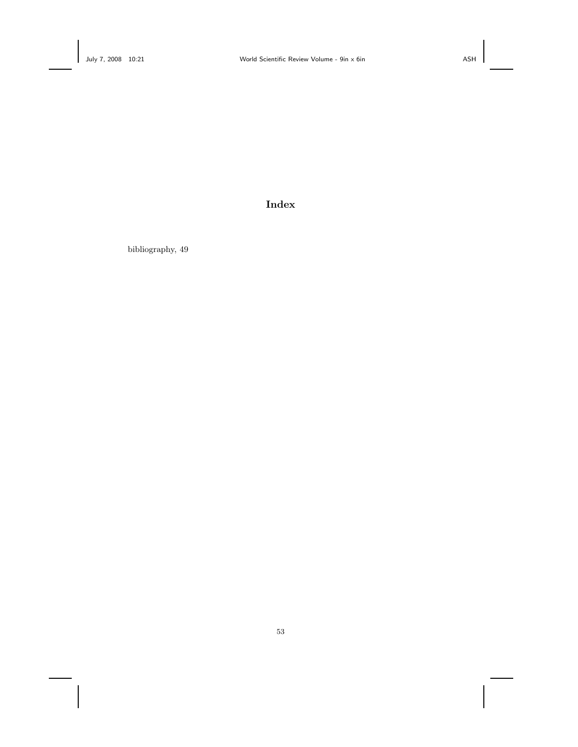# Index

bibliography, 49